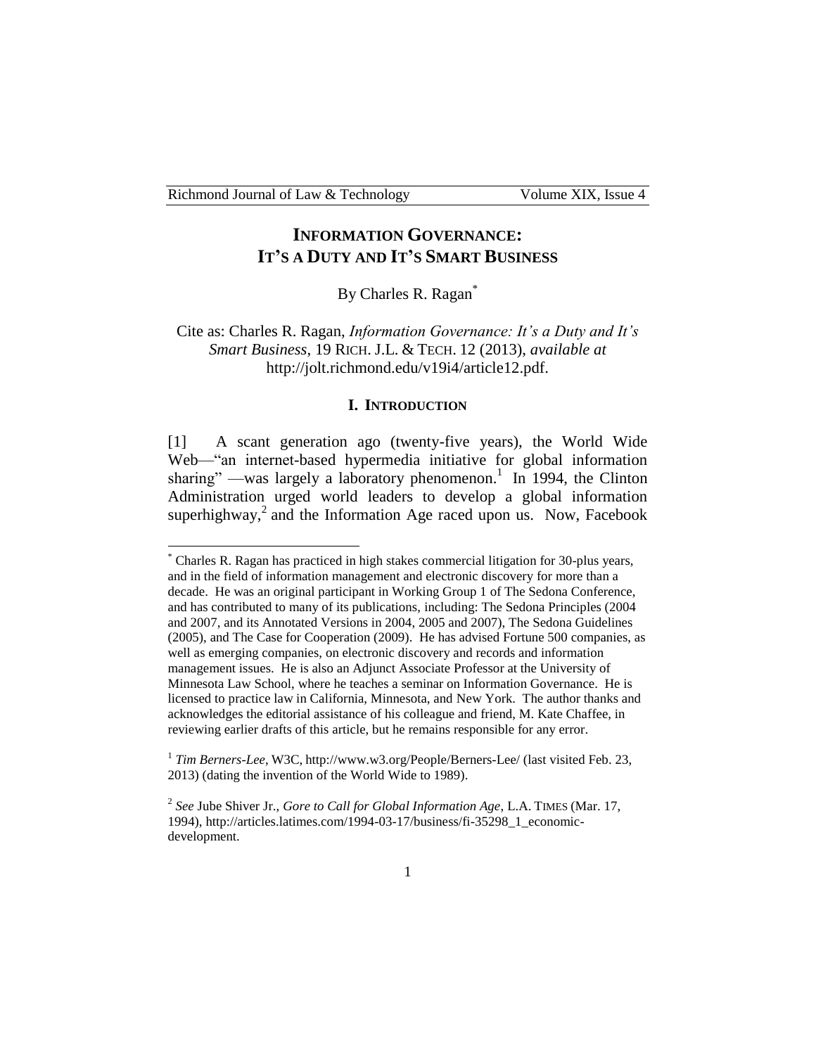# INFORMATION GOVERNANCE: IT'S A DUTY AND IT'S SMART BUSINESS

By Charles R. Ragan[*]

Cite as: Charles R. Ragan, *Information Governance: It's a Duty and It's Smart Business*, 19 RICH. J.L. & TECH. 12 (2013), *available at* http://jolt.richmond.edu/v19i4/article12.pdf.

## I. INTRODUCTION

[1] A scant generation ago (twenty-five years), the World Wide Web—"an internet-based hypermedia initiative for global information sharing" —was largely a laboratory phenomenon.[1] In 1994, the Clinton Administration urged world leaders to develop a global information superhighway,[2] and the Information Age raced upon us. Now, Facebook

---

[*] Charles R. Ragan has practiced in high stakes commercial litigation for 30-plus years, and in the field of information management and electronic discovery for more than a decade. He was an original participant in Working Group 1 of The Sedona Conference, and has contributed to many of its publications, including: The Sedona Principles (2004 and 2007, and its Annotated Versions in 2004, 2005 and 2007), The Sedona Guidelines (2005), and The Case for Cooperation (2009). He has advised Fortune 500 companies, as well as emerging companies, on electronic discovery and records and information management issues. He is also an Adjunct Associate Professor at the University of Minnesota Law School, where he teaches a seminar on Information Governance. He is licensed to practice law in California, Minnesota, and New York. The author thanks and acknowledges the editorial assistance of his colleague and friend, M. Kate Chaffee, in reviewing earlier drafts of this article, but he remains responsible for any error.

[1] *Tim Berners-Lee*, W3C, http://www.w3.org/People/Berners-Lee/ (last visited Feb. 23, 2013) (dating the invention of the World Wide to 1989).

[2] *See* Jube Shiver Jr., *Gore to Call for Global Information Age*, L.A. TIMES (Mar. 17, 1994), http://articles.latimes.com/1994-03-17/business/fi-35298_1_economic-development.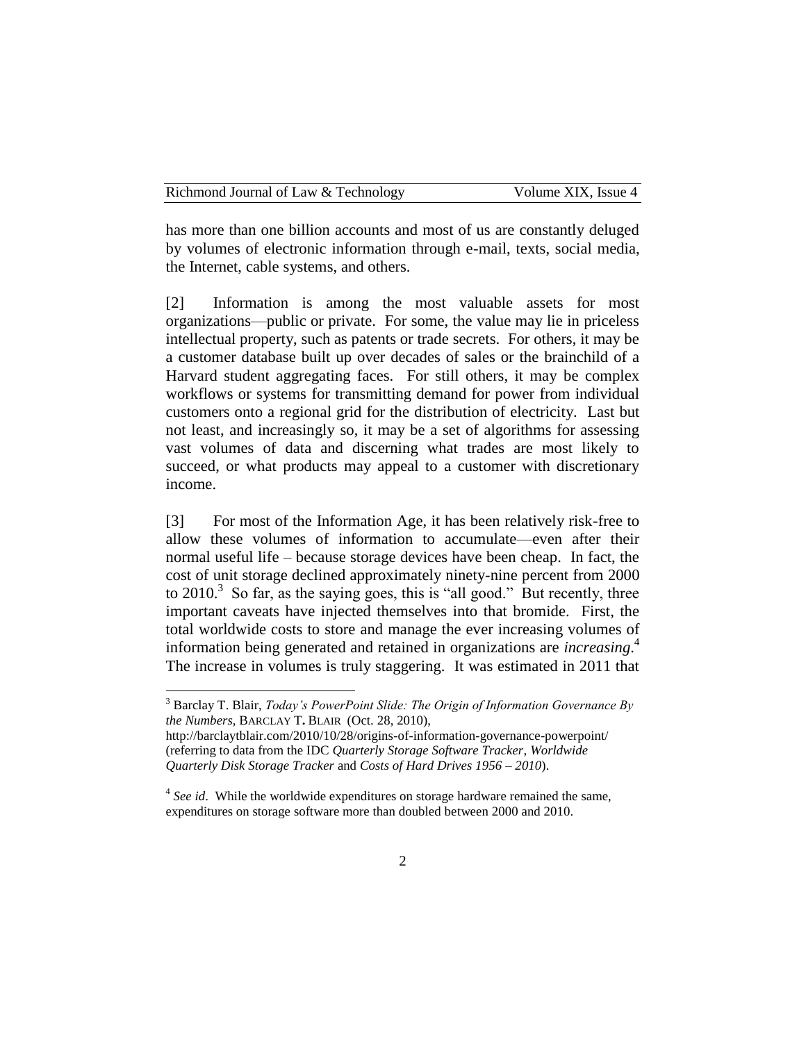has more than one billion accounts and most of us are constantly deluged by volumes of electronic information through e-mail, texts, social media, the Internet, cable systems, and others.

[2] Information is among the most valuable assets for most organizations—public or private. For some, the value may lie in priceless intellectual property, such as patents or trade secrets. For others, it may be a customer database built up over decades of sales or the brainchild of a Harvard student aggregating faces. For still others, it may be complex workflows or systems for transmitting demand for power from individual customers onto a regional grid for the distribution of electricity. Last but not least, and increasingly so, it may be a set of algorithms for assessing vast volumes of data and discerning what trades are most likely to succeed, or what products may appeal to a customer with discretionary income.

[3] For most of the Information Age, it has been relatively risk-free to allow these volumes of information to accumulate—even after their normal useful life – because storage devices have been cheap. In fact, the cost of unit storage declined approximately ninety-nine percent from 2000 to 2010.[3] So far, as the saying goes, this is "all good." But recently, three important caveats have injected themselves into that bromide. First, the total worldwide costs to store and manage the ever increasing volumes of information being generated and retained in organizations are *increasing*.[4] The increase in volumes is truly staggering. It was estimated in 2011 that

---

[3] Barclay T. Blair, *Today's PowerPoint Slide: The Origin of Information Governance By the Numbers*, BARCLAY T. BLAIR (Oct. 28, 2010), http://barclaytblair.com/2010/10/28/origins-of-information-governance-powerpoint/ (referring to data from the IDC *Quarterly Storage Software Tracker*, *Worldwide Quarterly Disk Storage Tracker* and *Costs of Hard Drives 1956 – 2010*).

[4] *See id*. While the worldwide expenditures on storage hardware remained the same, expenditures on storage software more than doubled between 2000 and 2010.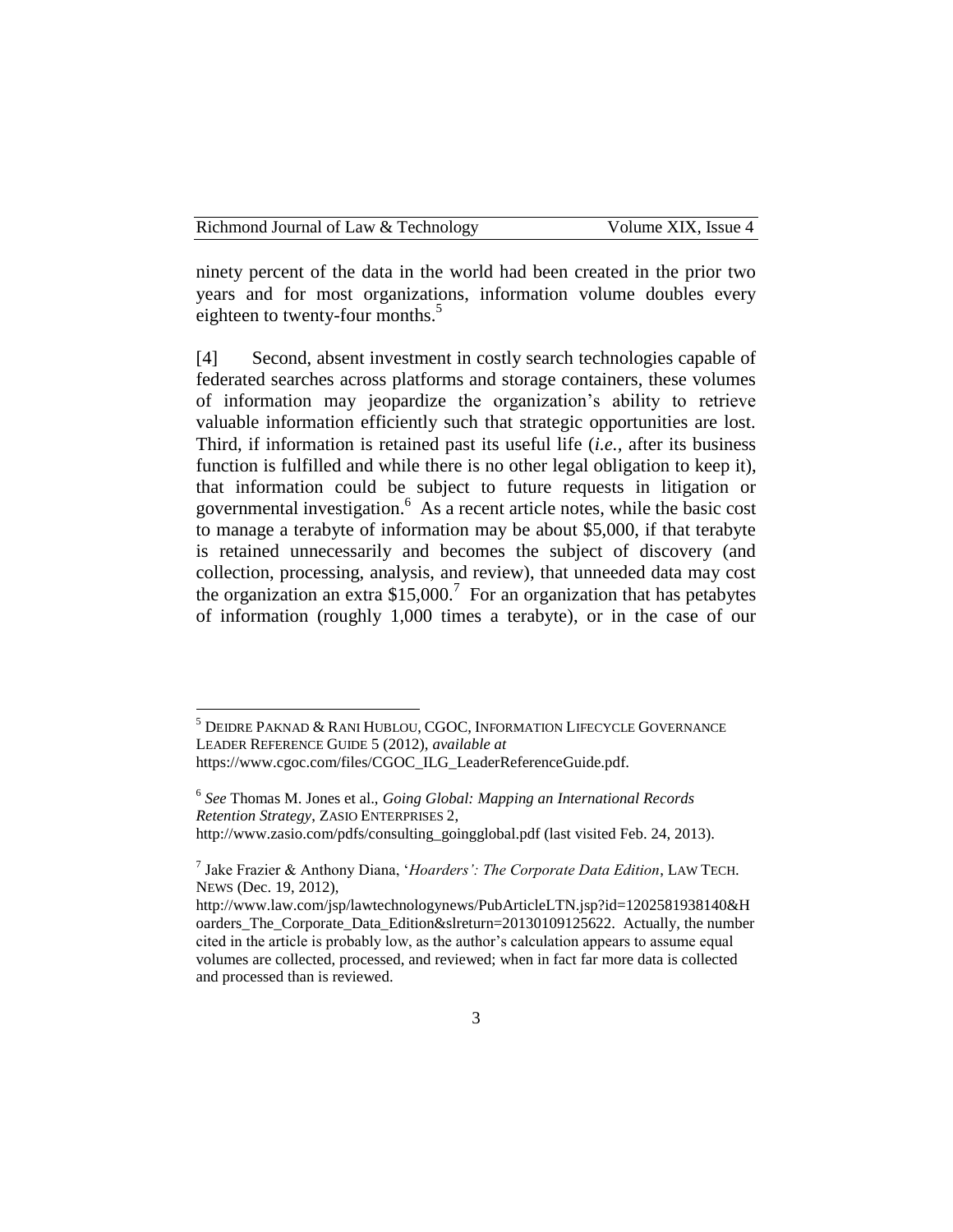ninety percent of the data in the world had been created in the prior two years and for most organizations, information volume doubles every eighteen to twenty-four months.[5]

[4] Second, absent investment in costly search technologies capable of federated searches across platforms and storage containers, these volumes of information may jeopardize the organization's ability to retrieve valuable information efficiently such that strategic opportunities are lost. Third, if information is retained past its useful life (*i.e.*, after its business function is fulfilled and while there is no other legal obligation to keep it), that information could be subject to future requests in litigation or governmental investigation.[6] As a recent article notes, while the basic cost to manage a terabyte of information may be about $5,000, if that terabyte is retained unnecessarily and becomes the subject of discovery (and collection, processing, analysis, and review), that unneeded data may cost the organization an extra $15,000.[7] For an organization that has petabytes of information (roughly 1,000 times a terabyte), or in the case of our

---

[5] DEIDRE PAKNAD & RANI HUBLOU, CGOC, INFORMATION LIFECYCLE GOVERNANCE LEADER REFERENCE GUIDE 5 (2012), *available at* https://www.cgoc.com/files/CGOC_ILG_LeaderReferenceGuide.pdf.

[6] *See* Thomas M. Jones et al., *Going Global: Mapping an International Records Retention Strategy*, ZASIO ENTERPRISES 2, http://www.zasio.com/pdfs/consulting_goingglobal.pdf (last visited Feb. 24, 2013).

[7] Jake Frazier & Anthony Diana, '*Hoarders': The Corporate Data Edition*, LAW TECH. NEWS (Dec. 19, 2012), http://www.law.com/jsp/lawtechnologynews/PubArticleLTN.jsp?id=1202581938140&Hoarders_The_Corporate_Data_Edition&slreturn=20130109125622. Actually, the number cited in the article is probably low, as the author's calculation appears to assume equal volumes are collected, processed, and reviewed; when in fact far more data is collected and processed than is reviewed.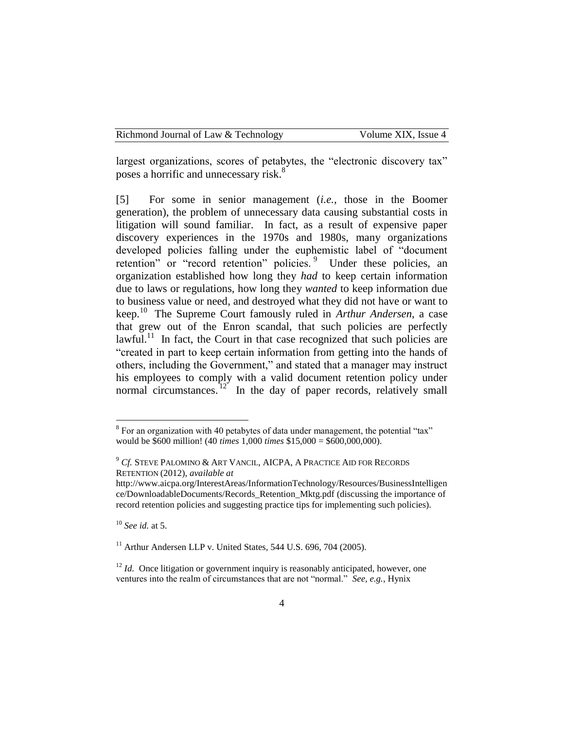largest organizations, scores of petabytes, the "electronic discovery tax" poses a horrific and unnecessary risk.[8]

[5] For some in senior management (*i.e.*, those in the Boomer generation), the problem of unnecessary data causing substantial costs in litigation will sound familiar. In fact, as a result of expensive paper discovery experiences in the 1970s and 1980s, many organizations developed policies falling under the euphemistic label of "document retention" or "record retention" policies.[9] Under these policies, an organization established how long they *had* to keep certain information due to laws or regulations, how long they *wanted* to keep information due to business value or need, and destroyed what they did not have or want to keep.[10] The Supreme Court famously ruled in *Arthur Andersen*, a case that grew out of the Enron scandal, that such policies are perfectly lawful.[11] In fact, the Court in that case recognized that such policies are "created in part to keep certain information from getting into the hands of others, including the Government," and stated that a manager may instruct his employees to comply with a valid document retention policy under normal circumstances.[12] In the day of paper records, relatively small

---

[8] For an organization with 40 petabytes of data under management, the potential "tax" would be $600 million! (40 *times* 1,000 *times* $15,000 = $600,000,000).

[9] *Cf.* STEVE PALOMINO & ART VANCIL, AICPA, A PRACTICE AID FOR RECORDS RETENTION (2012), *available at* http://www.aicpa.org/InterestAreas/InformationTechnology/Resources/BusinessIntelligence/DownloadableDocuments/Records_Retention_Mktg.pdf (discussing the importance of record retention policies and suggesting practice tips for implementing such policies).

[10] *See id.* at 5.

[11] Arthur Andersen LLP v. United States, 544 U.S. 696, 704 (2005).

[12] *Id.* Once litigation or government inquiry is reasonably anticipated, however, one ventures into the realm of circumstances that are not "normal." *See, e.g.*, Hynix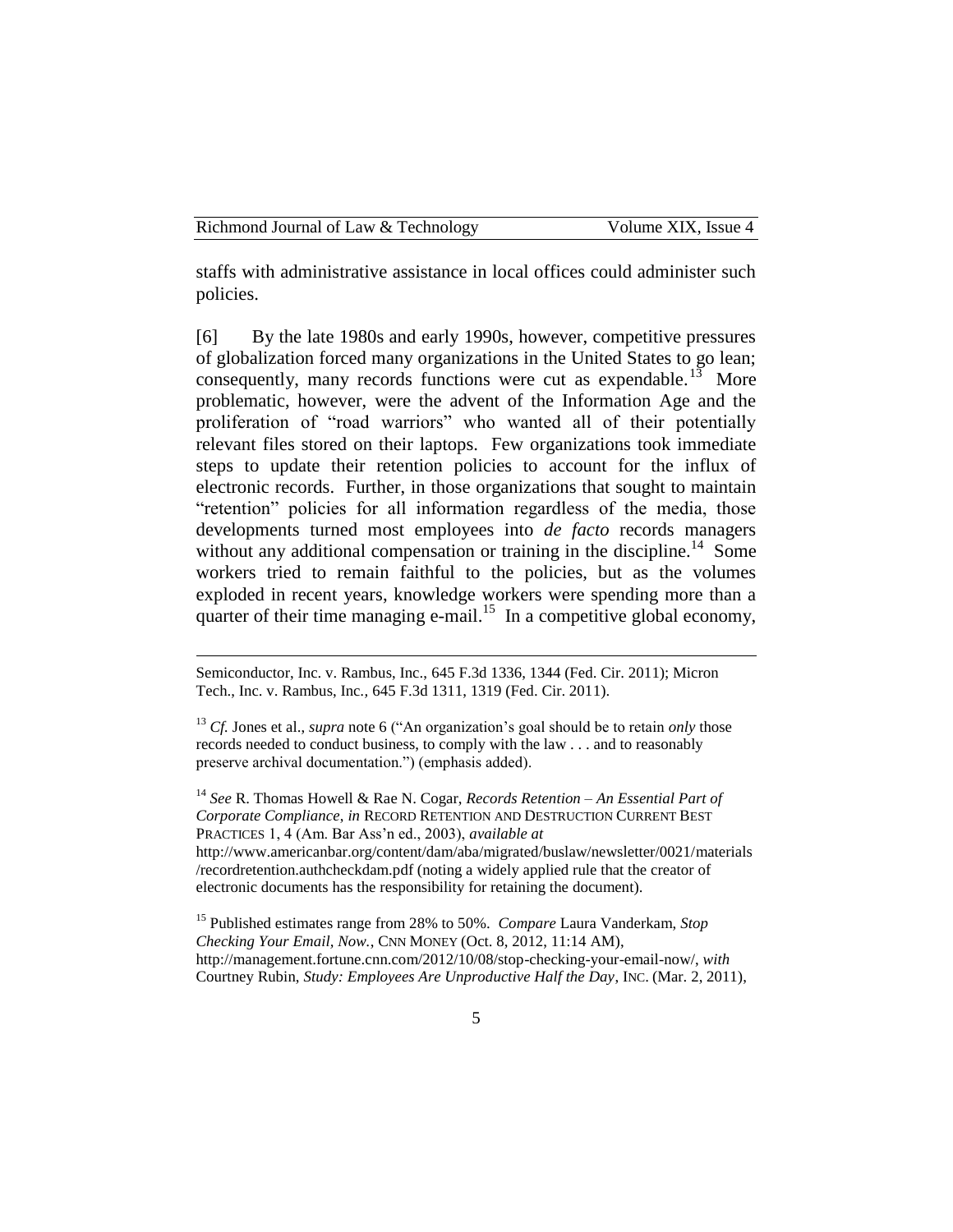staffs with administrative assistance in local offices could administer such policies.

[6] By the late 1980s and early 1990s, however, competitive pressures of globalization forced many organizations in the United States to go lean; consequently, many records functions were cut as expendable.[13] More problematic, however, were the advent of the Information Age and the proliferation of "road warriors" who wanted all of their potentially relevant files stored on their laptops. Few organizations took immediate steps to update their retention policies to account for the influx of electronic records. Further, in those organizations that sought to maintain "retention" policies for all information regardless of the media, those developments turned most employees into *de facto* records managers without any additional compensation or training in the discipline.[14] Some workers tried to remain faithful to the policies, but as the volumes exploded in recent years, knowledge workers were spending more than a quarter of their time managing e-mail.[15] In a competitive global economy,

---

Semiconductor, Inc. v. Rambus, Inc., 645 F.3d 1336, 1344 (Fed. Cir. 2011); Micron Tech., Inc. v. Rambus, Inc., 645 F.3d 1311, 1319 (Fed. Cir. 2011).

[13] *Cf.* Jones et al., *supra* note 6 ("An organization's goal should be to retain *only* those records needed to conduct business, to comply with the law . . . and to reasonably preserve archival documentation.") (emphasis added).

[14] *See* R. Thomas Howell & Rae N. Cogar, *Records Retention – An Essential Part of Corporate Compliance*, *in* RECORD RETENTION AND DESTRUCTION CURRENT BEST PRACTICES 1, 4 (Am. Bar Ass'n ed., 2003), *available at* http://www.americanbar.org/content/dam/aba/migrated/buslaw/newsletter/0021/materials/recordretention.authcheckdam.pdf (noting a widely applied rule that the creator of electronic documents has the responsibility for retaining the document).

[15] Published estimates range from 28% to 50%. *Compare* Laura Vanderkam, *Stop Checking Your Email, Now.*, CNN MONEY (Oct. 8, 2012, 11:14 AM), http://management.fortune.cnn.com/2012/10/08/stop-checking-your-email-now/, *with* Courtney Rubin, *Study: Employees Are Unproductive Half the Day*, INC. (Mar. 2, 2011),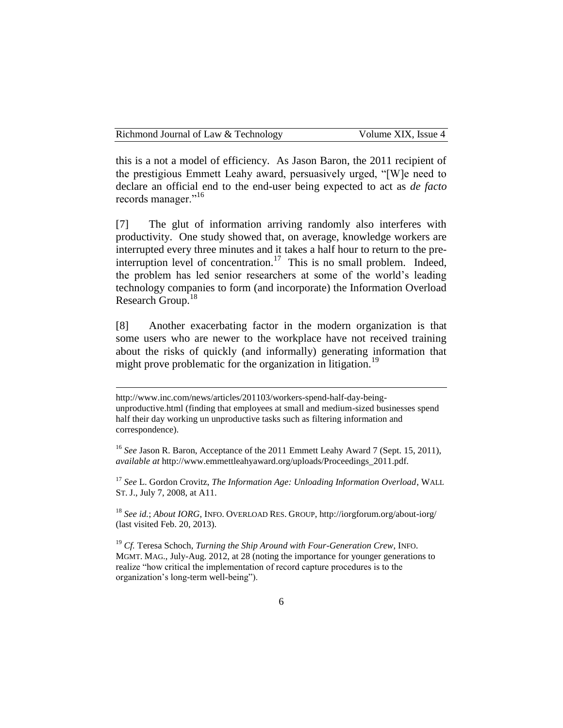this is a not a model of efficiency. As Jason Baron, the 2011 recipient of the prestigious Emmett Leahy award, persuasively urged, "[W]e need to declare an official end to the end-user being expected to act as *de facto* records manager."[16]

[7] The glut of information arriving randomly also interferes with productivity. One study showed that, on average, knowledge workers are interrupted every three minutes and it takes a half hour to return to the pre-interruption level of concentration.[17] This is no small problem. Indeed, the problem has led senior researchers at some of the world's leading technology companies to form (and incorporate) the Information Overload Research Group.[18]

[8] Another exacerbating factor in the modern organization is that some users who are newer to the workplace have not received training about the risks of quickly (and informally) generating information that might prove problematic for the organization in litigation.[19]

---

http://www.inc.com/news/articles/201103/workers-spend-half-day-being-unproductive.html (finding that employees at small and medium-sized businesses spend half their day working un unproductive tasks such as filtering information and correspondence).

[16] *See* Jason R. Baron, Acceptance of the 2011 Emmett Leahy Award 7 (Sept. 15, 2011), *available at* http://www.emmettleahyaward.org/uploads/Proceedings_2011.pdf.

[17] *See* L. Gordon Crovitz, *The Information Age: Unloading Information Overload*, WALL ST. J., July 7, 2008, at A11.

[18] *See id.*; *About IORG*, INFO. OVERLOAD RES. GROUP, http://iorgforum.org/about-iorg/ (last visited Feb. 20, 2013).

[19] *Cf.* Teresa Schoch, *Turning the Ship Around with Four-Generation Crew*, INFO. MGMT. MAG., July-Aug. 2012, at 28 (noting the importance for younger generations to realize "how critical the implementation of record capture procedures is to the organization's long-term well-being").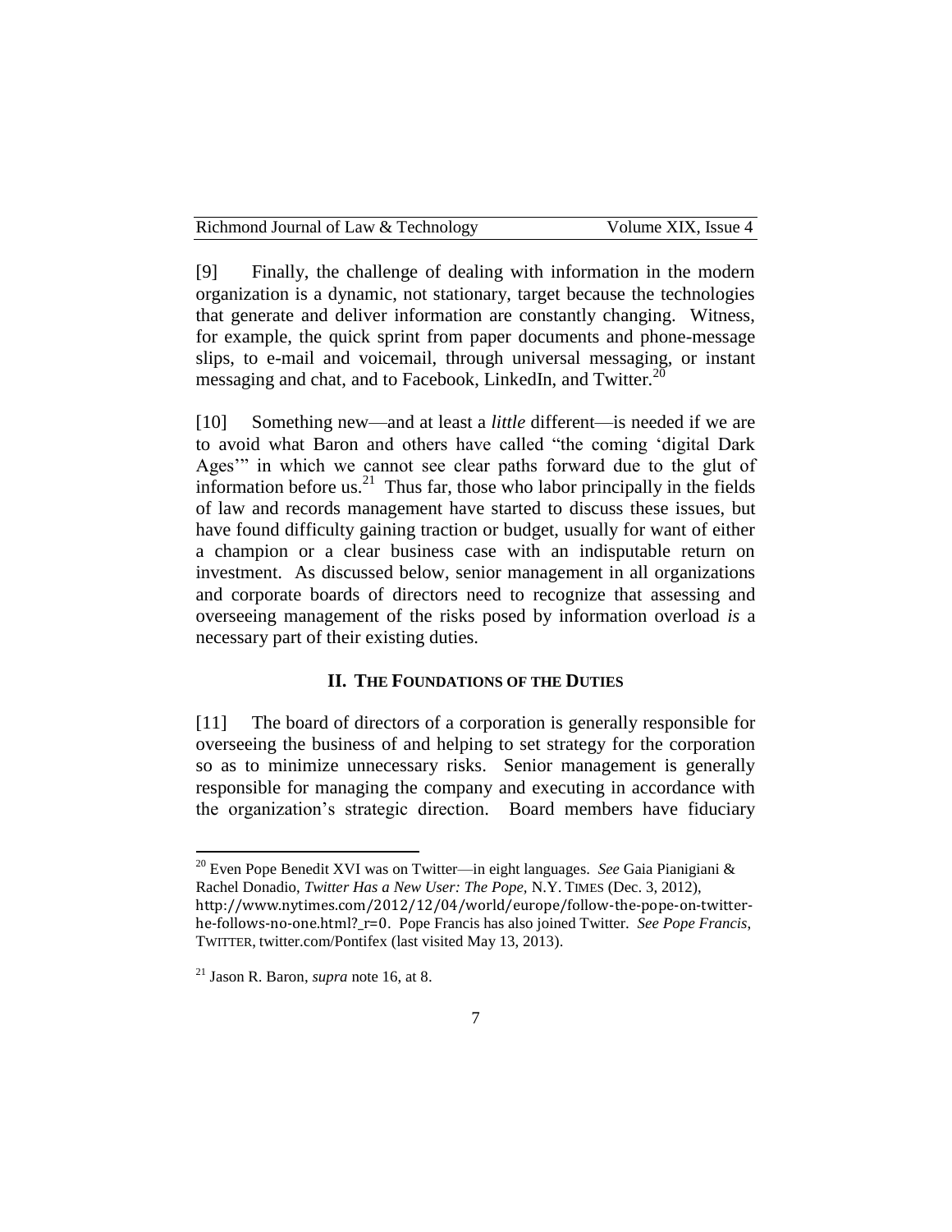[9] Finally, the challenge of dealing with information in the modern organization is a dynamic, not stationary, target because the technologies that generate and deliver information are constantly changing. Witness, for example, the quick sprint from paper documents and phone-message slips, to e-mail and voicemail, through universal messaging, or instant messaging and chat, and to Facebook, LinkedIn, and Twitter.[20]

[10] Something new—and at least a *little* different—is needed if we are to avoid what Baron and others have called "the coming 'digital Dark Ages'" in which we cannot see clear paths forward due to the glut of information before us.[21] Thus far, those who labor principally in the fields of law and records management have started to discuss these issues, but have found difficulty gaining traction or budget, usually for want of either a champion or a clear business case with an indisputable return on investment. As discussed below, senior management in all organizations and corporate boards of directors need to recognize that assessing and overseeing management of the risks posed by information overload *is* a necessary part of their existing duties.

## II. The Foundations of the Duties

[11] The board of directors of a corporation is generally responsible for overseeing the business of and helping to set strategy for the corporation so as to minimize unnecessary risks. Senior management is generally responsible for managing the company and executing in accordance with the organization's strategic direction. Board members have fiduciary

---

[20] Even Pope Benedit XVI was on Twitter—in eight languages. *See* Gaia Pianigiani & Rachel Donadio, *Twitter Has a New User: The Pope,* N.Y. TIMES (Dec. 3, 2012), http://www.nytimes.com/2012/12/04/world/europe/follow-the-pope-on-twitter-he-follows-no-one.html?_r=0. Pope Francis has also joined Twitter. *See Pope Francis*, TWITTER, twitter.com/Pontifex (last visited May 13, 2013).

[21] Jason R. Baron, *supra* note 16, at 8.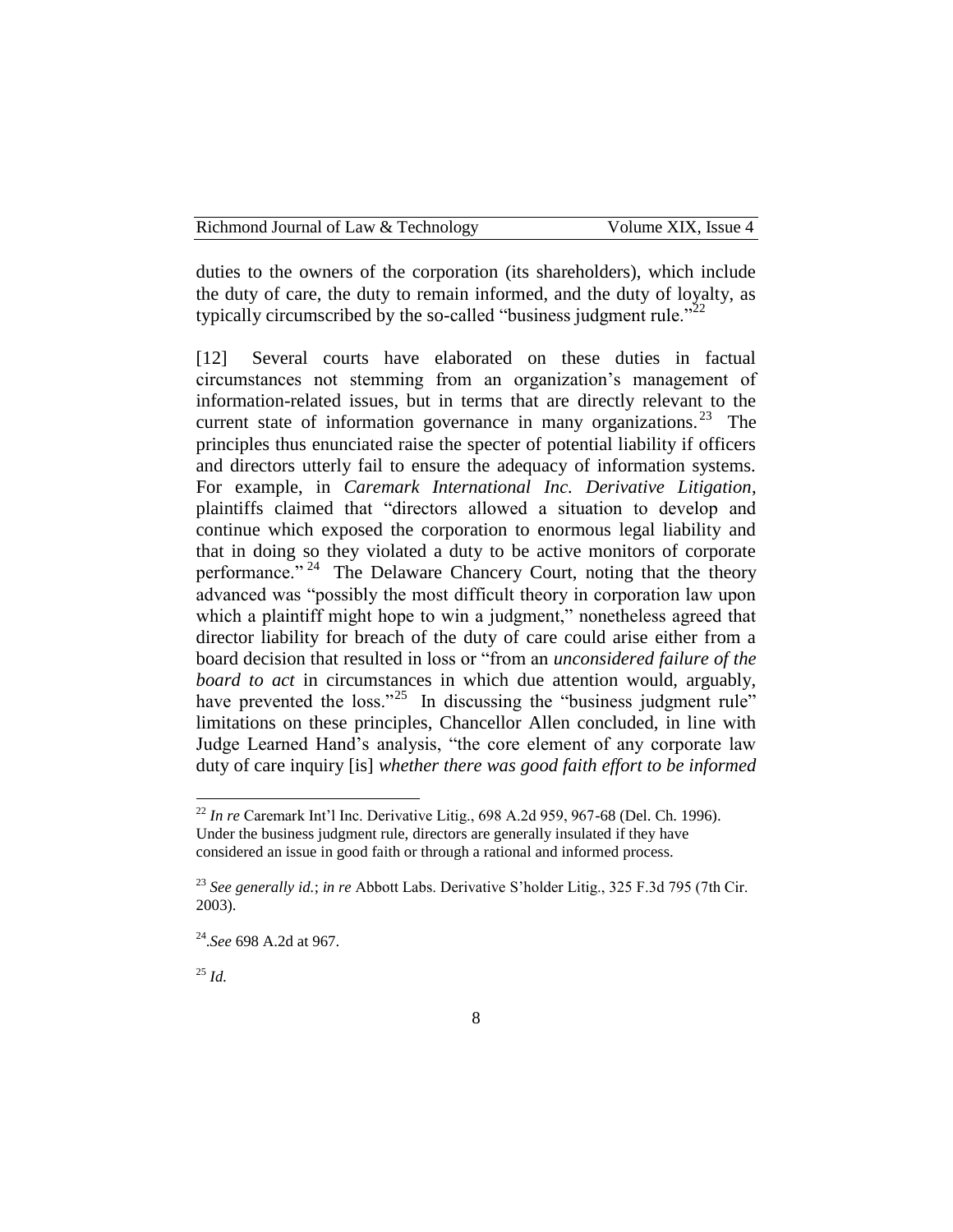duties to the owners of the corporation (its shareholders), which include the duty of care, the duty to remain informed, and the duty of loyalty, as typically circumscribed by the so-called "business judgment rule."[22]

[12] Several courts have elaborated on these duties in factual circumstances not stemming from an organization's management of information-related issues, but in terms that are directly relevant to the current state of information governance in many organizations.[23] The principles thus enunciated raise the specter of potential liability if officers and directors utterly fail to ensure the adequacy of information systems. For example, in *Caremark International Inc. Derivative Litigation*, plaintiffs claimed that "directors allowed a situation to develop and continue which exposed the corporation to enormous legal liability and that in doing so they violated a duty to be active monitors of corporate performance."[24] The Delaware Chancery Court, noting that the theory advanced was "possibly the most difficult theory in corporation law upon which a plaintiff might hope to win a judgment," nonetheless agreed that director liability for breach of the duty of care could arise either from a board decision that resulted in loss or "from an *unconsidered failure of the board to act* in circumstances in which due attention would, arguably, have prevented the loss."[25] In discussing the "business judgment rule" limitations on these principles, Chancellor Allen concluded, in line with Judge Learned Hand's analysis, "the core element of any corporate law duty of care inquiry [is] *whether there was good faith effort to be informed*

---

[22] *In re* Caremark Int'l Inc. Derivative Litig., 698 A.2d 959, 967-68 (Del. Ch. 1996). Under the business judgment rule, directors are generally insulated if they have considered an issue in good faith or through a rational and informed process.

[23] *See generally id.*; *in re* Abbott Labs. Derivative S'holder Litig., 325 F.3d 795 (7th Cir. 2003).

[24] *See* 698 A.2d at 967.

[25] *Id.*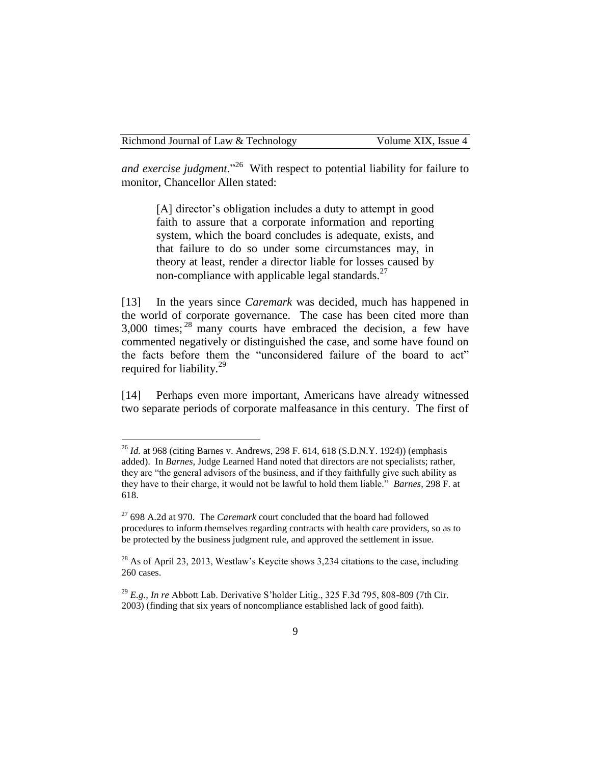*and exercise judgment*."[26] With respect to potential liability for failure to monitor, Chancellor Allen stated:

> [A] director's obligation includes a duty to attempt in good faith to assure that a corporate information and reporting system, which the board concludes is adequate, exists, and that failure to do so under some circumstances may, in theory at least, render a director liable for losses caused by non-compliance with applicable legal standards.[27]

[13] In the years since *Caremark* was decided, much has happened in the world of corporate governance. The case has been cited more than 3,000 times;[28] many courts have embraced the decision, a few have commented negatively or distinguished the case, and some have found on the facts before them the "unconsidered failure of the board to act" required for liability.[29]

[14] Perhaps even more important, Americans have already witnessed two separate periods of corporate malfeasance in this century. The first of

---

[26] *Id.* at 968 (citing Barnes v. Andrews, 298 F. 614, 618 (S.D.N.Y. 1924)) (emphasis added). In *Barnes*, Judge Learned Hand noted that directors are not specialists; rather, they are "the general advisors of the business, and if they faithfully give such ability as they have to their charge, it would not be lawful to hold them liable." *Barnes*, 298 F. at 618.

[27] 698 A.2d at 970. The *Caremark* court concluded that the board had followed procedures to inform themselves regarding contracts with health care providers, so as to be protected by the business judgment rule, and approved the settlement in issue.

[28] As of April 23, 2013, Westlaw's Keycite shows 3,234 citations to the case, including 260 cases.

[29] *E.g.*, *In re* Abbott Lab. Derivative S'holder Litig., 325 F.3d 795, 808-809 (7th Cir. 2003) (finding that six years of noncompliance established lack of good faith).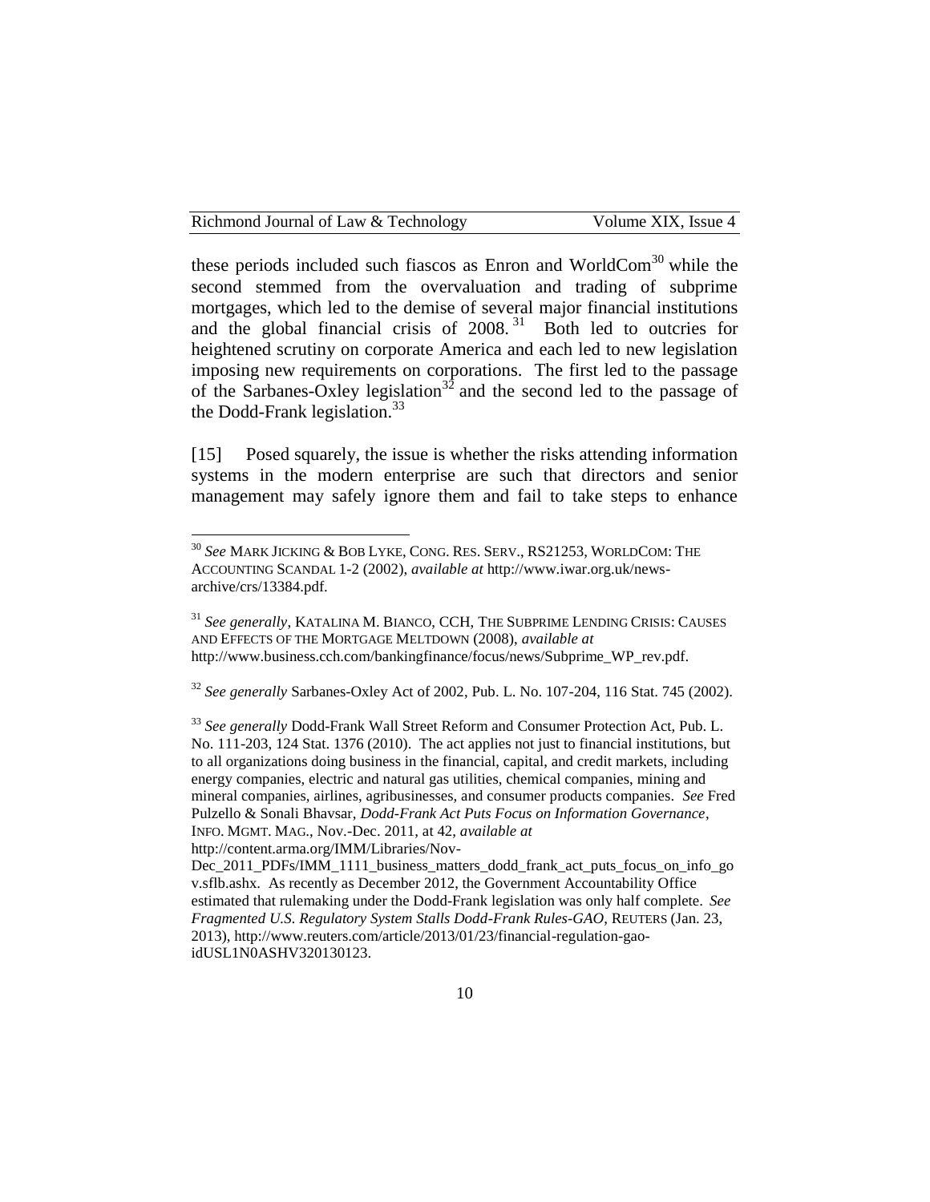these periods included such fiascos as Enron and WorldCom[30] while the second stemmed from the overvaluation and trading of subprime mortgages, which led to the demise of several major financial institutions and the global financial crisis of 2008.[31] Both led to outcries for heightened scrutiny on corporate America and each led to new legislation imposing new requirements on corporations. The first led to the passage of the Sarbanes-Oxley legislation[32] and the second led to the passage of the Dodd-Frank legislation.[33]

[15] Posed squarely, the issue is whether the risks attending information systems in the modern enterprise are such that directors and senior management may safely ignore them and fail to take steps to enhance

---

[30] *See* MARK JICKING & BOB LYKE, CONG. RES. SERV., RS21253, WORLDCOM: THE ACCOUNTING SCANDAL 1-2 (2002), *available at* http://www.iwar.org.uk/news-archive/crs/13384.pdf.

[31] *See generally*, KATALINA M. BIANCO, CCH, THE SUBPRIME LENDING CRISIS: CAUSES AND EFFECTS OF THE MORTGAGE MELTDOWN (2008), *available at* http://www.business.cch.com/bankingfinance/focus/news/Subprime_WP_rev.pdf.

[32] *See generally* Sarbanes-Oxley Act of 2002, Pub. L. No. 107-204, 116 Stat. 745 (2002).

[33] *See generally* Dodd-Frank Wall Street Reform and Consumer Protection Act, Pub. L. No. 111-203, 124 Stat. 1376 (2010). The act applies not just to financial institutions, but to all organizations doing business in the financial, capital, and credit markets, including energy companies, electric and natural gas utilities, chemical companies, mining and mineral companies, airlines, agribusinesses, and consumer products companies. *See* Fred Pulzello & Sonali Bhavsar, *Dodd-Frank Act Puts Focus on Information Governance*, INFO. MGMT. MAG., Nov.-Dec. 2011, at 42, *available at* http://content.arma.org/IMM/Libraries/Nov-Dec_2011_PDFs/IMM_1111_business_matters_dodd_frank_act_puts_focus_on_info_gov.sflb.ashx. As recently as December 2012, the Government Accountability Office estimated that rulemaking under the Dodd-Frank legislation was only half complete. *See* *Fragmented U.S. Regulatory System Stalls Dodd-Frank Rules-GAO*, REUTERS (Jan. 23, 2013), http://www.reuters.com/article/2013/01/23/financial-regulation-gao-idUSL1N0ASHV320130123.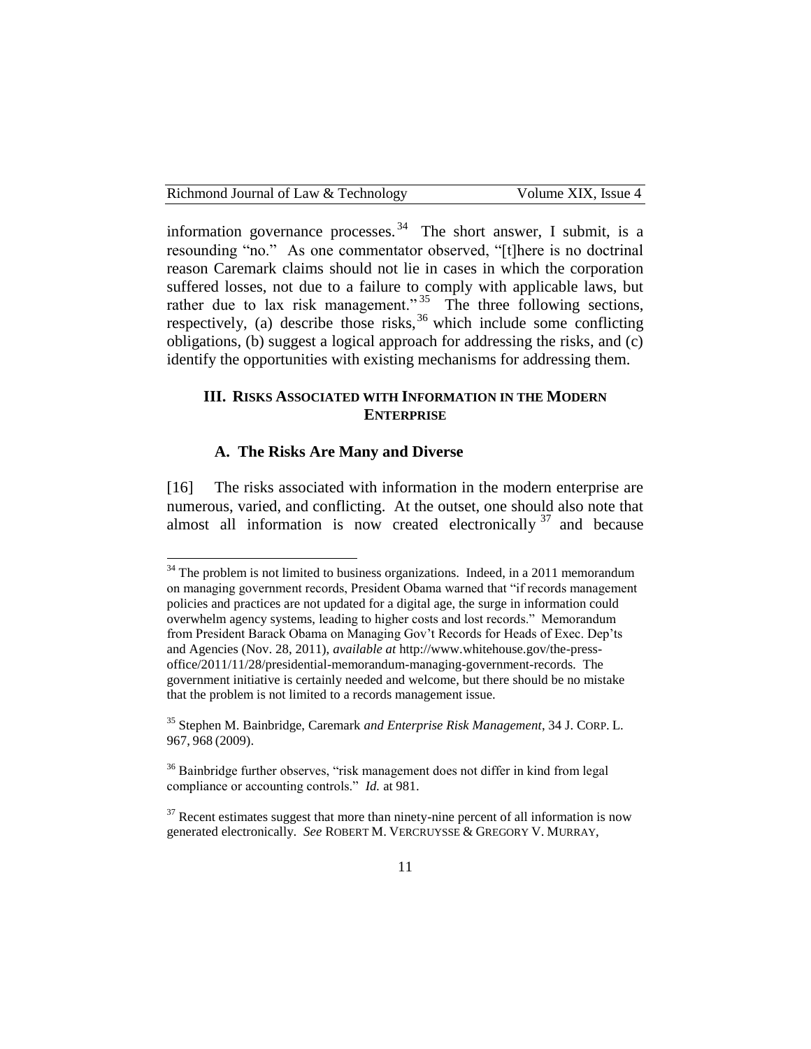information governance processes.[34] The short answer, I submit, is a resounding "no." As one commentator observed, "[t]here is no doctrinal reason Caremark claims should not lie in cases in which the corporation suffered losses, not due to a failure to comply with applicable laws, but rather due to lax risk management."[35] The three following sections, respectively, (a) describe those risks,[36] which include some conflicting obligations, (b) suggest a logical approach for addressing the risks, and (c) identify the opportunities with existing mechanisms for addressing them.

## III. RISKS ASSOCIATED WITH INFORMATION IN THE MODERN ENTERPRISE

### A. The Risks Are Many and Diverse

[16] The risks associated with information in the modern enterprise are numerous, varied, and conflicting. At the outset, one should also note that almost all information is now created electronically[37] and because

---

[34] The problem is not limited to business organizations. Indeed, in a 2011 memorandum on managing government records, President Obama warned that "if records management policies and practices are not updated for a digital age, the surge in information could overwhelm agency systems, leading to higher costs and lost records." Memorandum from President Barack Obama on Managing Gov't Records for Heads of Exec. Dep'ts and Agencies (Nov. 28, 2011), *available at* http://www.whitehouse.gov/the-press-office/2011/11/28/presidential-memorandum-managing-government-records. The government initiative is certainly needed and welcome, but there should be no mistake that the problem is not limited to a records management issue.

[35] Stephen M. Bainbridge, Caremark *and Enterprise Risk Management*, 34 J. CORP. L. 967, 968 (2009).

[36] Bainbridge further observes, "risk management does not differ in kind from legal compliance or accounting controls." *Id.* at 981.

[37] Recent estimates suggest that more than ninety-nine percent of all information is now generated electronically. *See* ROBERT M. VERCRUYSSE & GREGORY V. MURRAY,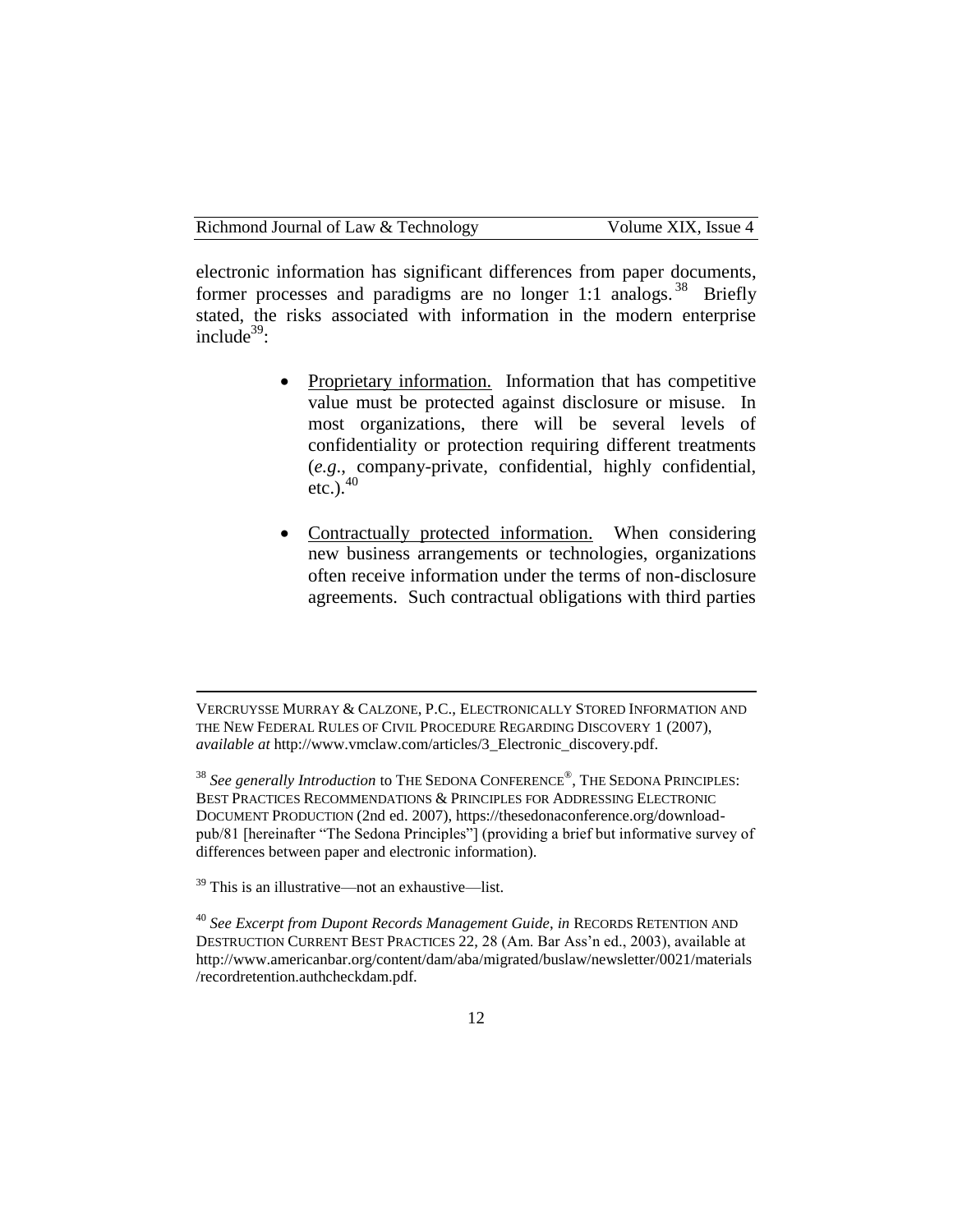electronic information has significant differences from paper documents, former processes and paradigms are no longer 1:1 analogs.[38] Briefly stated, the risks associated with information in the modern enterprise include[39]:

- Proprietary information. Information that has competitive value must be protected against disclosure or misuse. In most organizations, there will be several levels of confidentiality or protection requiring different treatments (*e.g*., company-private, confidential, highly confidential, etc.).[40]

- Contractually protected information. When considering new business arrangements or technologies, organizations often receive information under the terms of non-disclosure agreements. Such contractual obligations with third parties

---

VERCRUYSSE MURRAY & CALZONE, P.C., ELECTRONICALLY STORED INFORMATION AND THE NEW FEDERAL RULES OF CIVIL PROCEDURE REGARDING DISCOVERY 1 (2007), *available at* http://www.vmclaw.com/articles/3_Electronic_discovery.pdf.

[38] *See generally Introduction* to THE SEDONA CONFERENCE®, THE SEDONA PRINCIPLES: BEST PRACTICES RECOMMENDATIONS & PRINCIPLES FOR ADDRESSING ELECTRONIC DOCUMENT PRODUCTION (2nd ed. 2007), https://thesedonaconference.org/download-pub/81 [hereinafter "The Sedona Principles"] (providing a brief but informative survey of differences between paper and electronic information).

[39] This is an illustrative—not an exhaustive—list.

[40] *See Excerpt from Dupont Records Management Guide*, *in* RECORDS RETENTION AND DESTRUCTION CURRENT BEST PRACTICES 22, 28 (Am. Bar Ass'n ed., 2003), available at http://www.americanbar.org/content/dam/aba/migrated/buslaw/newsletter/0021/materials/recordretention.authcheckdam.pdf.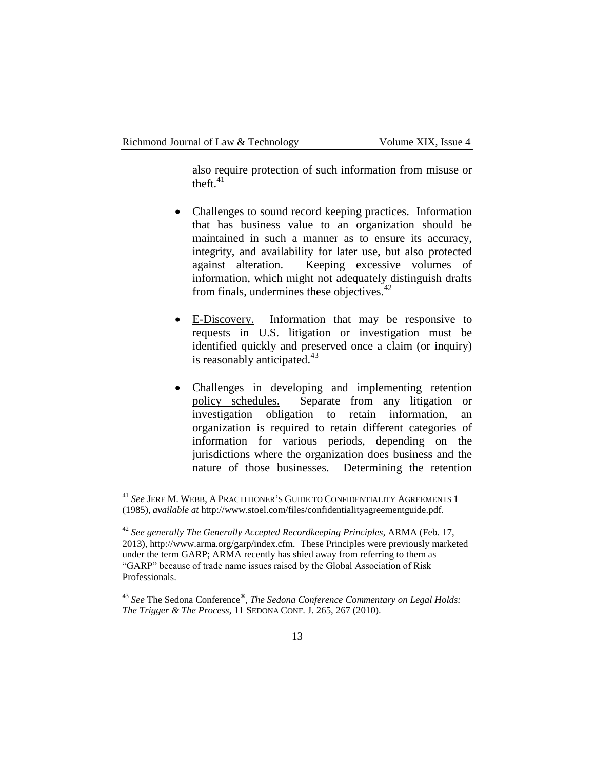also require protection of such information from misuse or theft.[41]

- Challenges to sound record keeping practices. Information that has business value to an organization should be maintained in such a manner as to ensure its accuracy, integrity, and availability for later use, but also protected against alteration. Keeping excessive volumes of information, which might not adequately distinguish drafts from finals, undermines these objectives.[42]

- E-Discovery. Information that may be responsive to requests in U.S. litigation or investigation must be identified quickly and preserved once a claim (or inquiry) is reasonably anticipated.[43]

- Challenges in developing and implementing retention policy schedules. Separate from any litigation or investigation obligation to retain information, an organization is required to retain different categories of information for various periods, depending on the jurisdictions where the organization does business and the nature of those businesses. Determining the retention

---

[41] *See* JERE M. WEBB, A PRACTITIONER'S GUIDE TO CONFIDENTIALITY AGREEMENTS 1 (1985), *available at* http://www.stoel.com/files/confidentialityagreementguide.pdf.

[42] *See generally The Generally Accepted Recordkeeping Principles*, ARMA (Feb. 17, 2013), http://www.arma.org/garp/index.cfm. These Principles were previously marketed under the term GARP; ARMA recently has shied away from referring to them as "GARP" because of trade name issues raised by the Global Association of Risk Professionals.

[43] *See* The Sedona Conference®, *The Sedona Conference Commentary on Legal Holds: The Trigger & The Process*, 11 SEDONA CONF. J. 265, 267 (2010).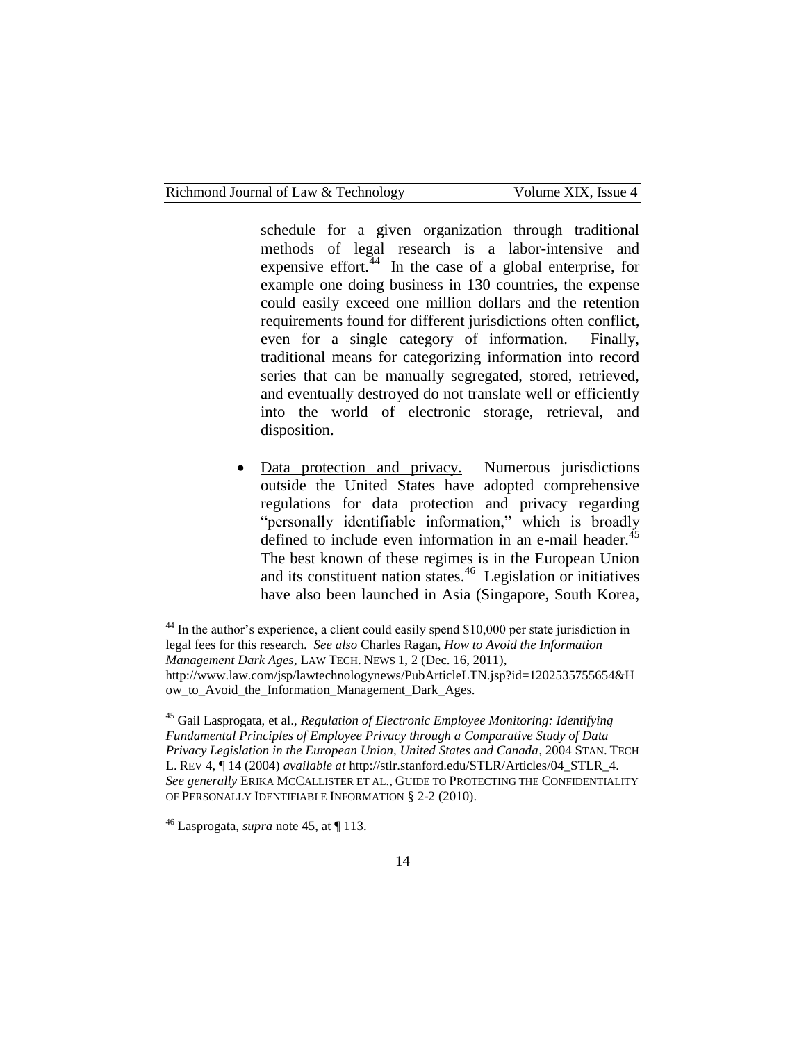schedule for a given organization through traditional methods of legal research is a labor-intensive and expensive effort.[44] In the case of a global enterprise, for example one doing business in 130 countries, the expense could easily exceed one million dollars and the retention requirements found for different jurisdictions often conflict, even for a single category of information. Finally, traditional means for categorizing information into record series that can be manually segregated, stored, retrieved, and eventually destroyed do not translate well or efficiently into the world of electronic storage, retrieval, and disposition.

- <u>Data protection and privacy.</u> Numerous jurisdictions outside the United States have adopted comprehensive regulations for data protection and privacy regarding "personally identifiable information," which is broadly defined to include even information in an e-mail header.[45] The best known of these regimes is in the European Union and its constituent nation states.[46] Legislation or initiatives have also been launched in Asia (Singapore, South Korea,

---

[44] In the author's experience, a client could easily spend $10,000 per state jurisdiction in legal fees for this research. *See also* Charles Ragan, *How to Avoid the Information Management Dark Ages*, LAW TECH. NEWS 1, 2 (Dec. 16, 2011), http://www.law.com/jsp/lawtechnologynews/PubArticleLTN.jsp?id=1202535755654&How_to_Avoid_the_Information_Management_Dark_Ages.

[45] Gail Lasprogata, et al., *Regulation of Electronic Employee Monitoring: Identifying Fundamental Principles of Employee Privacy through a Comparative Study of Data Privacy Legislation in the European Union, United States and Canada*, 2004 STAN. TECH L. REV 4, ¶ 14 (2004) *available at* http://stlr.stanford.edu/STLR/Articles/04_STLR_4. *See generally* ERIKA MCCALLISTER ET AL., GUIDE TO PROTECTING THE CONFIDENTIALITY OF PERSONALLY IDENTIFIABLE INFORMATION § 2-2 (2010).

[46] Lasprogata, *supra* note 45, at ¶ 113.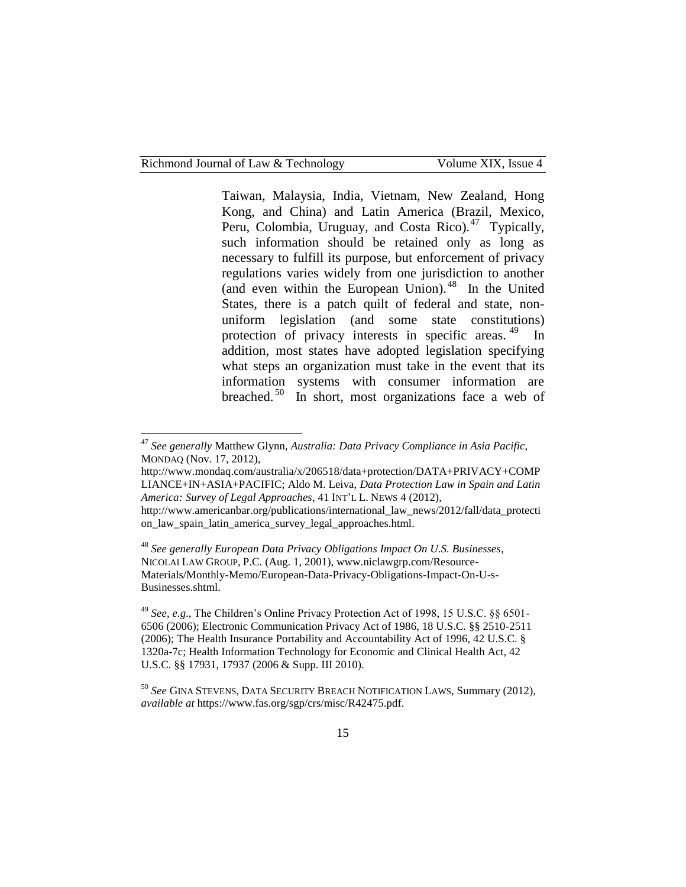Taiwan, Malaysia, India, Vietnam, New Zealand, Hong Kong, and China) and Latin America (Brazil, Mexico, Peru, Colombia, Uruguay, and Costa Rico).[47] Typically, such information should be retained only as long as necessary to fulfill its purpose, but enforcement of privacy regulations varies widely from one jurisdiction to another (and even within the European Union).[48] In the United States, there is a patch quilt of federal and state, non-uniform legislation (and some state constitutions) protection of privacy interests in specific areas.[49] In addition, most states have adopted legislation specifying what steps an organization must take in the event that its information systems with consumer information are breached.[50] In short, most organizations face a web of

---

[47] *See generally* Matthew Glynn, *Australia: Data Privacy Compliance in Asia Pacific*, MONDAQ (Nov. 17, 2012), http://www.mondaq.com/australia/x/206518/data+protection/DATA+PRIVACY+COMPLIANCE+IN+ASIA+PACIFIC; Aldo M. Leiva, *Data Protection Law in Spain and Latin America: Survey of Legal Approaches*, 41 INT'L L. NEWS 4 (2012), http://www.americanbar.org/publications/international_law_news/2012/fall/data_protection_law_spain_latin_america_survey_legal_approaches.html.

[48] *See generally European Data Privacy Obligations Impact On U.S. Businesses*, NICOLAI LAW GROUP, P.C. (Aug. 1, 2001), www.niclawgrp.com/Resource-Materials/Monthly-Memo/European-Data-Privacy-Obligations-Impact-On-U-s-Businesses.shtml.

[49] *See, e.g.*, The Children's Online Privacy Protection Act of 1998, 15 U.S.C. §§ 6501-6506 (2006); Electronic Communication Privacy Act of 1986, 18 U.S.C. §§ 2510-2511 (2006); The Health Insurance Portability and Accountability Act of 1996, 42 U.S.C. § 1320a-7c; Health Information Technology for Economic and Clinical Health Act, 42 U.S.C. §§ 17931, 17937 (2006 & Supp. III 2010).

[50] *See* GINA STEVENS, DATA SECURITY BREACH NOTIFICATION LAWS, Summary (2012), *available at* https://www.fas.org/sgp/crs/misc/R42475.pdf.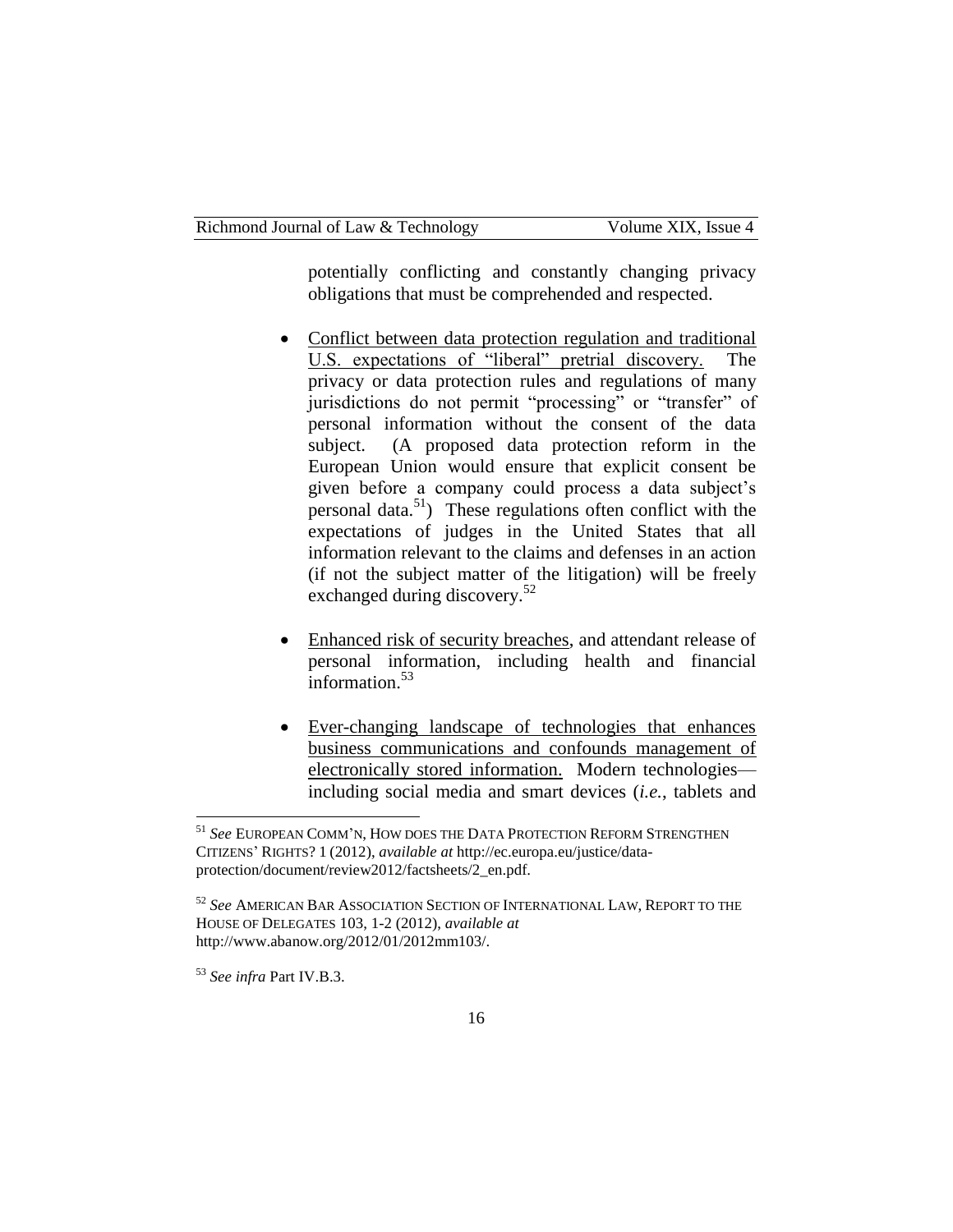potentially conflicting and constantly changing privacy obligations that must be comprehended and respected.

- Conflict between data protection regulation and traditional U.S. expectations of "liberal" pretrial discovery. The privacy or data protection rules and regulations of many jurisdictions do not permit "processing" or "transfer" of personal information without the consent of the data subject. (A proposed data protection reform in the European Union would ensure that explicit consent be given before a company could process a data subject's personal data.[51]) These regulations often conflict with the expectations of judges in the United States that all information relevant to the claims and defenses in an action (if not the subject matter of the litigation) will be freely exchanged during discovery.[52]

- Enhanced risk of security breaches, and attendant release of personal information, including health and financial information.[53]

- Ever-changing landscape of technologies that enhances business communications and confounds management of electronically stored information. Modern technologies—including social media and smart devices (*i.e.*, tablets and

---

[51] *See* EUROPEAN COMM'N, HOW DOES THE DATA PROTECTION REFORM STRENGTHEN CITIZENS' RIGHTS? 1 (2012), *available at* http://ec.europa.eu/justice/data-protection/document/review2012/factsheets/2_en.pdf.

[52] *See* AMERICAN BAR ASSOCIATION SECTION OF INTERNATIONAL LAW, REPORT TO THE HOUSE OF DELEGATES 103, 1-2 (2012), *available at* http://www.abanow.org/2012/01/2012mm103/.

[53] *See infra* Part IV.B.3.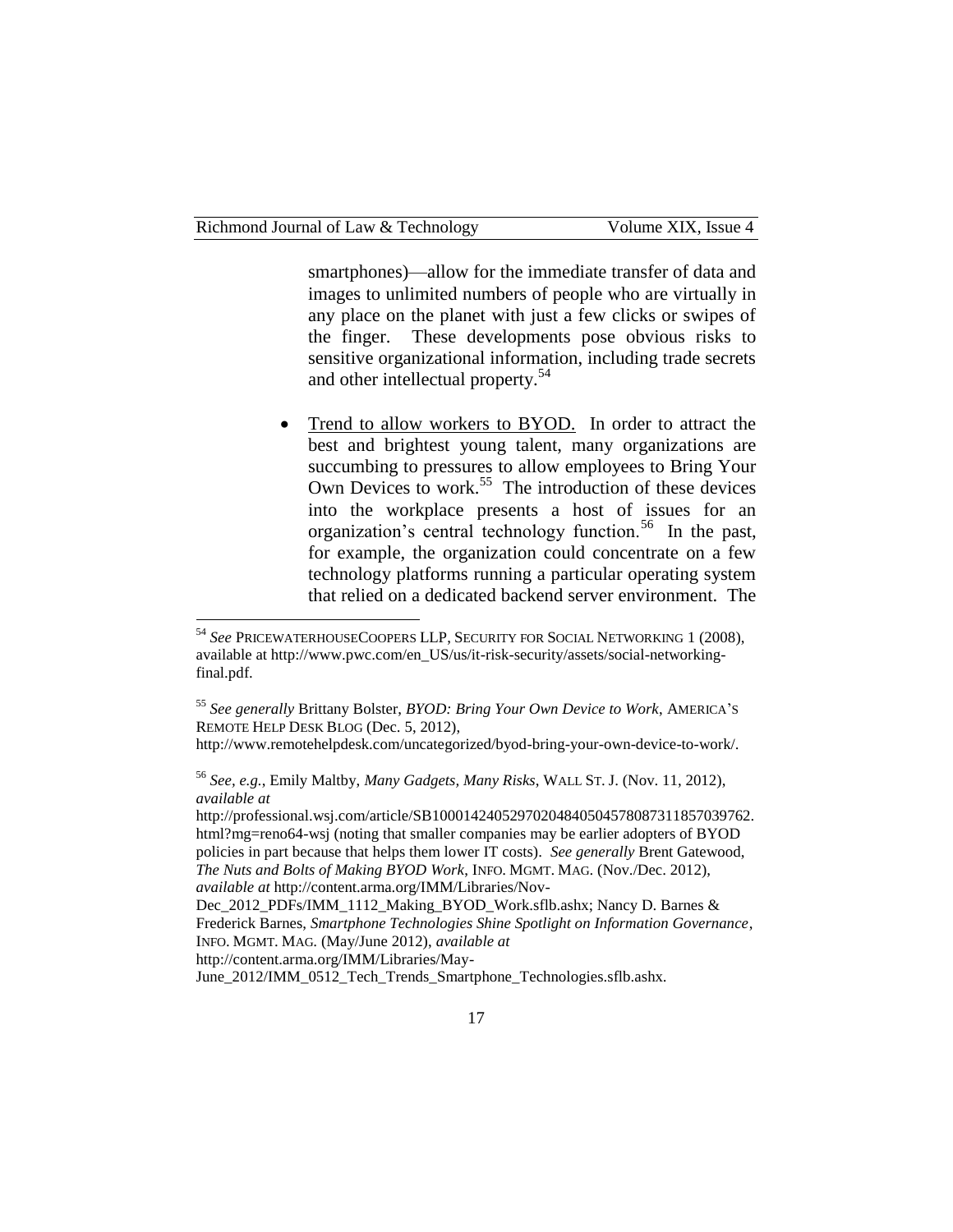smartphones)—allow for the immediate transfer of data and images to unlimited numbers of people who are virtually in any place on the planet with just a few clicks or swipes of the finger. These developments pose obvious risks to sensitive organizational information, including trade secrets and other intellectual property.[54]

- Trend to allow workers to BYOD. In order to attract the best and brightest young talent, many organizations are succumbing to pressures to allow employees to Bring Your Own Devices to work.[55] The introduction of these devices into the workplace presents a host of issues for an organization's central technology function.[56] In the past, for example, the organization could concentrate on a few technology platforms running a particular operating system that relied on a dedicated backend server environment. The

---

[54] *See* PRICEWATERHOUSECOOPERS LLP, SECURITY FOR SOCIAL NETWORKING 1 (2008), available at http://www.pwc.com/en_US/us/it-risk-security/assets/social-networking-final.pdf.

[55] *See generally* Brittany Bolster, *BYOD: Bring Your Own Device to Work*, AMERICA'S REMOTE HELP DESK BLOG (Dec. 5, 2012), http://www.remotehelpdesk.com/uncategorized/byod-bring-your-own-device-to-work/.

[56] *See, e.g.*, Emily Maltby, *Many Gadgets, Many Risks*, WALL ST. J. (Nov. 11, 2012), *available at* http://professional.wsj.com/article/SB10001424052970204840504578087311857039762.html?mg=reno64-wsj (noting that smaller companies may be earlier adopters of BYOD policies in part because that helps them lower IT costs). *See generally* Brent Gatewood, *The Nuts and Bolts of Making BYOD Work*, INFO. MGMT. MAG. (Nov./Dec. 2012), *available at* http://content.arma.org/IMM/Libraries/Nov-Dec_2012_PDFs/IMM_1112_Making_BYOD_Work.sflb.ashx; Nancy D. Barnes & Frederick Barnes, *Smartphone Technologies Shine Spotlight on Information Governance*, INFO. MGMT. MAG. (May/June 2012), *available at* http://content.arma.org/IMM/Libraries/May-June_2012/IMM_0512_Tech_Trends_Smartphone_Technologies.sflb.ashx.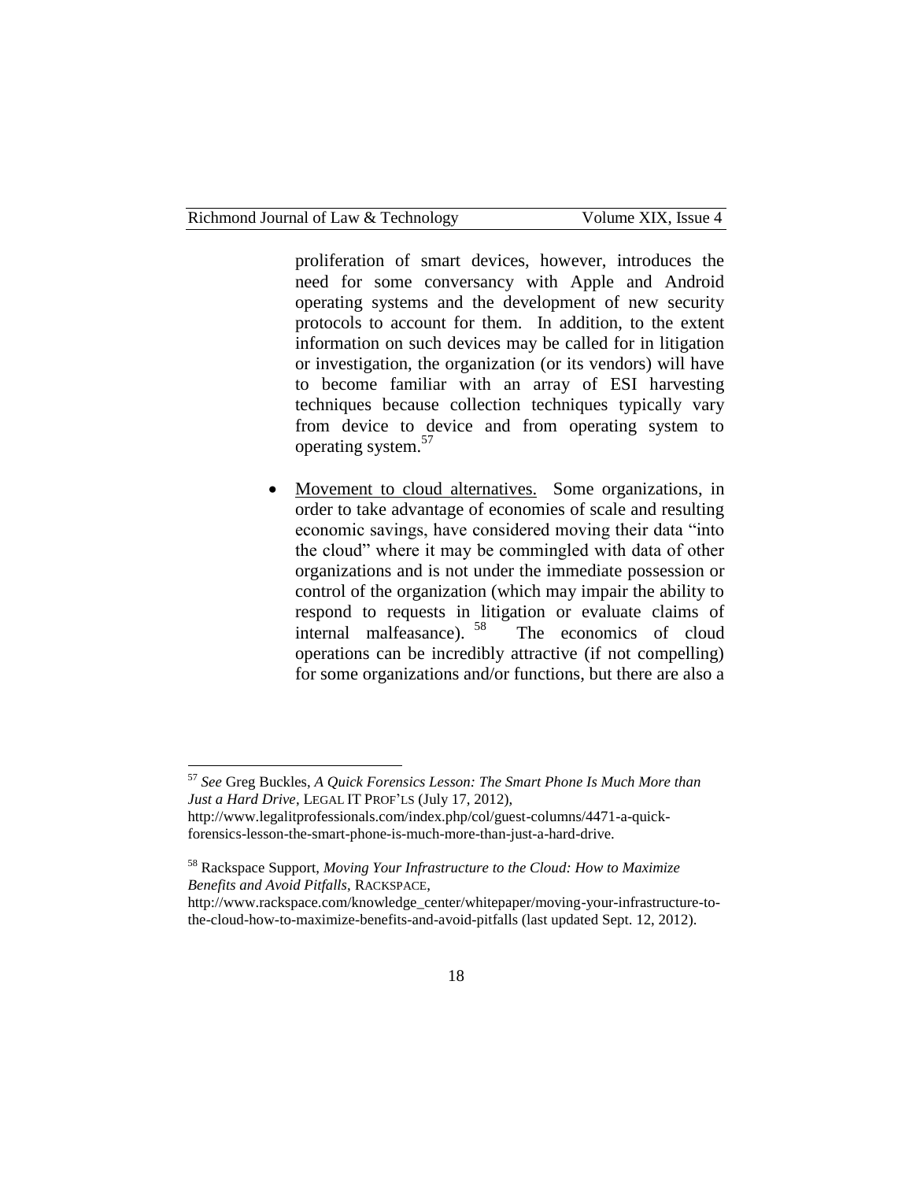proliferation of smart devices, however, introduces the need for some conversancy with Apple and Android operating systems and the development of new security protocols to account for them. In addition, to the extent information on such devices may be called for in litigation or investigation, the organization (or its vendors) will have to become familiar with an array of ESI harvesting techniques because collection techniques typically vary from device to device and from operating system to operating system.[57]

- Movement to cloud alternatives. Some organizations, in order to take advantage of economies of scale and resulting economic savings, have considered moving their data "into the cloud" where it may be commingled with data of other organizations and is not under the immediate possession or control of the organization (which may impair the ability to respond to requests in litigation or evaluate claims of internal malfeasance).[58] The economics of cloud operations can be incredibly attractive (if not compelling) for some organizations and/or functions, but there are also a

---

[57] *See* Greg Buckles, *A Quick Forensics Lesson: The Smart Phone Is Much More than Just a Hard Drive*, LEGAL IT PROF'LS (July 17, 2012), http://www.legalitprofessionals.com/index.php/col/guest-columns/4471-a-quick-forensics-lesson-the-smart-phone-is-much-more-than-just-a-hard-drive.

[58] Rackspace Support, *Moving Your Infrastructure to the Cloud: How to Maximize Benefits and Avoid Pitfalls*, RACKSPACE, http://www.rackspace.com/knowledge_center/whitepaper/moving-your-infrastructure-to-the-cloud-how-to-maximize-benefits-and-avoid-pitfalls (last updated Sept. 12, 2012).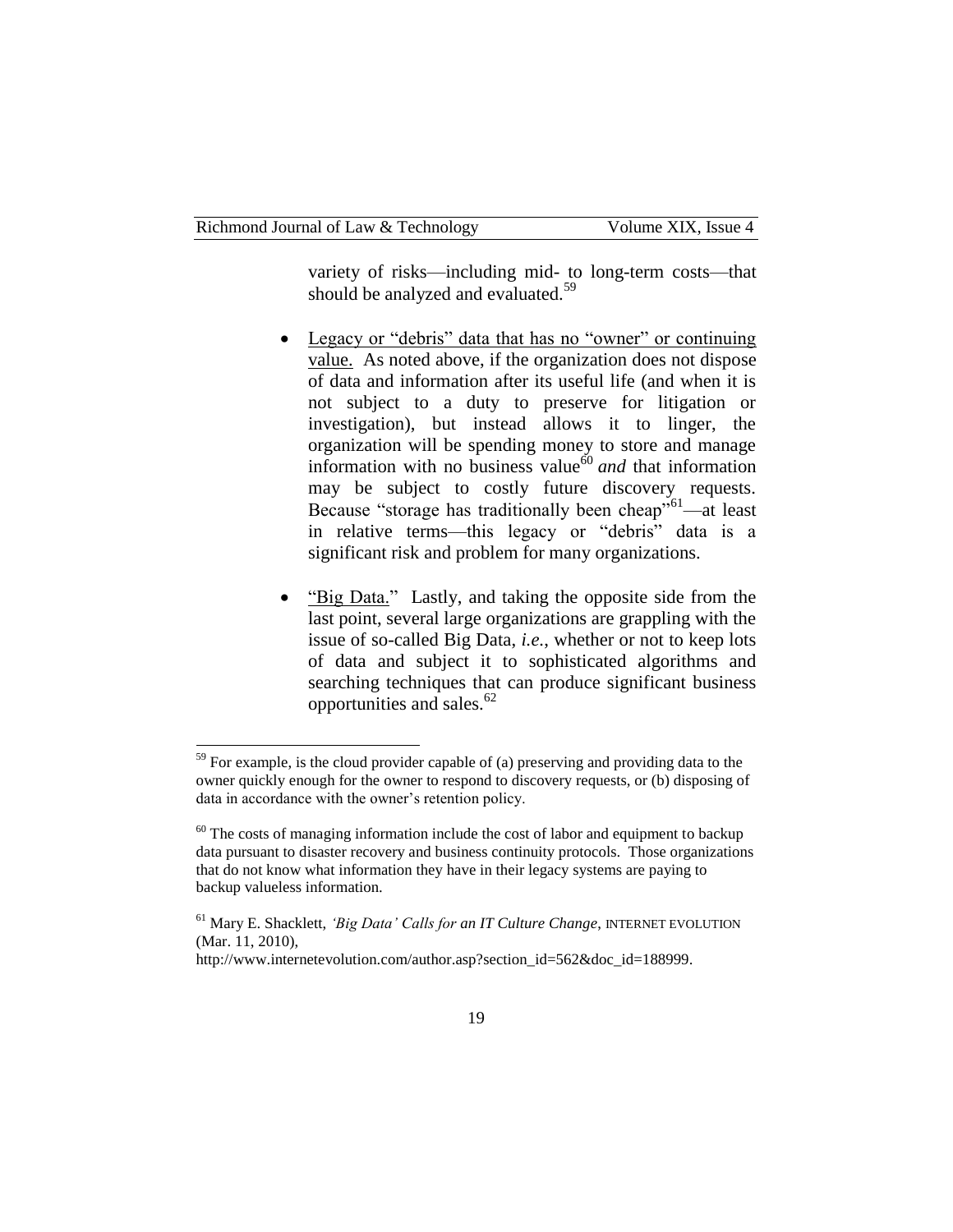variety of risks—including mid- to long-term costs—that should be analyzed and evaluated.[59]

- Legacy or "debris" data that has no "owner" or continuing value. As noted above, if the organization does not dispose of data and information after its useful life (and when it is not subject to a duty to preserve for litigation or investigation), but instead allows it to linger, the organization will be spending money to store and manage information with no business value[60] *and* that information may be subject to costly future discovery requests. Because "storage has traditionally been cheap"[61]—at least in relative terms—this legacy or "debris" data is a significant risk and problem for many organizations.

- "Big Data." Lastly, and taking the opposite side from the last point, several large organizations are grappling with the issue of so-called Big Data, *i.e.*, whether or not to keep lots of data and subject it to sophisticated algorithms and searching techniques that can produce significant business opportunities and sales.[62]

---

[59] For example, is the cloud provider capable of (a) preserving and providing data to the owner quickly enough for the owner to respond to discovery requests, or (b) disposing of data in accordance with the owner's retention policy.

[60] The costs of managing information include the cost of labor and equipment to backup data pursuant to disaster recovery and business continuity protocols. Those organizations that do not know what information they have in their legacy systems are paying to backup valueless information.

[61] Mary E. Shacklett, *'Big Data' Calls for an IT Culture Change*, INTERNET EVOLUTION (Mar. 11, 2010), http://www.internetevolution.com/author.asp?section_id=562&doc_id=188999.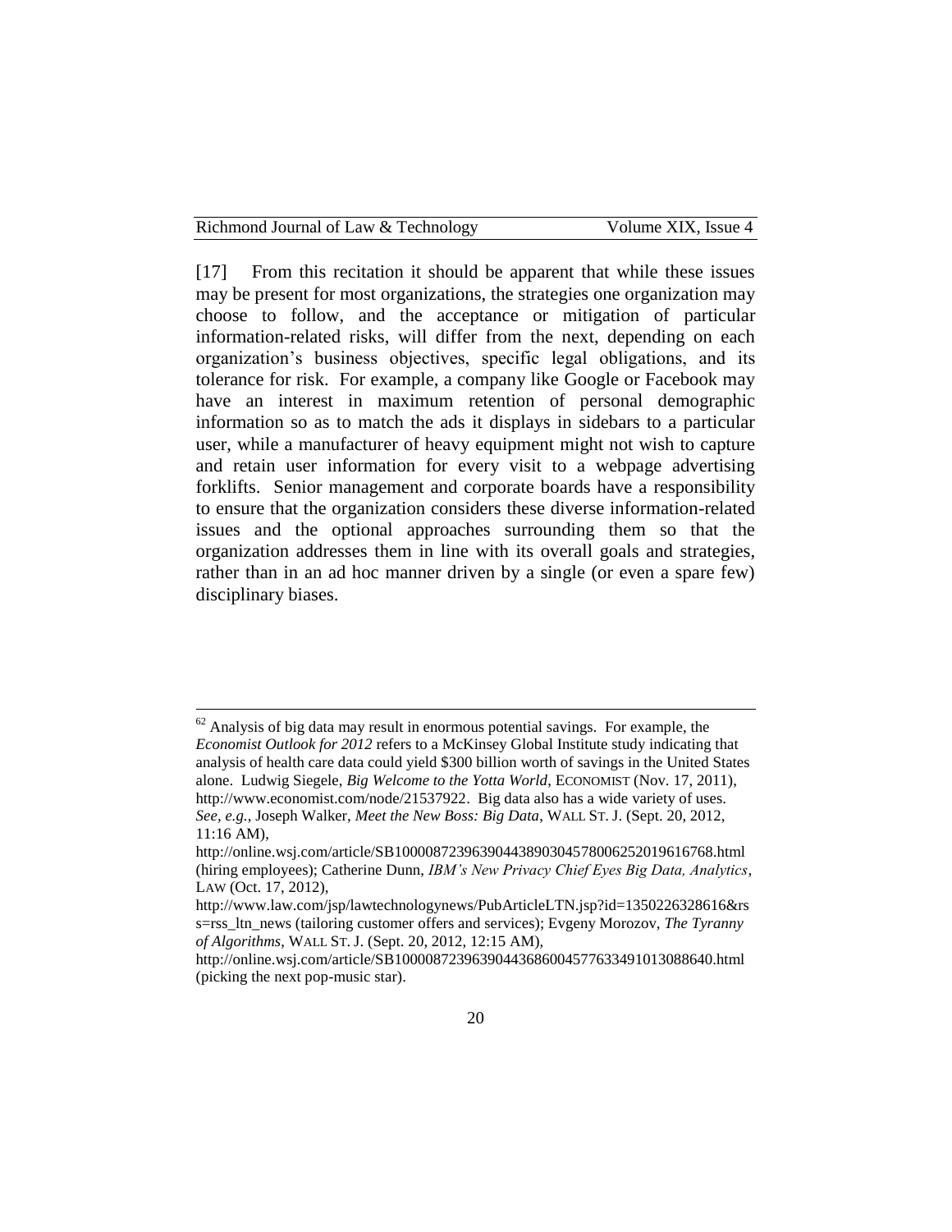[17] From this recitation it should be apparent that while these issues may be present for most organizations, the strategies one organization may choose to follow, and the acceptance or mitigation of particular information-related risks, will differ from the next, depending on each organization's business objectives, specific legal obligations, and its tolerance for risk. For example, a company like Google or Facebook may have an interest in maximum retention of personal demographic information so as to match the ads it displays in sidebars to a particular user, while a manufacturer of heavy equipment might not wish to capture and retain user information for every visit to a webpage advertising forklifts. Senior management and corporate boards have a responsibility to ensure that the organization considers these diverse information-related issues and the optional approaches surrounding them so that the organization addresses them in line with its overall goals and strategies, rather than in an ad hoc manner driven by a single (or even a spare few) disciplinary biases.

---

[62] Analysis of big data may result in enormous potential savings. For example, the *Economist Outlook for 2012* refers to a McKinsey Global Institute study indicating that analysis of health care data could yield $300 billion worth of savings in the United States alone. Ludwig Siegele, *Big Welcome to the Yotta World*, ECONOMIST (Nov. 17, 2011), http://www.economist.com/node/21537922. Big data also has a wide variety of uses. *See, e.g.*, Joseph Walker, *Meet the New Boss: Big Data*, WALL ST. J. (Sept. 20, 2012, 11:16 AM), http://online.wsj.com/article/SB10000872396390443890304578006252019616768.html (hiring employees); Catherine Dunn, *IBM's New Privacy Chief Eyes Big Data, Analytics*, LAW (Oct. 17, 2012), http://www.law.com/jsp/lawtechnologynews/PubArticleLTN.jsp?id=1350226328616&rss=rss_ltn_news (tailoring customer offers and services); Evgeny Morozov, *The Tyranny of Algorithms*, WALL ST. J. (Sept. 20, 2012, 12:15 AM), http://online.wsj.com/article/SB10000872396390443686004577633491013088640.html (picking the next pop-music star).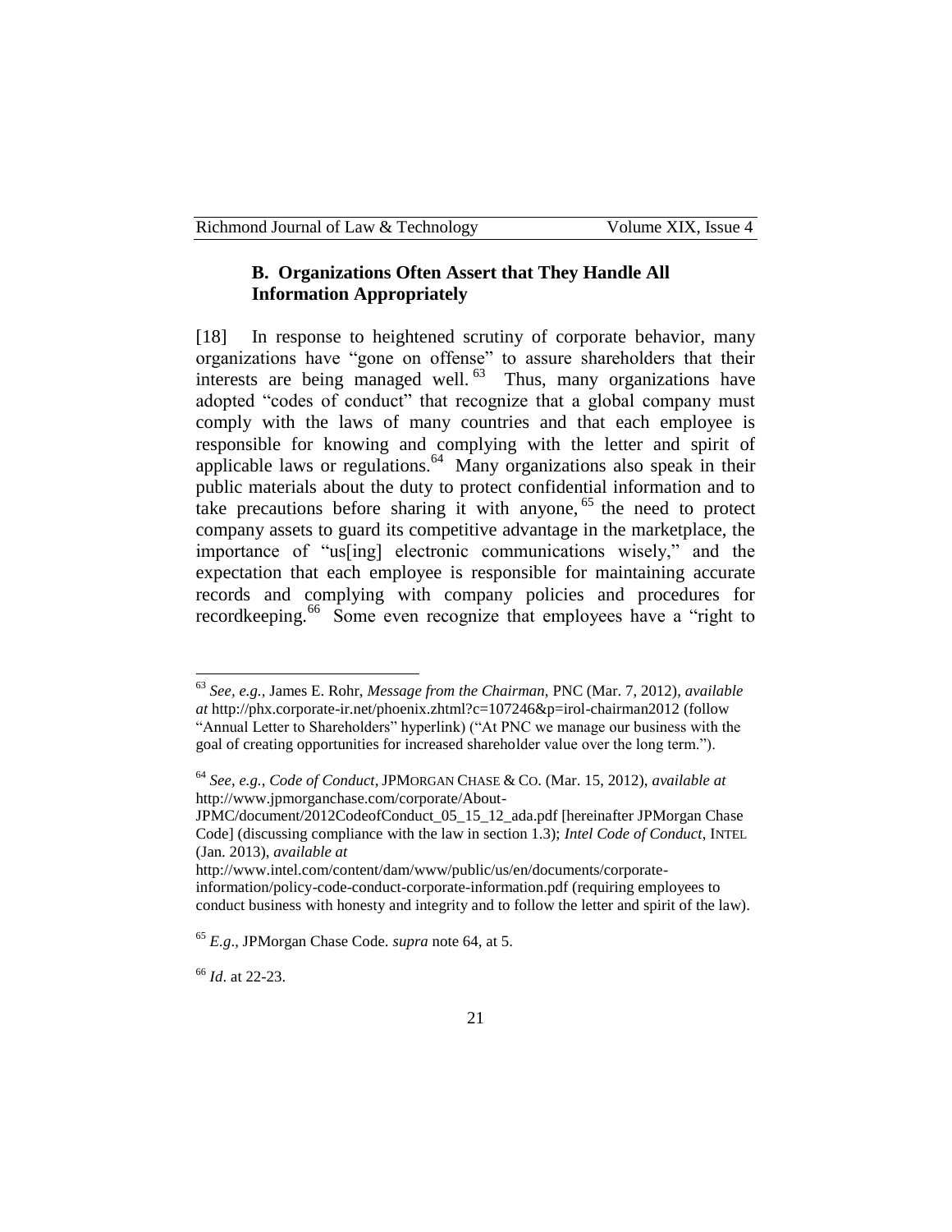### B. Organizations Often Assert that They Handle All Information Appropriately

[18] In response to heightened scrutiny of corporate behavior, many organizations have "gone on offense" to assure shareholders that their interests are being managed well.[63] Thus, many organizations have adopted "codes of conduct" that recognize that a global company must comply with the laws of many countries and that each employee is responsible for knowing and complying with the letter and spirit of applicable laws or regulations.[64] Many organizations also speak in their public materials about the duty to protect confidential information and to take precautions before sharing it with anyone,[65] the need to protect company assets to guard its competitive advantage in the marketplace, the importance of "us[ing] electronic communications wisely," and the expectation that each employee is responsible for maintaining accurate records and complying with company policies and procedures for recordkeeping.[66] Some even recognize that employees have a "right to

---

[63] *See, e.g.*, James E. Rohr, *Message from the Chairman*, PNC (Mar. 7, 2012), *available at* http://phx.corporate-ir.net/phoenix.zhtml?c=107246&p=irol-chairman2012 (follow "Annual Letter to Shareholders" hyperlink) ("At PNC we manage our business with the goal of creating opportunities for increased shareholder value over the long term.").

[64] *See, e.g.*, *Code of Conduct*, JPMORGAN CHASE & CO. (Mar. 15, 2012), *available at* http://www.jpmorganchase.com/corporate/About-JPMC/document/2012CodeofConduct_05_15_12_ada.pdf [hereinafter JPMorgan Chase Code] (discussing compliance with the law in section 1.3); *Intel Code of Conduct*, INTEL (Jan. 2013), *available at* http://www.intel.com/content/dam/www/public/us/en/documents/corporate-information/policy-code-conduct-corporate-information.pdf (requiring employees to conduct business with honesty and integrity and to follow the letter and spirit of the law).

[65] *E.g*., JPMorgan Chase Code. *supra* note 64, at 5.

[66] *Id*. at 22-23.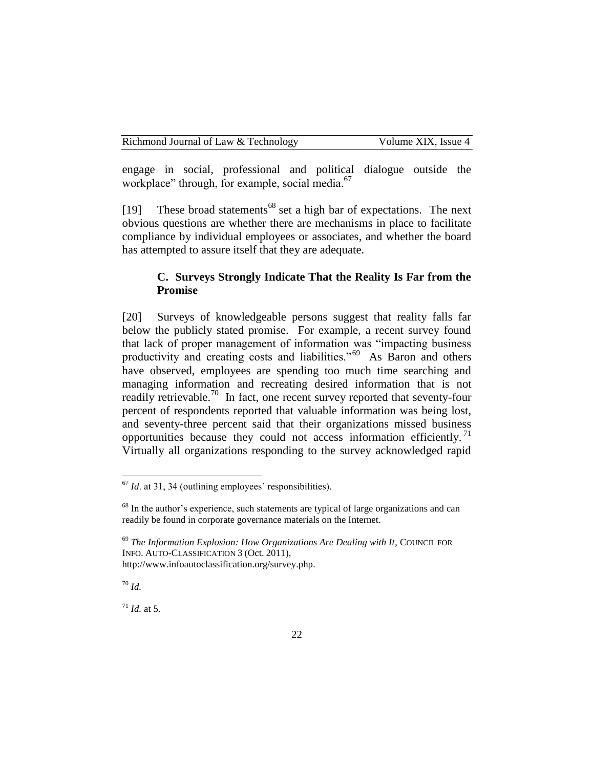engage in social, professional and political dialogue outside the workplace" through, for example, social media.[67]

[19] These broad statements[68] set a high bar of expectations. The next obvious questions are whether there are mechanisms in place to facilitate compliance by individual employees or associates, and whether the board has attempted to assure itself that they are adequate.

### C. Surveys Strongly Indicate That the Reality Is Far from the Promise

[20] Surveys of knowledgeable persons suggest that reality falls far below the publicly stated promise. For example, a recent survey found that lack of proper management of information was "impacting business productivity and creating costs and liabilities."[69] As Baron and others have observed, employees are spending too much time searching and managing information and recreating desired information that is not readily retrievable.[70] In fact, one recent survey reported that seventy-four percent of respondents reported that valuable information was being lost, and seventy-three percent said that their organizations missed business opportunities because they could not access information efficiently.[71] Virtually all organizations responding to the survey acknowledged rapid

---

[67] *Id*. at 31, 34 (outlining employees' responsibilities).

[68] In the author's experience, such statements are typical of large organizations and can readily be found in corporate governance materials on the Internet.

[69] *The Information Explosion: How Organizations Are Dealing with It*, COUNCIL FOR INFO. AUTO-CLASSIFICATION 3 (Oct. 2011), http://www.infoautoclassification.org/survey.php.

[70] *Id.*

[71] *Id.* at 5.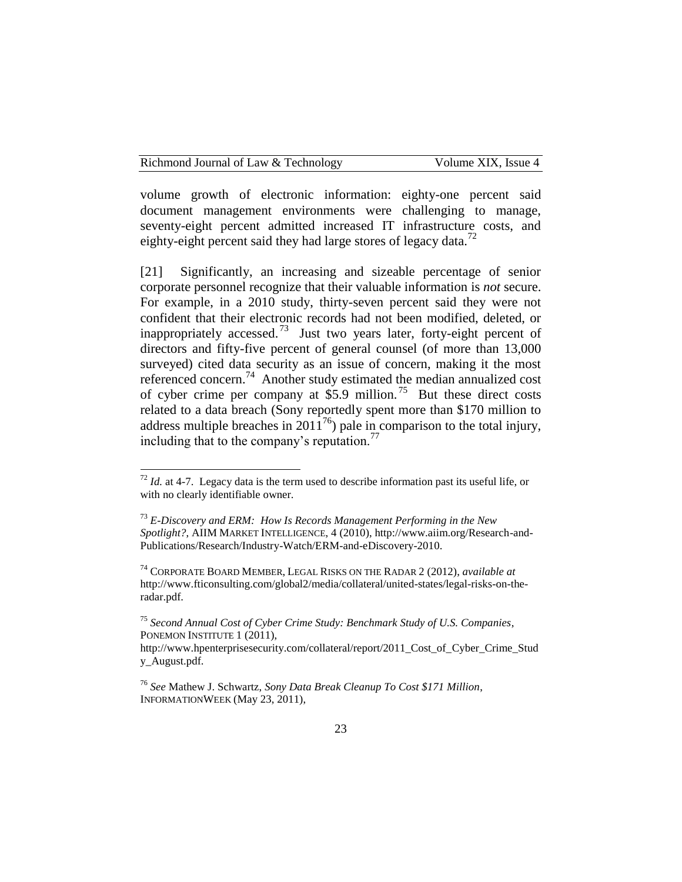volume growth of electronic information: eighty-one percent said document management environments were challenging to manage, seventy-eight percent admitted increased IT infrastructure costs, and eighty-eight percent said they had large stores of legacy data.[72]

[21] Significantly, an increasing and sizeable percentage of senior corporate personnel recognize that their valuable information is *not* secure. For example, in a 2010 study, thirty-seven percent said they were not confident that their electronic records had not been modified, deleted, or inappropriately accessed.[73] Just two years later, forty-eight percent of directors and fifty-five percent of general counsel (of more than 13,000 surveyed) cited data security as an issue of concern, making it the most referenced concern.[74] Another study estimated the median annualized cost of cyber crime per company at $5.9 million.[75] But these direct costs related to a data breach (Sony reportedly spent more than $170 million to address multiple breaches in 2011[76]) pale in comparison to the total injury, including that to the company's reputation.[77]

---

[72] *Id.* at 4-7. Legacy data is the term used to describe information past its useful life, or with no clearly identifiable owner.

[73] *E-Discovery and ERM: How Is Records Management Performing in the New Spotlight?*, AIIM MARKET INTELLIGENCE, 4 (2010), http://www.aiim.org/Research-and-Publications/Research/Industry-Watch/ERM-and-eDiscovery-2010.

[74] CORPORATE BOARD MEMBER, LEGAL RISKS ON THE RADAR 2 (2012), *available at* http://www.fticonsulting.com/global2/media/collateral/united-states/legal-risks-on-the-radar.pdf.

[75] *Second Annual Cost of Cyber Crime Study: Benchmark Study of U.S. Companies*, PONEMON INSTITUTE 1 (2011), http://www.hpenterprisesecurity.com/collateral/report/2011_Cost_of_Cyber_Crime_Study_August.pdf.

[76] *See* Mathew J. Schwartz, *Sony Data Break Cleanup To Cost $171 Million*, INFORMATIONWEEK (May 23, 2011),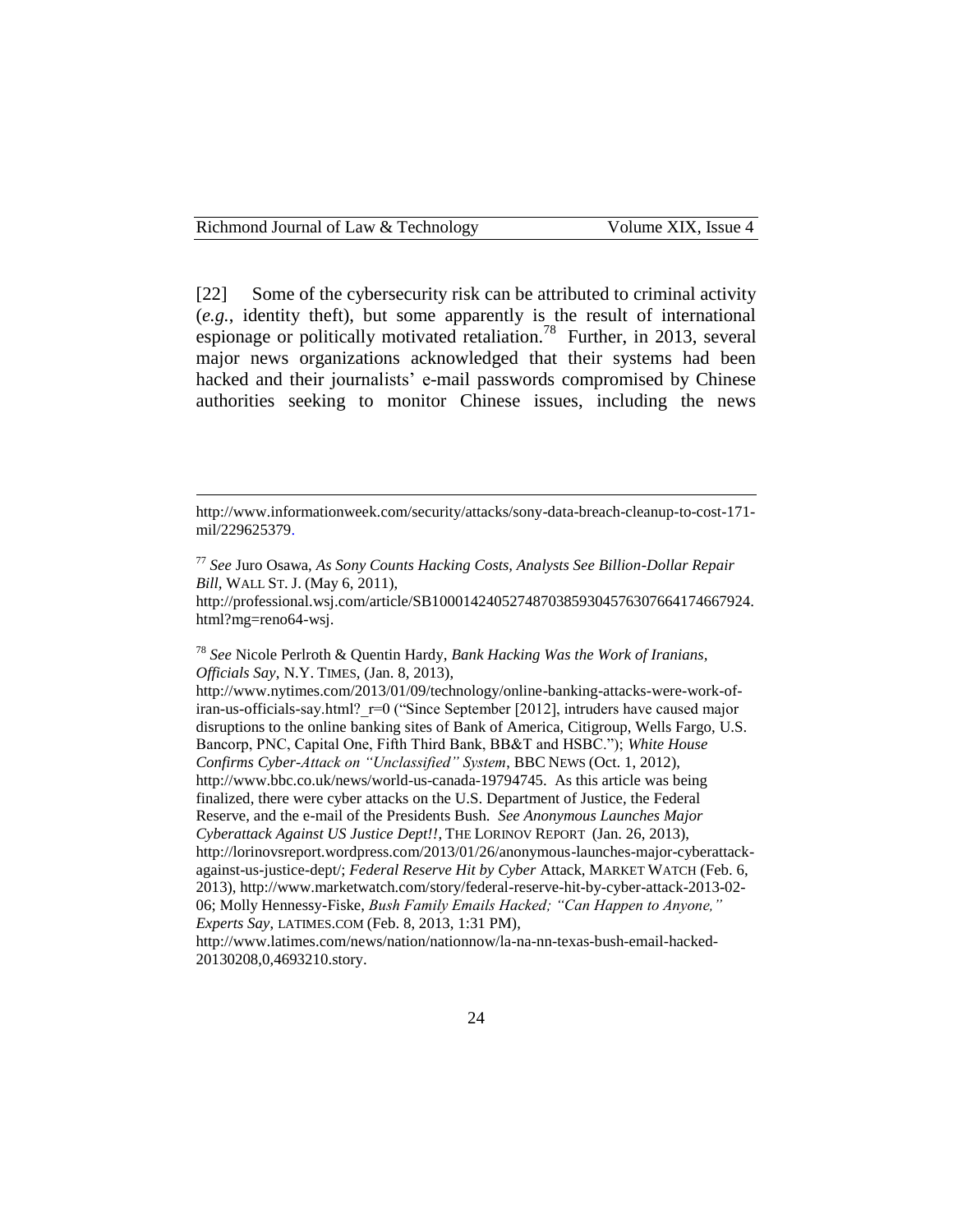[22] Some of the cybersecurity risk can be attributed to criminal activity (*e.g.*, identity theft), but some apparently is the result of international espionage or politically motivated retaliation.[78] Further, in 2013, several major news organizations acknowledged that their systems had been hacked and their journalists' e-mail passwords compromised by Chinese authorities seeking to monitor Chinese issues, including the news

---

http://www.informationweek.com/security/attacks/sony-data-breach-cleanup-to-cost-171-mil/229625379.

[77] *See* Juro Osawa, *As Sony Counts Hacking Costs, Analysts See Billion-Dollar Repair Bill*, WALL ST. J. (May 6, 2011), http://professional.wsj.com/article/SB10001424052748703859304576307664174667924.html?mg=reno64-wsj.

[78] *See* Nicole Perlroth & Quentin Hardy, *Bank Hacking Was the Work of Iranians, Officials Say*, N.Y. TIMES, (Jan. 8, 2013), http://www.nytimes.com/2013/01/09/technology/online-banking-attacks-were-work-of-iran-us-officials-say.html?_r=0 ("Since September [2012], intruders have caused major disruptions to the online banking sites of Bank of America, Citigroup, Wells Fargo, U.S. Bancorp, PNC, Capital One, Fifth Third Bank, BB&T and HSBC."); *White House Confirms Cyber-Attack on "Unclassified" System*, BBC NEWS (Oct. 1, 2012), http://www.bbc.co.uk/news/world-us-canada-19794745. As this article was being finalized, there were cyber attacks on the U.S. Department of Justice, the Federal Reserve, and the e-mail of the Presidents Bush. *See Anonymous Launches Major Cyberattack Against US Justice Dept!!*, THE LORINOV REPORT (Jan. 26, 2013), http://lorinovsreport.wordpress.com/2013/01/26/anonymous-launches-major-cyberattack-against-us-justice-dept/; *Federal Reserve Hit by Cyber* Attack, MARKET WATCH (Feb. 6, 2013), http://www.marketwatch.com/story/federal-reserve-hit-by-cyber-attack-2013-02-06; Molly Hennessy-Fiske, *Bush Family Emails Hacked; "Can Happen to Anyone," Experts Say*, LATIMES.COM (Feb. 8, 2013, 1:31 PM), http://www.latimes.com/news/nation/nationnow/la-na-nn-texas-bush-email-hacked-20130208,0,4693210.story.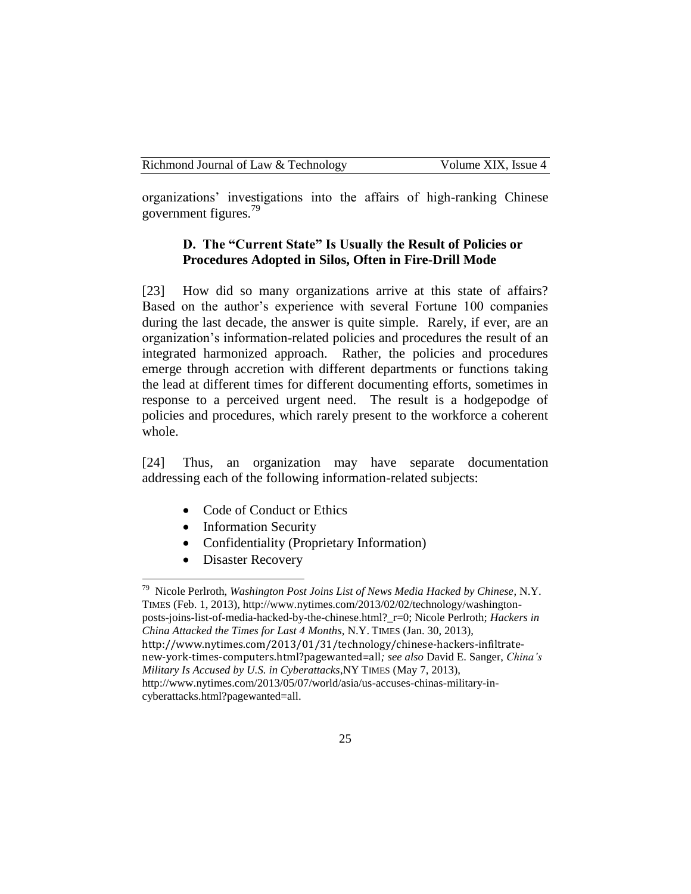organizations' investigations into the affairs of high-ranking Chinese government figures.[79]

### D. The "Current State" Is Usually the Result of Policies or Procedures Adopted in Silos, Often in Fire-Drill Mode

[23] How did so many organizations arrive at this state of affairs? Based on the author's experience with several Fortune 100 companies during the last decade, the answer is quite simple. Rarely, if ever, are an organization's information-related policies and procedures the result of an integrated harmonized approach. Rather, the policies and procedures emerge through accretion with different departments or functions taking the lead at different times for different documenting efforts, sometimes in response to a perceived urgent need. The result is a hodgepodge of policies and procedures, which rarely present to the workforce a coherent whole.

[24] Thus, an organization may have separate documentation addressing each of the following information-related subjects:

- Code of Conduct or Ethics
- Information Security
- Confidentiality (Proprietary Information)
- Disaster Recovery

---

[79] Nicole Perlroth, *Washington Post Joins List of News Media Hacked by Chinese*, N.Y. TIMES (Feb. 1, 2013), http://www.nytimes.com/2013/02/02/technology/washington-posts-joins-list-of-media-hacked-by-the-chinese.html?_r=0; Nicole Perlroth; *Hackers in China Attacked the Times for Last 4 Months*, N.Y. TIMES (Jan. 30, 2013), http://www.nytimes.com/2013/01/31/technology/chinese-hackers-infiltrate-new-york-times-computers.html?pagewanted=all*; see also* David E. Sanger, *China's Military Is Accused by U.S. in Cyberattacks*,NY TIMES (May 7, 2013), http://www.nytimes.com/2013/05/07/world/asia/us-accuses-chinas-military-in-cyberattacks.html?pagewanted=all.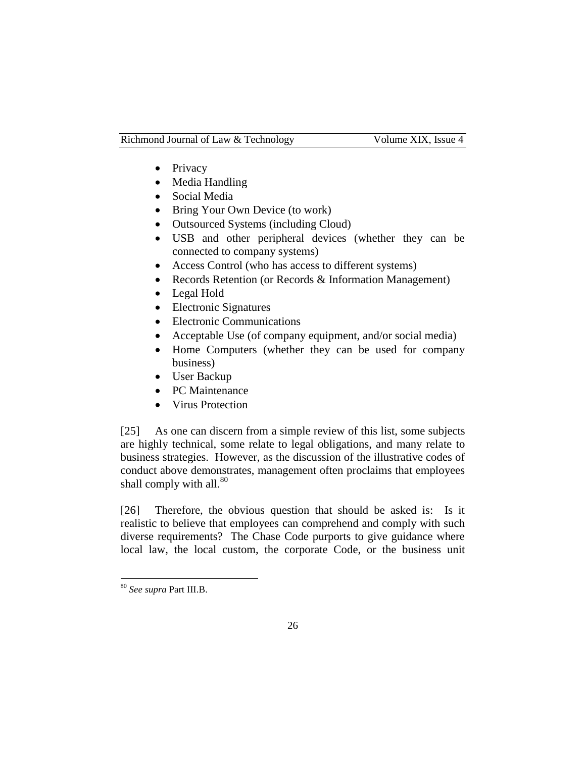- Privacy
- Media Handling
- Social Media
- Bring Your Own Device (to work)
- Outsourced Systems (including Cloud)
- USB and other peripheral devices (whether they can be connected to company systems)
- Access Control (who has access to different systems)
- Records Retention (or Records & Information Management)
- Legal Hold
- Electronic Signatures
- Electronic Communications
- Acceptable Use (of company equipment, and/or social media)
- Home Computers (whether they can be used for company business)
- User Backup
- PC Maintenance
- Virus Protection

[25] As one can discern from a simple review of this list, some subjects are highly technical, some relate to legal obligations, and many relate to business strategies. However, as the discussion of the illustrative codes of conduct above demonstrates, management often proclaims that employees shall comply with all.[80]

[26] Therefore, the obvious question that should be asked is: Is it realistic to believe that employees can comprehend and comply with such diverse requirements? The Chase Code purports to give guidance where local law, the local custom, the corporate Code, or the business unit

---

[80] *See supra* Part III.B.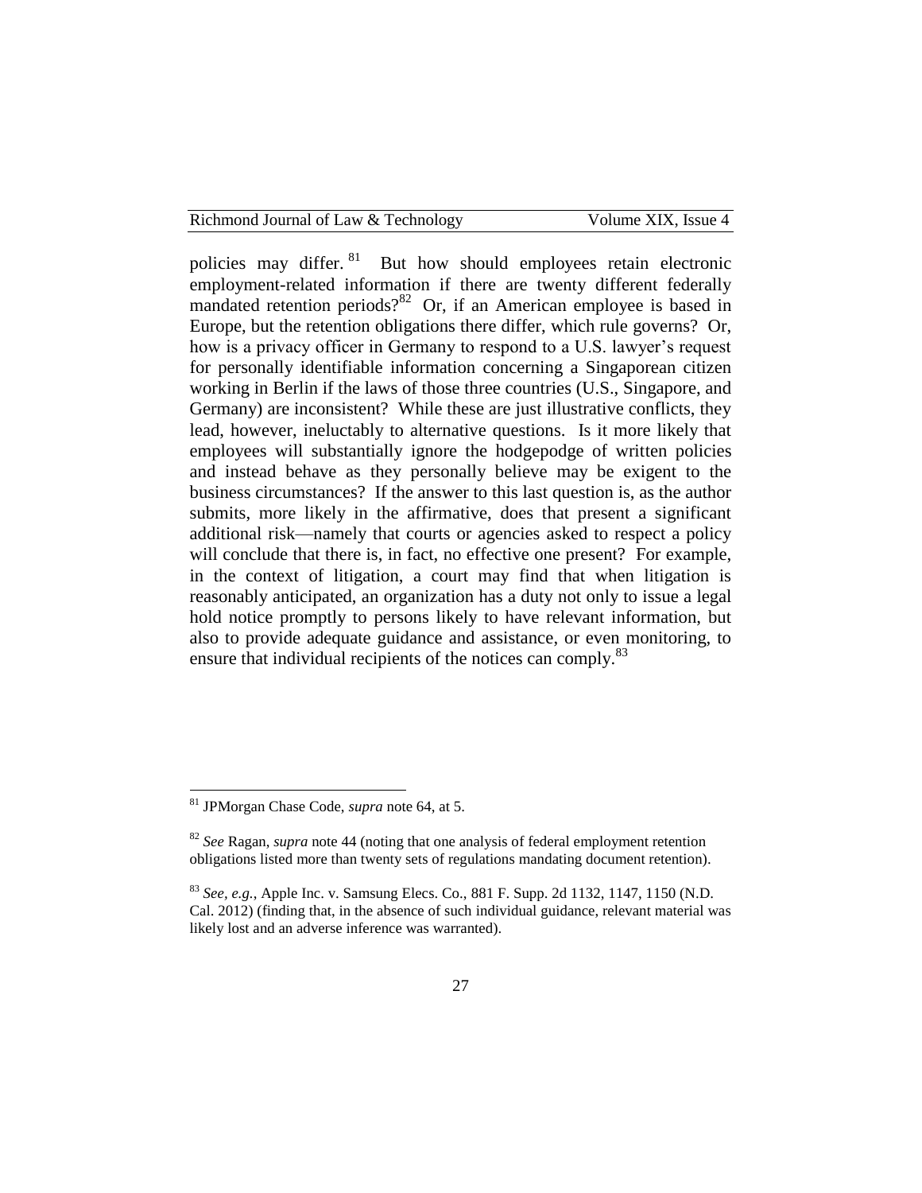policies may differ.[81] But how should employees retain electronic employment-related information if there are twenty different federally mandated retention periods?[82] Or, if an American employee is based in Europe, but the retention obligations there differ, which rule governs? Or, how is a privacy officer in Germany to respond to a U.S. lawyer's request for personally identifiable information concerning a Singaporean citizen working in Berlin if the laws of those three countries (U.S., Singapore, and Germany) are inconsistent? While these are just illustrative conflicts, they lead, however, ineluctably to alternative questions. Is it more likely that employees will substantially ignore the hodgepodge of written policies and instead behave as they personally believe may be exigent to the business circumstances? If the answer to this last question is, as the author submits, more likely in the affirmative, does that present a significant additional risk—namely that courts or agencies asked to respect a policy will conclude that there is, in fact, no effective one present? For example, in the context of litigation, a court may find that when litigation is reasonably anticipated, an organization has a duty not only to issue a legal hold notice promptly to persons likely to have relevant information, but also to provide adequate guidance and assistance, or even monitoring, to ensure that individual recipients of the notices can comply.[83]

---

[81] JPMorgan Chase Code, *supra* note 64, at 5.

[82] *See* Ragan, *supra* note 44 (noting that one analysis of federal employment retention obligations listed more than twenty sets of regulations mandating document retention).

[83] *See, e.g.*, Apple Inc. v. Samsung Elecs. Co., 881 F. Supp. 2d 1132, 1147, 1150 (N.D. Cal. 2012) (finding that, in the absence of such individual guidance, relevant material was likely lost and an adverse inference was warranted).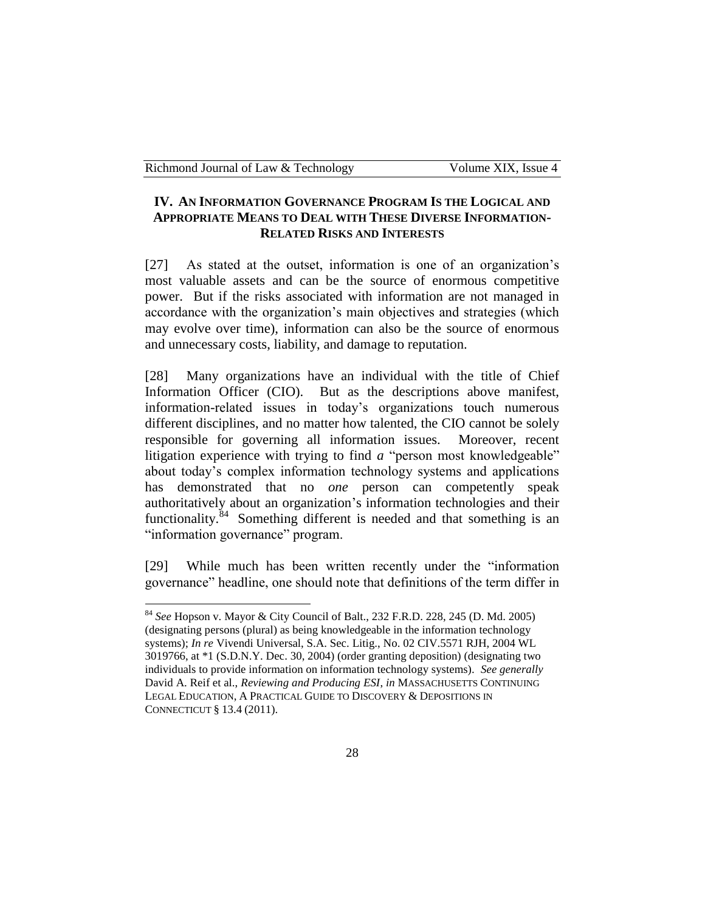## IV. AN INFORMATION GOVERNANCE PROGRAM IS THE LOGICAL AND APPROPRIATE MEANS TO DEAL WITH THESE DIVERSE INFORMATION-RELATED RISKS AND INTERESTS

[27] As stated at the outset, information is one of an organization's most valuable assets and can be the source of enormous competitive power. But if the risks associated with information are not managed in accordance with the organization's main objectives and strategies (which may evolve over time), information can also be the source of enormous and unnecessary costs, liability, and damage to reputation.

[28] Many organizations have an individual with the title of Chief Information Officer (CIO). But as the descriptions above manifest, information-related issues in today's organizations touch numerous different disciplines, and no matter how talented, the CIO cannot be solely responsible for governing all information issues. Moreover, recent litigation experience with trying to find ***a*** "person most knowledgeable" about today's complex information technology systems and applications has demonstrated that no *one* person can competently speak authoritatively about an organization's information technologies and their functionality.[84] Something different is needed and that something is an "information governance" program.

[29] While much has been written recently under the "information governance" headline, one should note that definitions of the term differ in

---

[84] *See* Hopson v. Mayor & City Council of Balt., 232 F.R.D. 228, 245 (D. Md. 2005) (designating persons (plural) as being knowledgeable in the information technology systems); *In re* Vivendi Universal, S.A. Sec. Litig., No. 02 CIV.5571 RJH, 2004 WL 3019766, at *1 (S.D.N.Y. Dec. 30, 2004) (order granting deposition) (designating two individuals to provide information on information technology systems). *See generally* David A. Reif et al., *Reviewing and Producing ESI*, *in* MASSACHUSETTS CONTINUING LEGAL EDUCATION, A PRACTICAL GUIDE TO DISCOVERY & DEPOSITIONS IN CONNECTICUT § 13.4 (2011).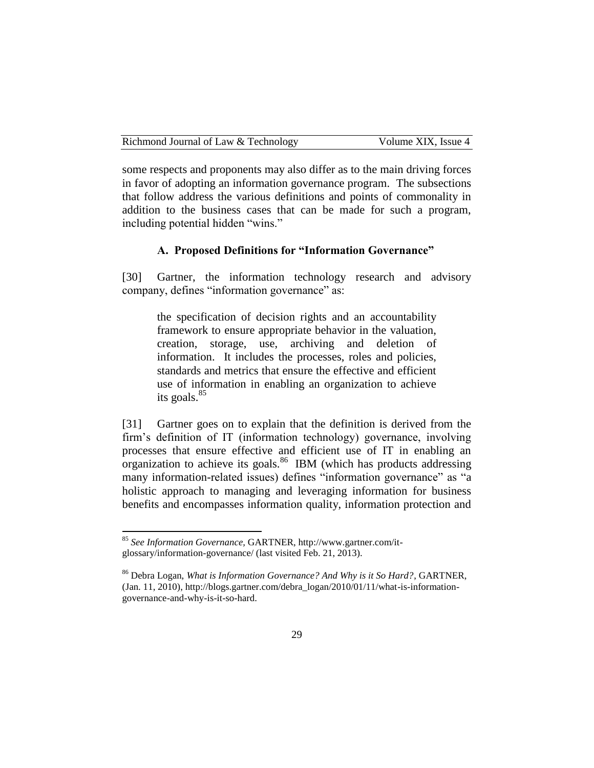some respects and proponents may also differ as to the main driving forces in favor of adopting an information governance program. The subsections that follow address the various definitions and points of commonality in addition to the business cases that can be made for such a program, including potential hidden "wins."

### A. Proposed Definitions for "Information Governance"

[30] Gartner, the information technology research and advisory company, defines "information governance" as:

> the specification of decision rights and an accountability framework to ensure appropriate behavior in the valuation, creation, storage, use, archiving and deletion of information. It includes the processes, roles and policies, standards and metrics that ensure the effective and efficient use of information in enabling an organization to achieve its goals.[85]

[31] Gartner goes on to explain that the definition is derived from the firm's definition of IT (information technology) governance, involving processes that ensure effective and efficient use of IT in enabling an organization to achieve its goals.[86] IBM (which has products addressing many information-related issues) defines "information governance" as "a holistic approach to managing and leveraging information for business benefits and encompasses information quality, information protection and

---

[85] *See Information Governance,* GARTNER, http://www.gartner.com/it-glossary/information-governance/ (last visited Feb. 21, 2013).

[86] Debra Logan, *What is Information Governance? And Why is it So Hard?*, GARTNER, (Jan. 11, 2010), http://blogs.gartner.com/debra_logan/2010/01/11/what-is-information-governance-and-why-is-it-so-hard.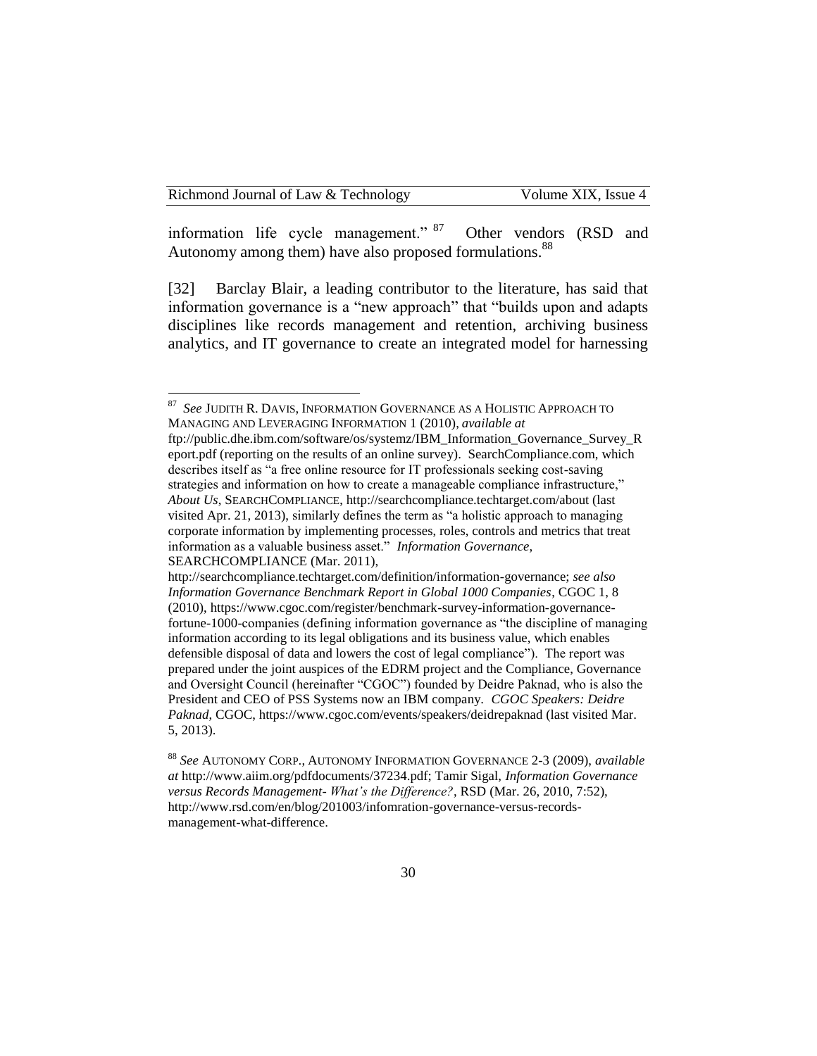information life cycle management." [87] Other vendors (RSD and Autonomy among them) have also proposed formulations.[88]

[32] Barclay Blair, a leading contributor to the literature, has said that information governance is a "new approach" that "builds upon and adapts disciplines like records management and retention, archiving business analytics, and IT governance to create an integrated model for harnessing

---

[87] *See* JUDITH R. DAVIS, INFORMATION GOVERNANCE AS A HOLISTIC APPROACH TO MANAGING AND LEVERAGING INFORMATION 1 (2010), *available at* ftp://public.dhe.ibm.com/software/os/systemz/IBM_Information_Governance_Survey_Report.pdf (reporting on the results of an online survey). SearchCompliance.com, which describes itself as "a free online resource for IT professionals seeking cost-saving strategies and information on how to create a manageable compliance infrastructure," *About Us*, SEARCHCOMPLIANCE, http://searchcompliance.techtarget.com/about (last visited Apr. 21, 2013), similarly defines the term as "a holistic approach to managing corporate information by implementing processes, roles, controls and metrics that treat information as a valuable business asset." *Information Governance*, SEARCHCOMPLIANCE (Mar. 2011), http://searchcompliance.techtarget.com/definition/information-governance; *see also Information Governance Benchmark Report in Global 1000 Companies*, CGOC 1, 8 (2010), https://www.cgoc.com/register/benchmark-survey-information-governance-fortune-1000-companies (defining information governance as "the discipline of managing information according to its legal obligations and its business value, which enables defensible disposal of data and lowers the cost of legal compliance"). The report was prepared under the joint auspices of the EDRM project and the Compliance, Governance and Oversight Council (hereinafter "CGOC") founded by Deidre Paknad, who is also the President and CEO of PSS Systems now an IBM company. *CGOC Speakers: Deidre Paknad*, CGOC, https://www.cgoc.com/events/speakers/deidrepaknad (last visited Mar. 5, 2013).

[88] *See* AUTONOMY CORP., AUTONOMY INFORMATION GOVERNANCE 2-3 (2009), *available at* http://www.aiim.org/pdfdocuments/37234.pdf; Tamir Sigal, *Information Governance versus Records Management- What's the Difference?*, RSD (Mar. 26, 2010, 7:52), http://www.rsd.com/en/blog/201003/infomration-governance-versus-records-management-what-difference.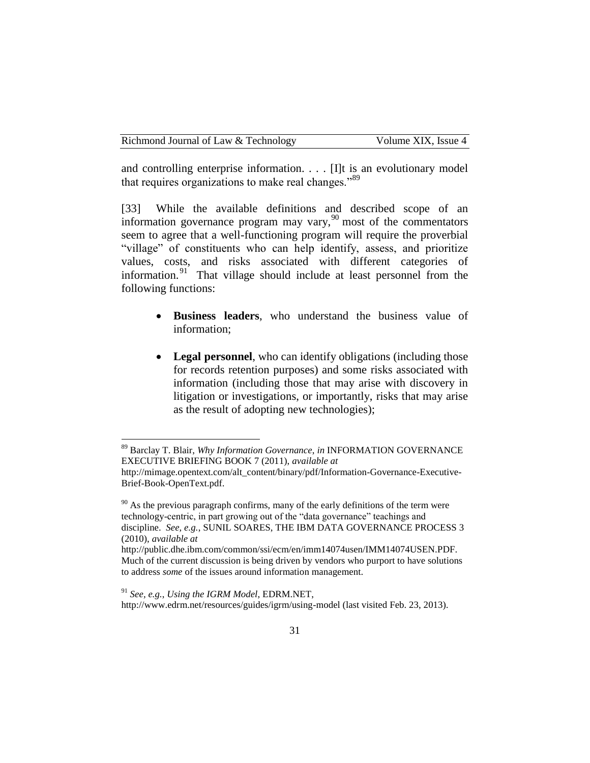and controlling enterprise information. . . . [I]t is an evolutionary model that requires organizations to make real changes."[89]

[33] While the available definitions and described scope of an information governance program may vary,[90] most of the commentators seem to agree that a well-functioning program will require the proverbial "village" of constituents who can help identify, assess, and prioritize values, costs, and risks associated with different categories of information.[91] That village should include at least personnel from the following functions:

- **Business leaders**, who understand the business value of information;
- **Legal personnel**, who can identify obligations (including those for records retention purposes) and some risks associated with information (including those that may arise with discovery in litigation or investigations, or importantly, risks that may arise as the result of adopting new technologies);

---

[89] Barclay T. Blair, *Why Information Governance*, *in* INFORMATION GOVERNANCE EXECUTIVE BRIEFING BOOK 7 (2011), *available at* http://mimage.opentext.com/alt_content/binary/pdf/Information-Governance-Executive-Brief-Book-OpenText.pdf.

[90] As the previous paragraph confirms, many of the early definitions of the term were technology-centric, in part growing out of the "data governance" teachings and discipline. *See, e.g.*, SUNIL SOARES, THE IBM DATA GOVERNANCE PROCESS 3 (2010), *available at* http://public.dhe.ibm.com/common/ssi/ecm/en/imm14074usen/IMM14074USEN.PDF. Much of the current discussion is being driven by vendors who purport to have solutions to address *some* of the issues around information management.

[91] *See, e.g.*, *Using the IGRM Model*, EDRM.NET, http://www.edrm.net/resources/guides/igrm/using-model (last visited Feb. 23, 2013).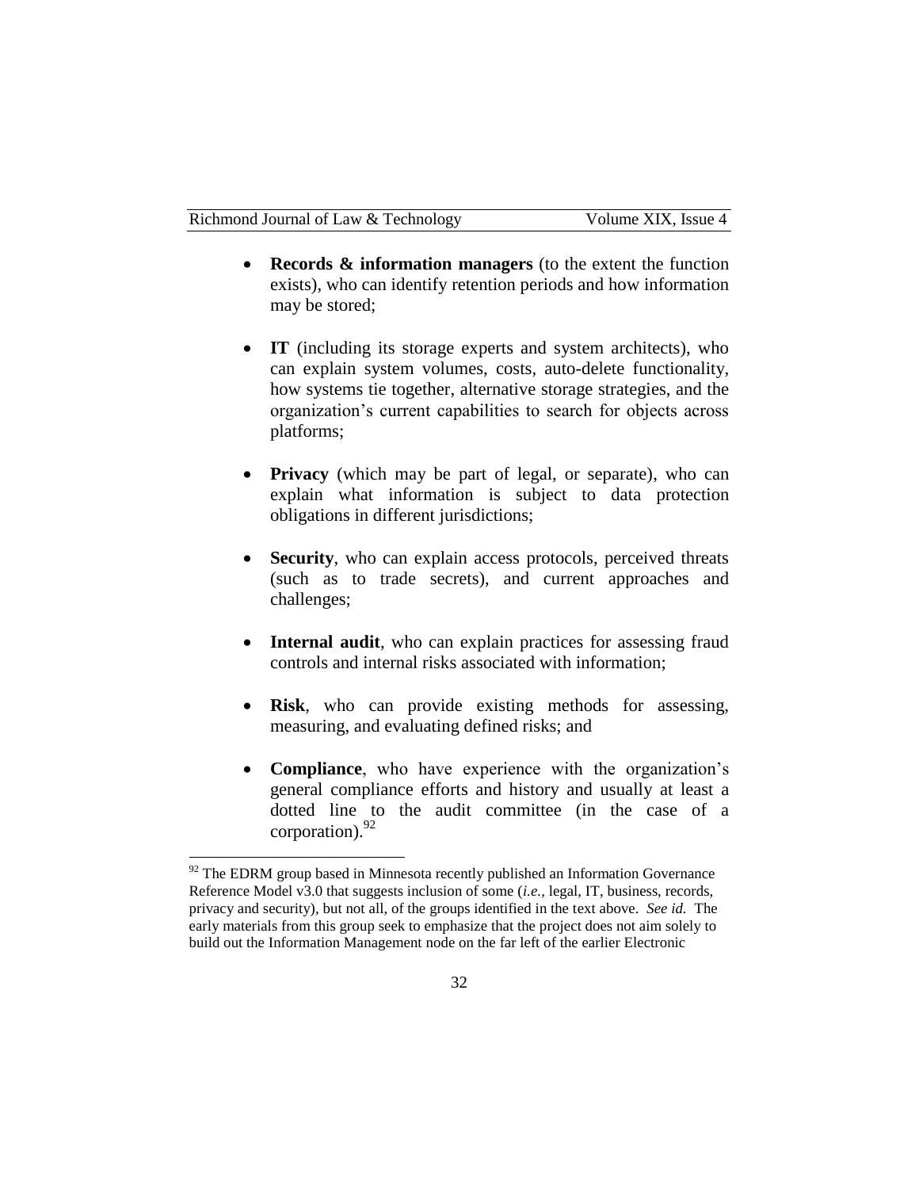- **Records & information managers** (to the extent the function exists), who can identify retention periods and how information may be stored;

- **IT** (including its storage experts and system architects), who can explain system volumes, costs, auto-delete functionality, how systems tie together, alternative storage strategies, and the organization's current capabilities to search for objects across platforms;

- **Privacy** (which may be part of legal, or separate), who can explain what information is subject to data protection obligations in different jurisdictions;

- **Security**, who can explain access protocols, perceived threats (such as to trade secrets), and current approaches and challenges;

- **Internal audit**, who can explain practices for assessing fraud controls and internal risks associated with information;

- **Risk**, who can provide existing methods for assessing, measuring, and evaluating defined risks; and

- **Compliance**, who have experience with the organization's general compliance efforts and history and usually at least a dotted line to the audit committee (in the case of a corporation).[92]

---

[92] The EDRM group based in Minnesota recently published an Information Governance Reference Model v3.0 that suggests inclusion of some (*i.e.*, legal, IT, business, records, privacy and security), but not all, of the groups identified in the text above. *See id.* The early materials from this group seek to emphasize that the project does not aim solely to build out the Information Management node on the far left of the earlier Electronic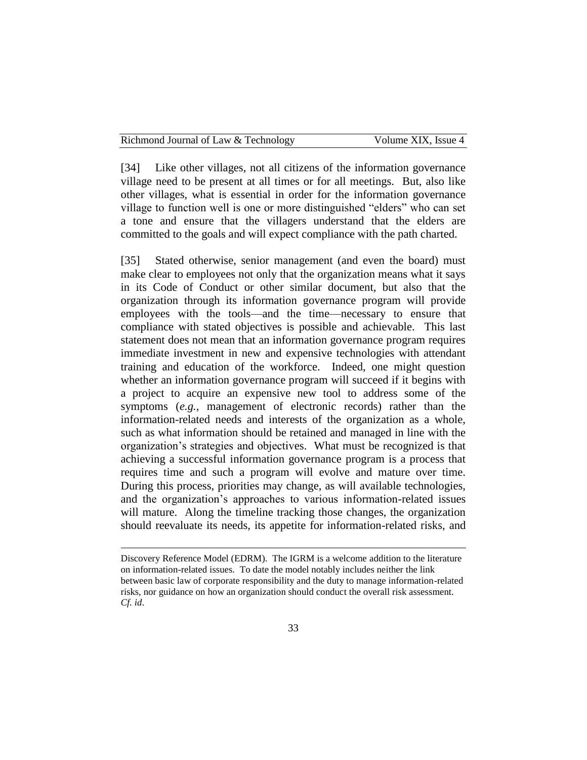[34] Like other villages, not all citizens of the information governance village need to be present at all times or for all meetings. But, also like other villages, what is essential in order for the information governance village to function well is one or more distinguished "elders" who can set a tone and ensure that the villagers understand that the elders are committed to the goals and will expect compliance with the path charted.

[35] Stated otherwise, senior management (and even the board) must make clear to employees not only that the organization means what it says in its Code of Conduct or other similar document, but also that the organization through its information governance program will provide employees with the tools—and the time—necessary to ensure that compliance with stated objectives is possible and achievable. This last statement does not mean that an information governance program requires immediate investment in new and expensive technologies with attendant training and education of the workforce. Indeed, one might question whether an information governance program will succeed if it begins with a project to acquire an expensive new tool to address some of the symptoms (*e.g.*, management of electronic records) rather than the information-related needs and interests of the organization as a whole, such as what information should be retained and managed in line with the organization's strategies and objectives. What must be recognized is that achieving a successful information governance program is a process that requires time and such a program will evolve and mature over time. During this process, priorities may change, as will available technologies, and the organization's approaches to various information-related issues will mature. Along the timeline tracking those changes, the organization should reevaluate its needs, its appetite for information-related risks, and

---

Discovery Reference Model (EDRM). The IGRM is a welcome addition to the literature on information-related issues. To date the model notably includes neither the link between basic law of corporate responsibility and the duty to manage information-related risks, nor guidance on how an organization should conduct the overall risk assessment. *Cf. id*.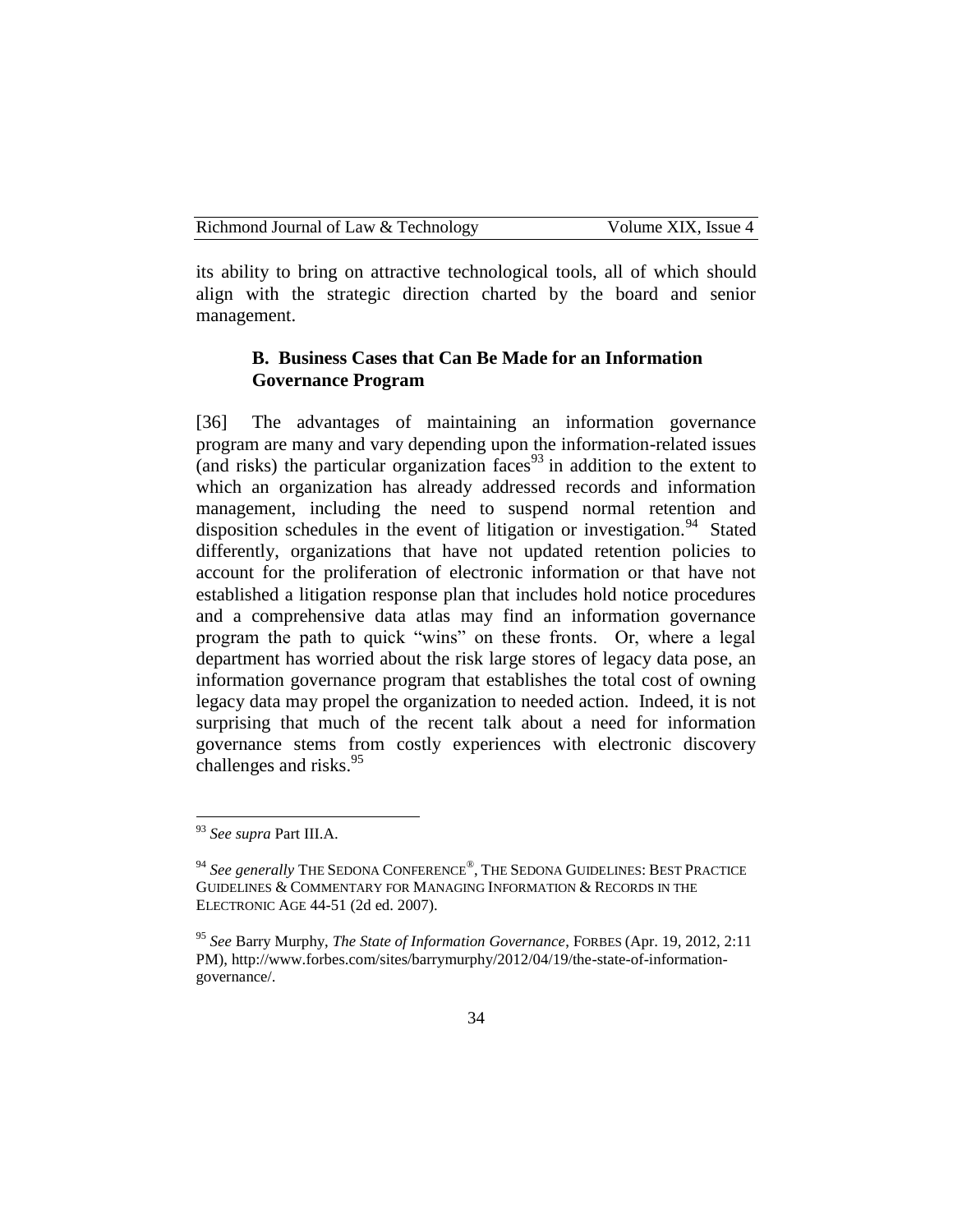its ability to bring on attractive technological tools, all of which should align with the strategic direction charted by the board and senior management.

### B. Business Cases that Can Be Made for an Information Governance Program

[36] The advantages of maintaining an information governance program are many and vary depending upon the information-related issues (and risks) the particular organization faces[93] in addition to the extent to which an organization has already addressed records and information management, including the need to suspend normal retention and disposition schedules in the event of litigation or investigation.[94] Stated differently, organizations that have not updated retention policies to account for the proliferation of electronic information or that have not established a litigation response plan that includes hold notice procedures and a comprehensive data atlas may find an information governance program the path to quick "wins" on these fronts. Or, where a legal department has worried about the risk large stores of legacy data pose, an information governance program that establishes the total cost of owning legacy data may propel the organization to needed action. Indeed, it is not surprising that much of the recent talk about a need for information governance stems from costly experiences with electronic discovery challenges and risks.[95]

---

[93] *See supra* Part III.A.

[94] *See generally* THE SEDONA CONFERENCE®, THE SEDONA GUIDELINES: BEST PRACTICE GUIDELINES & COMMENTARY FOR MANAGING INFORMATION & RECORDS IN THE ELECTRONIC AGE 44-51 (2d ed. 2007).

[95] *See* Barry Murphy, *The State of Information Governance*, FORBES (Apr. 19, 2012, 2:11 PM), http://www.forbes.com/sites/barrymurphy/2012/04/19/the-state-of-information-governance/.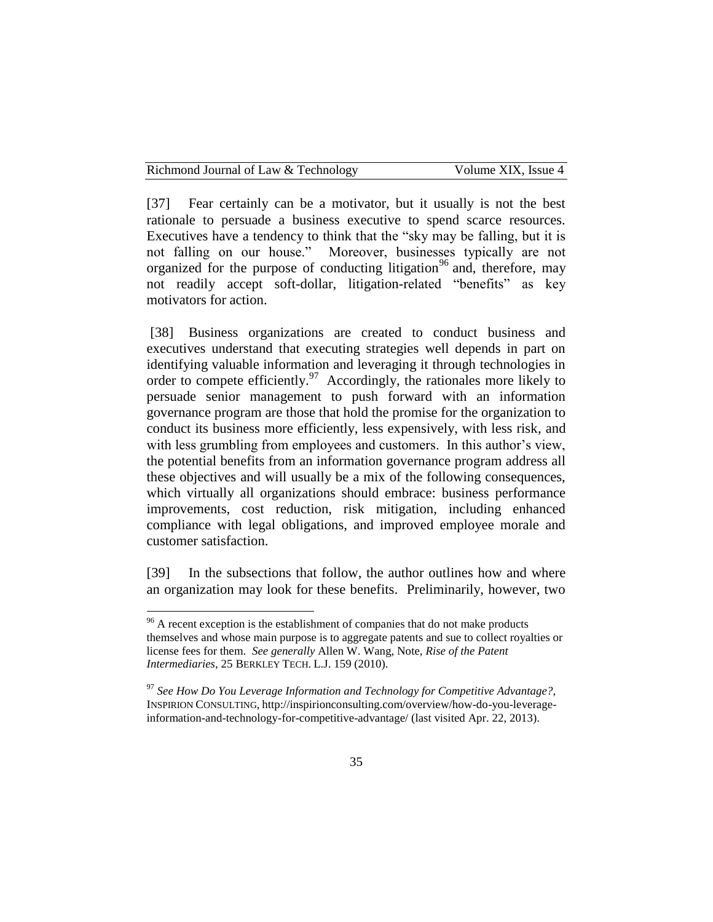[37] Fear certainly can be a motivator, but it usually is not the best rationale to persuade a business executive to spend scarce resources. Executives have a tendency to think that the "sky may be falling, but it is not falling on our house." Moreover, businesses typically are not organized for the purpose of conducting litigation[96] and, therefore, may not readily accept soft-dollar, litigation-related "benefits" as key motivators for action.

[38] Business organizations are created to conduct business and executives understand that executing strategies well depends in part on identifying valuable information and leveraging it through technologies in order to compete efficiently.[97] Accordingly, the rationales more likely to persuade senior management to push forward with an information governance program are those that hold the promise for the organization to conduct its business more efficiently, less expensively, with less risk, and with less grumbling from employees and customers. In this author's view, the potential benefits from an information governance program address all these objectives and will usually be a mix of the following consequences, which virtually all organizations should embrace: business performance improvements, cost reduction, risk mitigation, including enhanced compliance with legal obligations, and improved employee morale and customer satisfaction.

[39] In the subsections that follow, the author outlines how and where an organization may look for these benefits. Preliminarily, however, two

---

[96] A recent exception is the establishment of companies that do not make products themselves and whose main purpose is to aggregate patents and sue to collect royalties or license fees for them. *See generally* Allen W. Wang, Note, *Rise of the Patent Intermediaries*, 25 BERKLEY TECH. L.J. 159 (2010).

[97] *See How Do You Leverage Information and Technology for Competitive Advantage?*, INSPIRION CONSULTING, http://inspirionconsulting.com/overview/how-do-you-leverage-information-and-technology-for-competitive-advantage/ (last visited Apr. 22, 2013).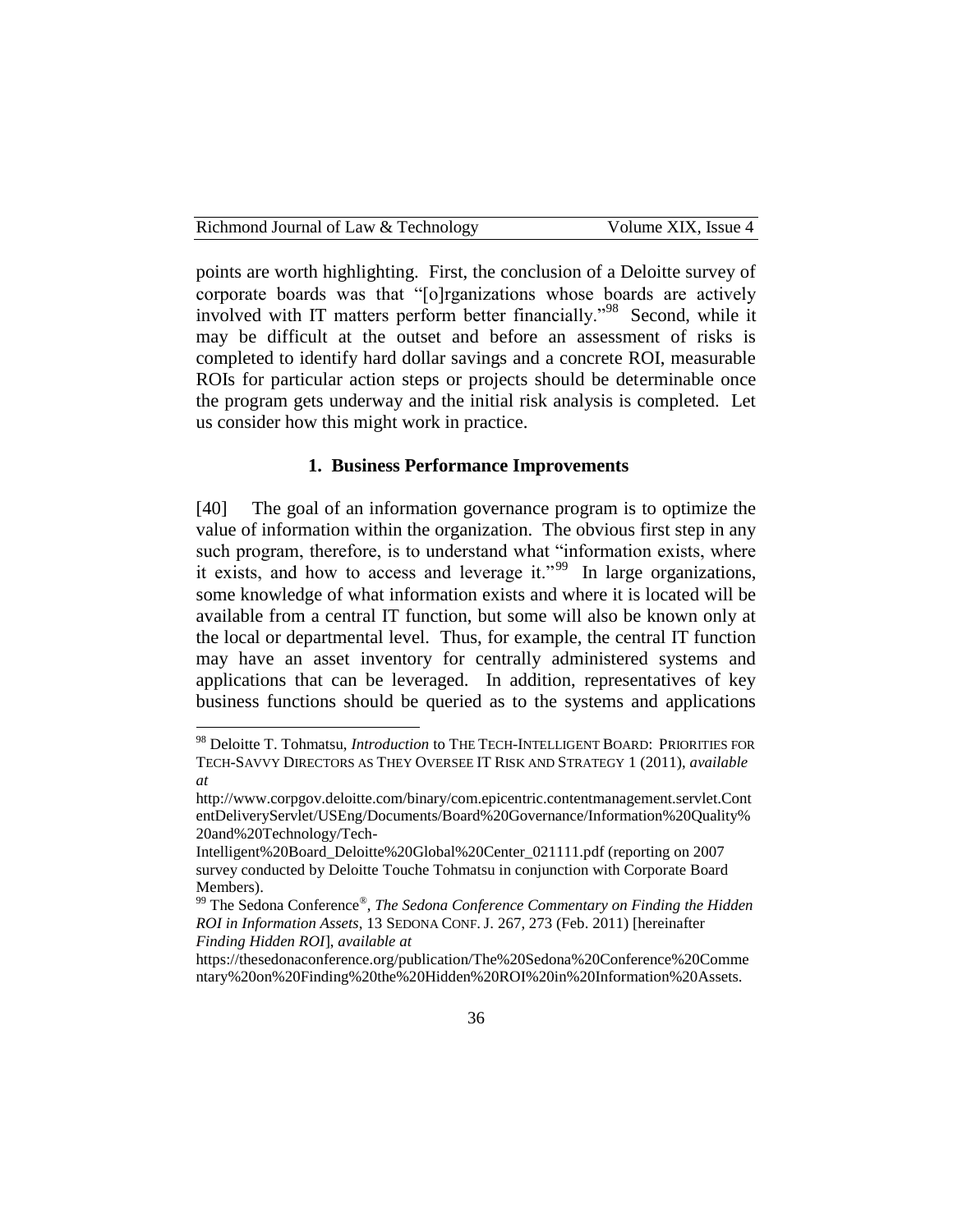points are worth highlighting. First, the conclusion of a Deloitte survey of corporate boards was that "[o]rganizations whose boards are actively involved with IT matters perform better financially."[98] Second, while it may be difficult at the outset and before an assessment of risks is completed to identify hard dollar savings and a concrete ROI, measurable ROIs for particular action steps or projects should be determinable once the program gets underway and the initial risk analysis is completed. Let us consider how this might work in practice.

### 1. Business Performance Improvements

[40] The goal of an information governance program is to optimize the value of information within the organization. The obvious first step in any such program, therefore, is to understand what "information exists, where it exists, and how to access and leverage it."[99] In large organizations, some knowledge of what information exists and where it is located will be available from a central IT function, but some will also be known only at the local or departmental level. Thus, for example, the central IT function may have an asset inventory for centrally administered systems and applications that can be leveraged. In addition, representatives of key business functions should be queried as to the systems and applications

---

[98] Deloitte T. Tohmatsu, *Introduction* to THE TECH-INTELLIGENT BOARD: PRIORITIES FOR TECH-SAVVY DIRECTORS AS THEY OVERSEE IT RISK AND STRATEGY 1 (2011), *available at* http://www.corpgov.deloitte.com/binary/com.epicentric.contentmanagement.servlet.ContentDeliveryServlet/USEng/Documents/Board%20Governance/Information%20Quality%20and%20Technology/Tech-Intelligent%20Board_Deloitte%20Global%20Center_021111.pdf (reporting on 2007 survey conducted by Deloitte Touche Tohmatsu in conjunction with Corporate Board Members).

[99] The Sedona Conference®, *The Sedona Conference Commentary on Finding the Hidden ROI in Information Assets*, 13 SEDONA CONF. J. 267, 273 (Feb. 2011) [hereinafter *Finding Hidden ROI*], *available at* https://thesedonaconference.org/publication/The%20Sedona%20Conference%20Commentary%20on%20Finding%20the%20Hidden%20ROI%20in%20Information%20Assets.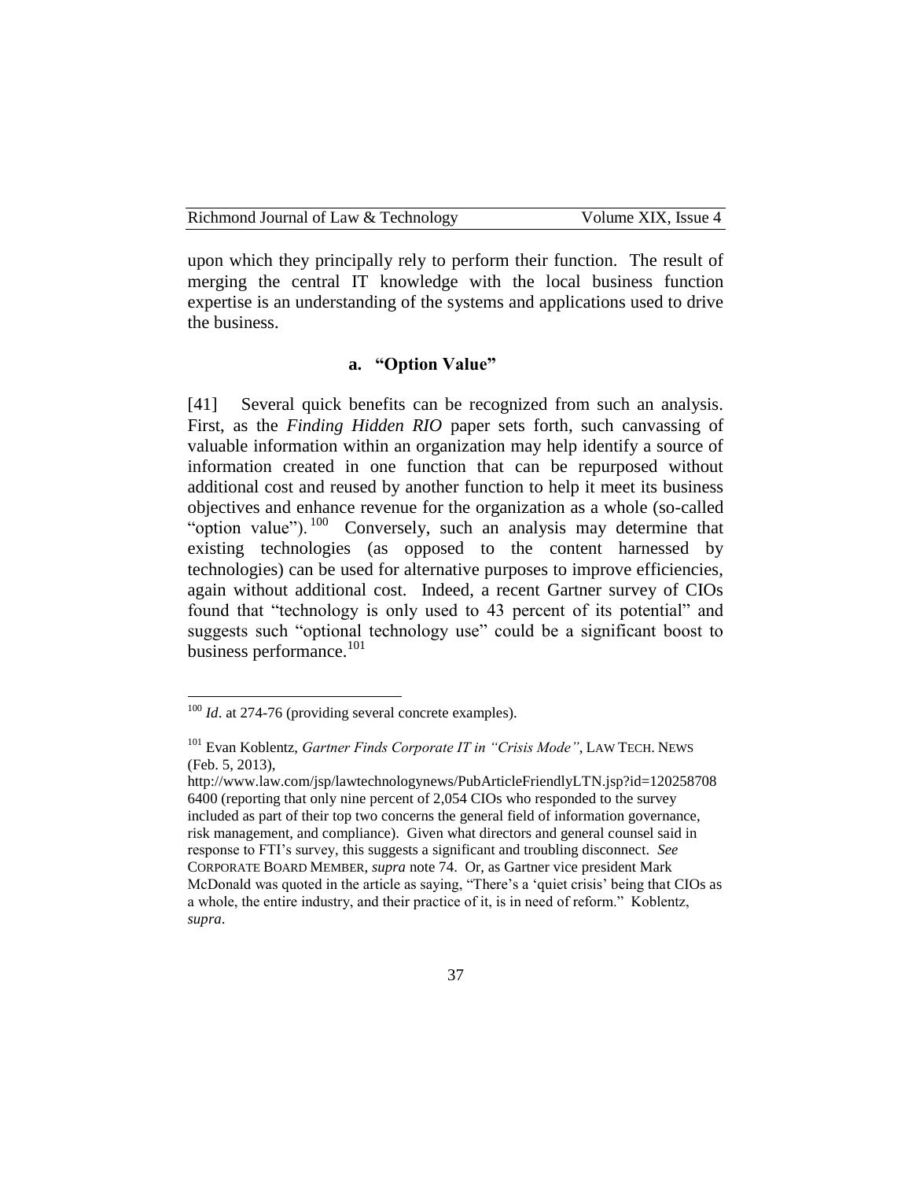upon which they principally rely to perform their function. The result of merging the central IT knowledge with the local business function expertise is an understanding of the systems and applications used to drive the business.

### a. "Option Value"

[41] Several quick benefits can be recognized from such an analysis. First, as the *Finding Hidden RIO* paper sets forth, such canvassing of valuable information within an organization may help identify a source of information created in one function that can be repurposed without additional cost and reused by another function to help it meet its business objectives and enhance revenue for the organization as a whole (so-called "option value").[100] Conversely, such an analysis may determine that existing technologies (as opposed to the content harnessed by technologies) can be used for alternative purposes to improve efficiencies, again without additional cost. Indeed, a recent Gartner survey of CIOs found that "technology is only used to 43 percent of its potential" and suggests such "optional technology use" could be a significant boost to business performance.[101]

---

[100] *Id*. at 274-76 (providing several concrete examples).

[101] Evan Koblentz, *Gartner Finds Corporate IT in "Crisis Mode"*, LAW TECH. NEWS (Feb. 5, 2013), http://www.law.com/jsp/lawtechnologynews/PubArticleFriendlyLTN.jsp?id=1202587086400 (reporting that only nine percent of 2,054 CIOs who responded to the survey included as part of their top two concerns the general field of information governance, risk management, and compliance). Given what directors and general counsel said in response to FTI's survey, this suggests a significant and troubling disconnect. *See* CORPORATE BOARD MEMBER, *supra* note 74. Or, as Gartner vice president Mark McDonald was quoted in the article as saying, "There's a 'quiet crisis' being that CIOs as a whole, the entire industry, and their practice of it, is in need of reform." Koblentz, *supra*.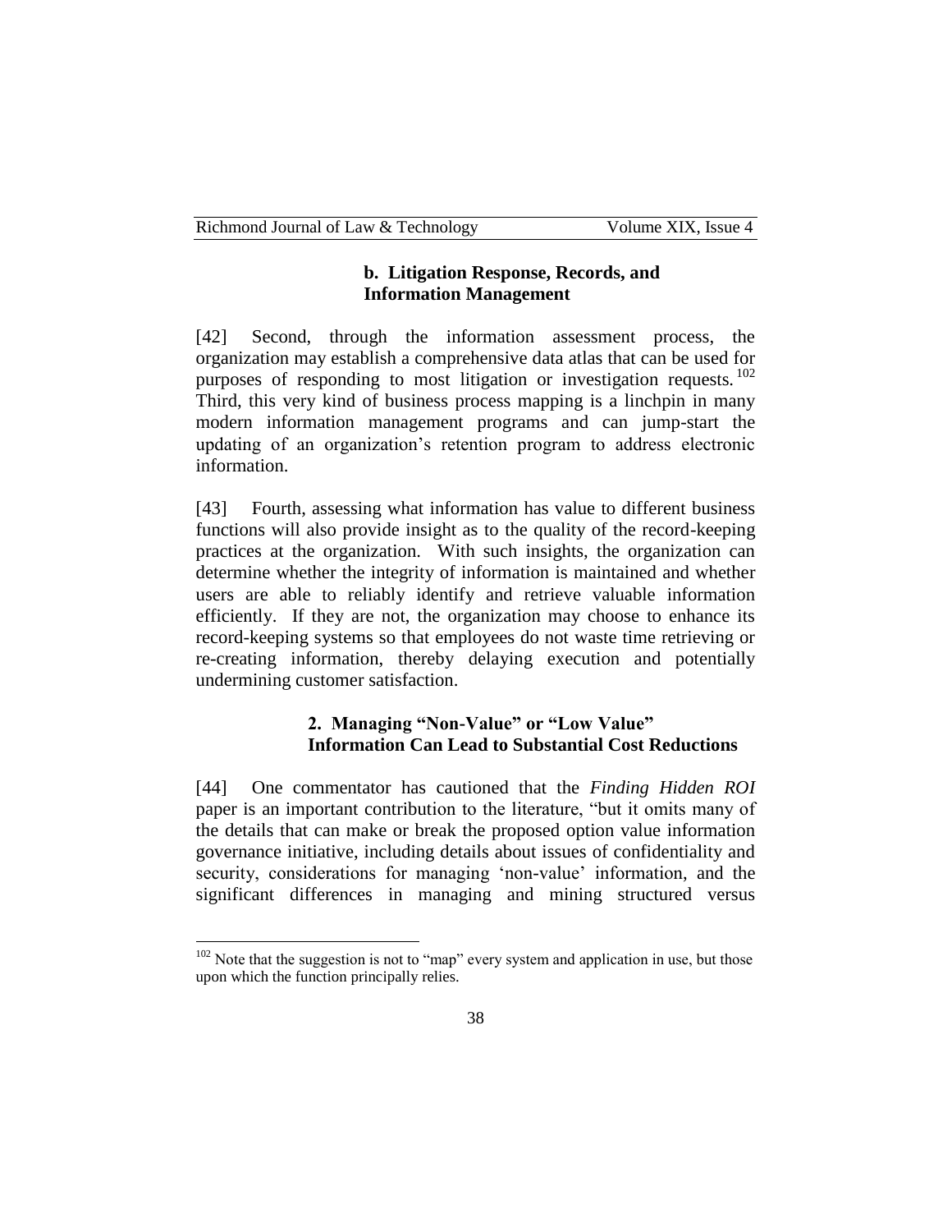#### b. Litigation Response, Records, and Information Management

[42] Second, through the information assessment process, the organization may establish a comprehensive data atlas that can be used for purposes of responding to most litigation or investigation requests.[102] Third, this very kind of business process mapping is a linchpin in many modern information management programs and can jump-start the updating of an organization's retention program to address electronic information.

[43] Fourth, assessing what information has value to different business functions will also provide insight as to the quality of the record-keeping practices at the organization. With such insights, the organization can determine whether the integrity of information is maintained and whether users are able to reliably identify and retrieve valuable information efficiently. If they are not, the organization may choose to enhance its record-keeping systems so that employees do not waste time retrieving or re-creating information, thereby delaying execution and potentially undermining customer satisfaction.

### 2. Managing "Non-Value" or "Low Value" Information Can Lead to Substantial Cost Reductions

[44] One commentator has cautioned that the *Finding Hidden ROI* paper is an important contribution to the literature, "but it omits many of the details that can make or break the proposed option value information governance initiative, including details about issues of confidentiality and security, considerations for managing 'non-value' information, and the significant differences in managing and mining structured versus

---

[102] Note that the suggestion is not to "map" every system and application in use, but those upon which the function principally relies.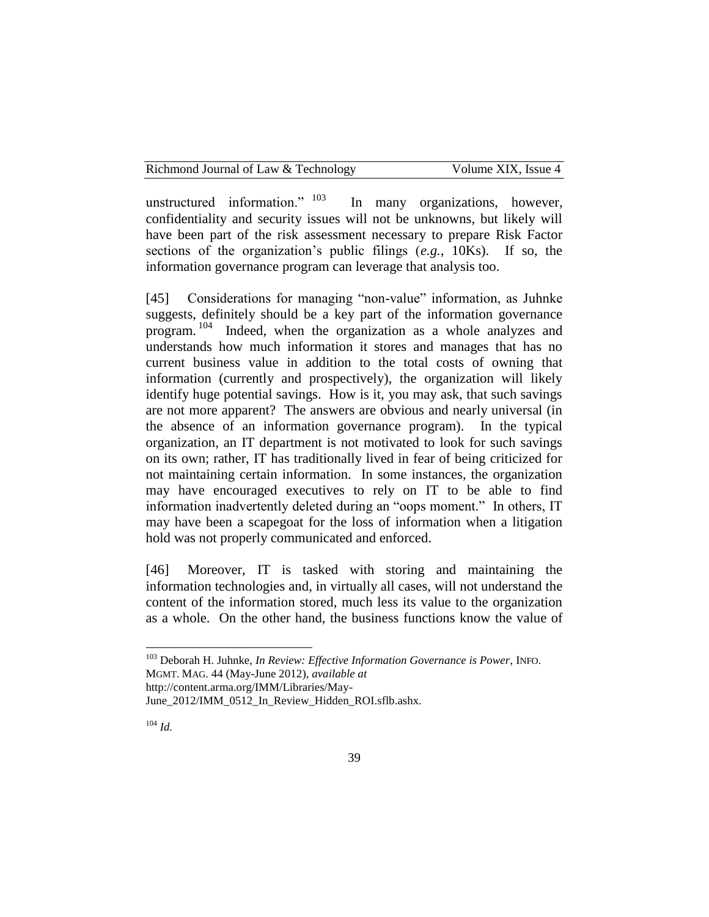unstructured information."[103] In many organizations, however, confidentiality and security issues will not be unknowns, but likely will have been part of the risk assessment necessary to prepare Risk Factor sections of the organization's public filings (*e.g.*, 10Ks). If so, the information governance program can leverage that analysis too.

[45] Considerations for managing "non-value" information, as Juhnke suggests, definitely should be a key part of the information governance program.[104] Indeed, when the organization as a whole analyzes and understands how much information it stores and manages that has no current business value in addition to the total costs of owning that information (currently and prospectively), the organization will likely identify huge potential savings. How is it, you may ask, that such savings are not more apparent? The answers are obvious and nearly universal (in the absence of an information governance program). In the typical organization, an IT department is not motivated to look for such savings on its own; rather, IT has traditionally lived in fear of being criticized for not maintaining certain information. In some instances, the organization may have encouraged executives to rely on IT to be able to find information inadvertently deleted during an "oops moment." In others, IT may have been a scapegoat for the loss of information when a litigation hold was not properly communicated and enforced.

[46] Moreover, IT is tasked with storing and maintaining the information technologies and, in virtually all cases, will not understand the content of the information stored, much less its value to the organization as a whole. On the other hand, the business functions know the value of

---

[103] Deborah H. Juhnke, *In Review: Effective Information Governance is Power*, INFO. MGMT. MAG. 44 (May-June 2012), *available at* http://content.arma.org/IMM/Libraries/May-June_2012/IMM_0512_In_Review_Hidden_ROI.sflb.ashx.

[104] *Id.*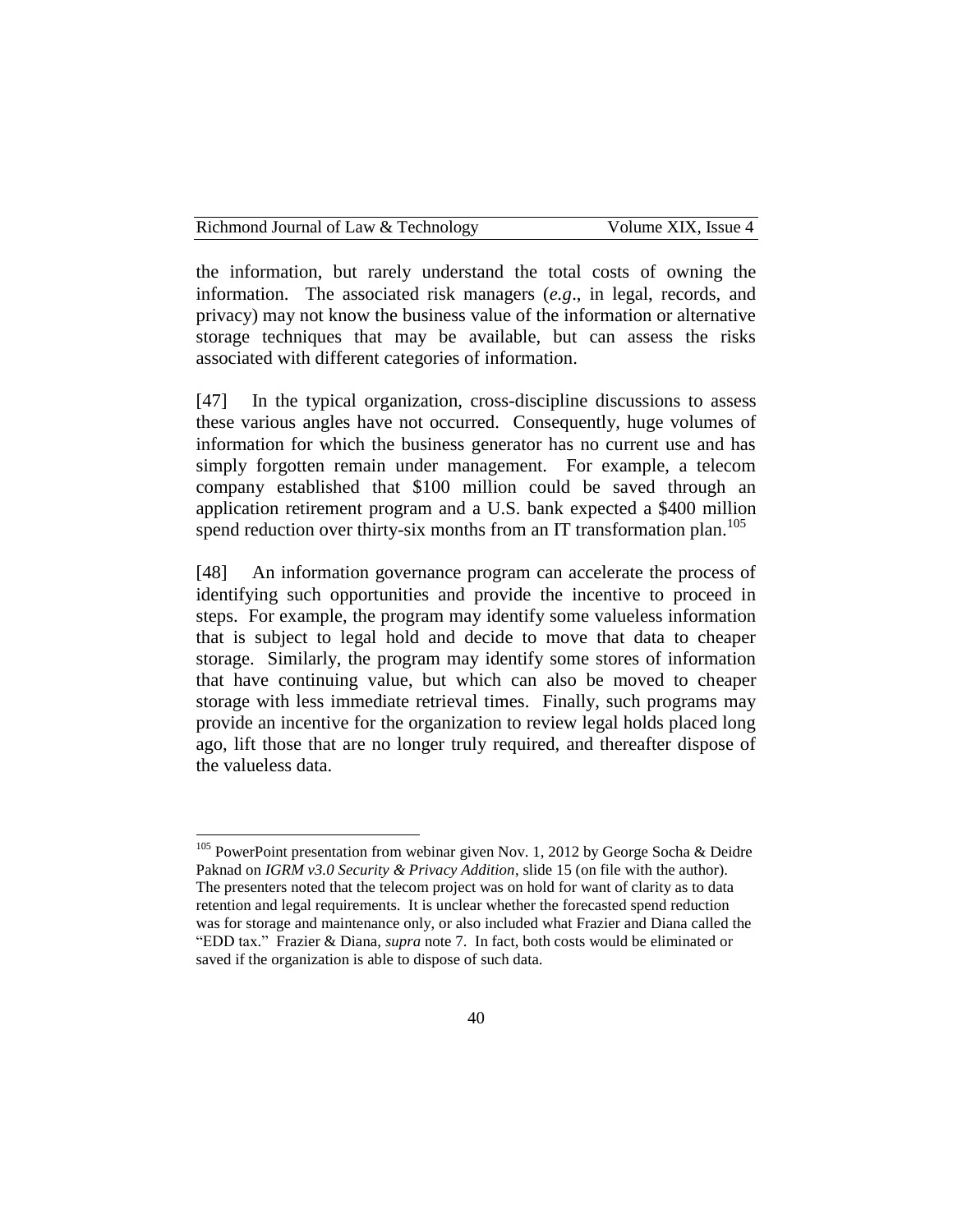the information, but rarely understand the total costs of owning the information. The associated risk managers (*e.g*., in legal, records, and privacy) may not know the business value of the information or alternative storage techniques that may be available, but can assess the risks associated with different categories of information.

[47] In the typical organization, cross-discipline discussions to assess these various angles have not occurred. Consequently, huge volumes of information for which the business generator has no current use and has simply forgotten remain under management. For example, a telecom company established that $100 million could be saved through an application retirement program and a U.S. bank expected a $400 million spend reduction over thirty-six months from an IT transformation plan.[105]

[48] An information governance program can accelerate the process of identifying such opportunities and provide the incentive to proceed in steps. For example, the program may identify some valueless information that is subject to legal hold and decide to move that data to cheaper storage. Similarly, the program may identify some stores of information that have continuing value, but which can also be moved to cheaper storage with less immediate retrieval times. Finally, such programs may provide an incentive for the organization to review legal holds placed long ago, lift those that are no longer truly required, and thereafter dispose of the valueless data.

---

[105] PowerPoint presentation from webinar given Nov. 1, 2012 by George Socha & Deidre Paknad on *IGRM v3.0 Security & Privacy Addition*, slide 15 (on file with the author). The presenters noted that the telecom project was on hold for want of clarity as to data retention and legal requirements. It is unclear whether the forecasted spend reduction was for storage and maintenance only, or also included what Frazier and Diana called the "EDD tax." Frazier & Diana, *supra* note 7. In fact, both costs would be eliminated or saved if the organization is able to dispose of such data.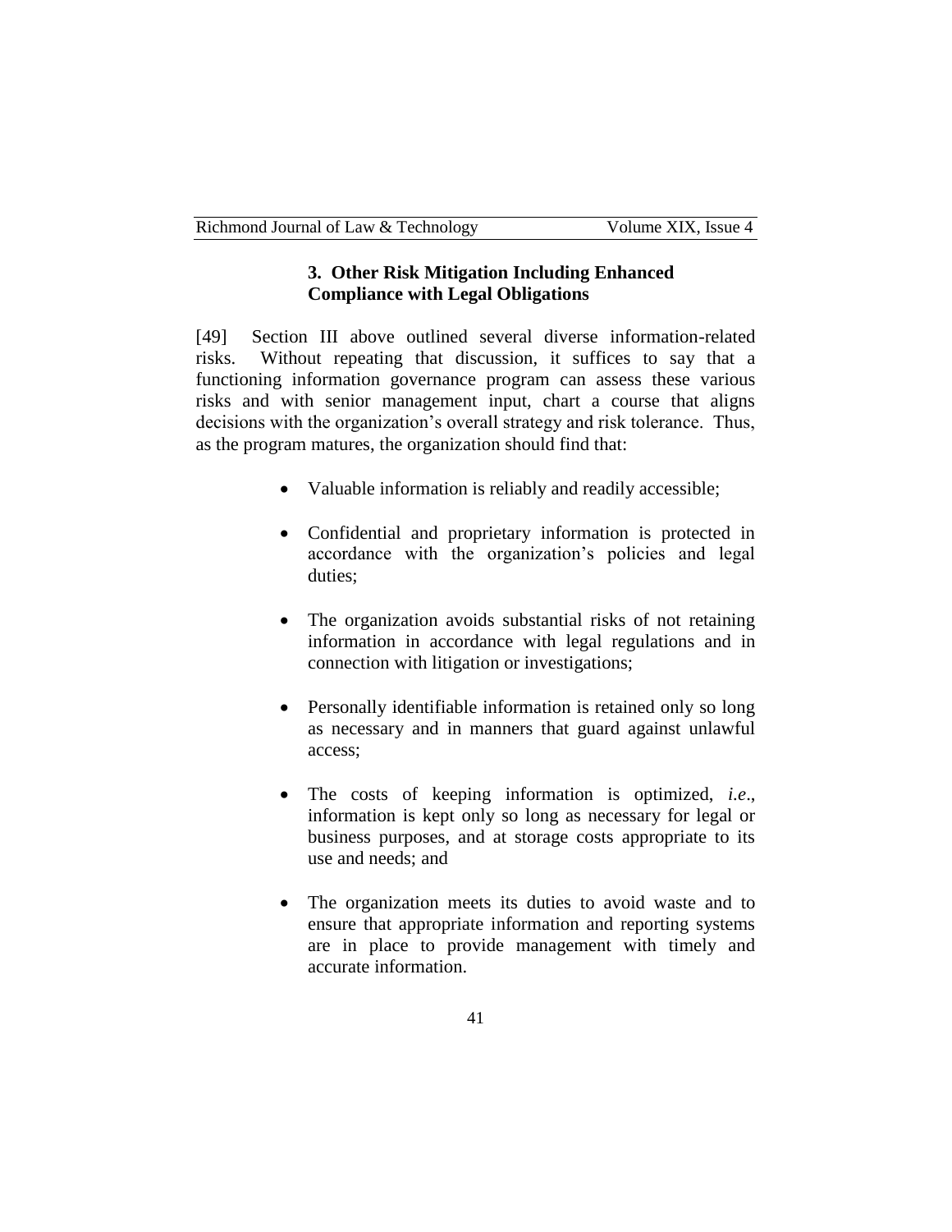### 3. Other Risk Mitigation Including Enhanced Compliance with Legal Obligations

[49] Section III above outlined several diverse information-related risks. Without repeating that discussion, it suffices to say that a functioning information governance program can assess these various risks and with senior management input, chart a course that aligns decisions with the organization's overall strategy and risk tolerance. Thus, as the program matures, the organization should find that:

- Valuable information is reliably and readily accessible;
- Confidential and proprietary information is protected in accordance with the organization's policies and legal duties;
- The organization avoids substantial risks of not retaining information in accordance with legal regulations and in connection with litigation or investigations;
- Personally identifiable information is retained only so long as necessary and in manners that guard against unlawful access;
- The costs of keeping information is optimized, *i.e*., information is kept only so long as necessary for legal or business purposes, and at storage costs appropriate to its use and needs; and
- The organization meets its duties to avoid waste and to ensure that appropriate information and reporting systems are in place to provide management with timely and accurate information.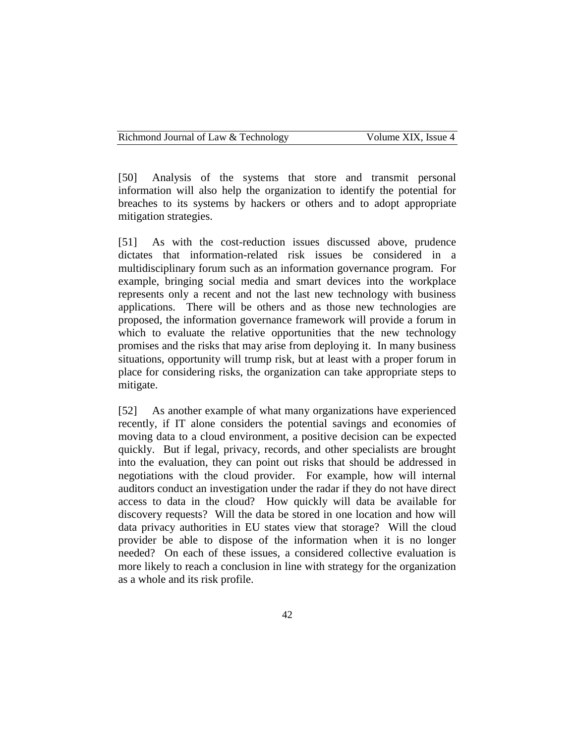[50] Analysis of the systems that store and transmit personal information will also help the organization to identify the potential for breaches to its systems by hackers or others and to adopt appropriate mitigation strategies.

[51] As with the cost-reduction issues discussed above, prudence dictates that information-related risk issues be considered in a multidisciplinary forum such as an information governance program. For example, bringing social media and smart devices into the workplace represents only a recent and not the last new technology with business applications. There will be others and as those new technologies are proposed, the information governance framework will provide a forum in which to evaluate the relative opportunities that the new technology promises and the risks that may arise from deploying it. In many business situations, opportunity will trump risk, but at least with a proper forum in place for considering risks, the organization can take appropriate steps to mitigate.

[52] As another example of what many organizations have experienced recently, if IT alone considers the potential savings and economies of moving data to a cloud environment, a positive decision can be expected quickly. But if legal, privacy, records, and other specialists are brought into the evaluation, they can point out risks that should be addressed in negotiations with the cloud provider. For example, how will internal auditors conduct an investigation under the radar if they do not have direct access to data in the cloud? How quickly will data be available for discovery requests? Will the data be stored in one location and how will data privacy authorities in EU states view that storage? Will the cloud provider be able to dispose of the information when it is no longer needed? On each of these issues, a considered collective evaluation is more likely to reach a conclusion in line with strategy for the organization as a whole and its risk profile.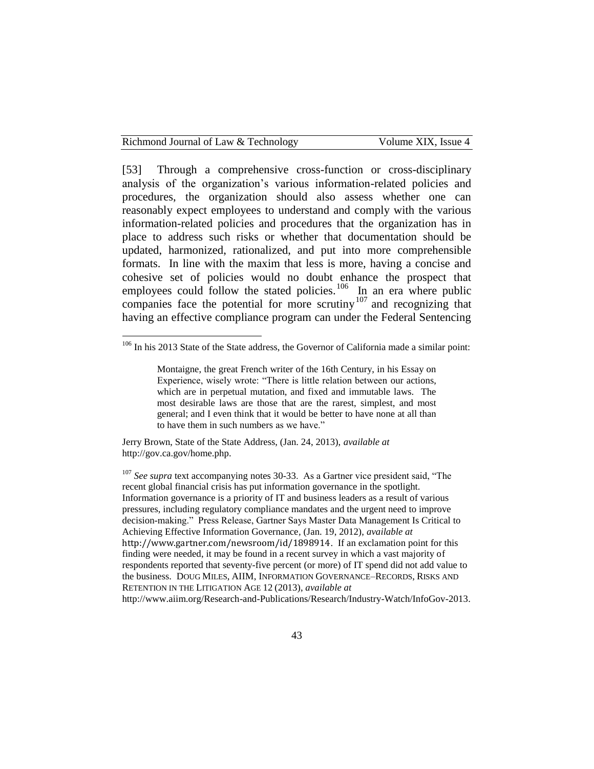[53] Through a comprehensive cross-function or cross-disciplinary analysis of the organization's various information-related policies and procedures, the organization should also assess whether one can reasonably expect employees to understand and comply with the various information-related policies and procedures that the organization has in place to address such risks or whether that documentation should be updated, harmonized, rationalized, and put into more comprehensible formats. In line with the maxim that less is more, having a concise and cohesive set of policies would no doubt enhance the prospect that employees could follow the stated policies.[106] In an era where public companies face the potential for more scrutiny[107] and recognizing that having an effective compliance program can under the Federal Sentencing

---

[106] In his 2013 State of the State address, the Governor of California made a similar point:

> Montaigne, the great French writer of the 16th Century, in his Essay on Experience, wisely wrote: "There is little relation between our actions, which are in perpetual mutation, and fixed and immutable laws. The most desirable laws are those that are the rarest, simplest, and most general; and I even think that it would be better to have none at all than to have them in such numbers as we have."

Jerry Brown, State of the State Address, (Jan. 24, 2013), *available at* http://gov.ca.gov/home.php.

[107] *See supra* text accompanying notes 30-33. As a Gartner vice president said, "The recent global financial crisis has put information governance in the spotlight. Information governance is a priority of IT and business leaders as a result of various pressures, including regulatory compliance mandates and the urgent need to improve decision-making." Press Release, Gartner Says Master Data Management Is Critical to Achieving Effective Information Governance, (Jan. 19, 2012), *available at* http://www.gartner.com/newsroom/id/1898914. If an exclamation point for this finding were needed, it may be found in a recent survey in which a vast majority of respondents reported that seventy-five percent (or more) of IT spend did not add value to the business. DOUG MILES, AIIM, INFORMATION GOVERNANCE–RECORDS, RISKS AND RETENTION IN THE LITIGATION AGE 12 (2013), *available at* http://www.aiim.org/Research-and-Publications/Research/Industry-Watch/InfoGov-2013.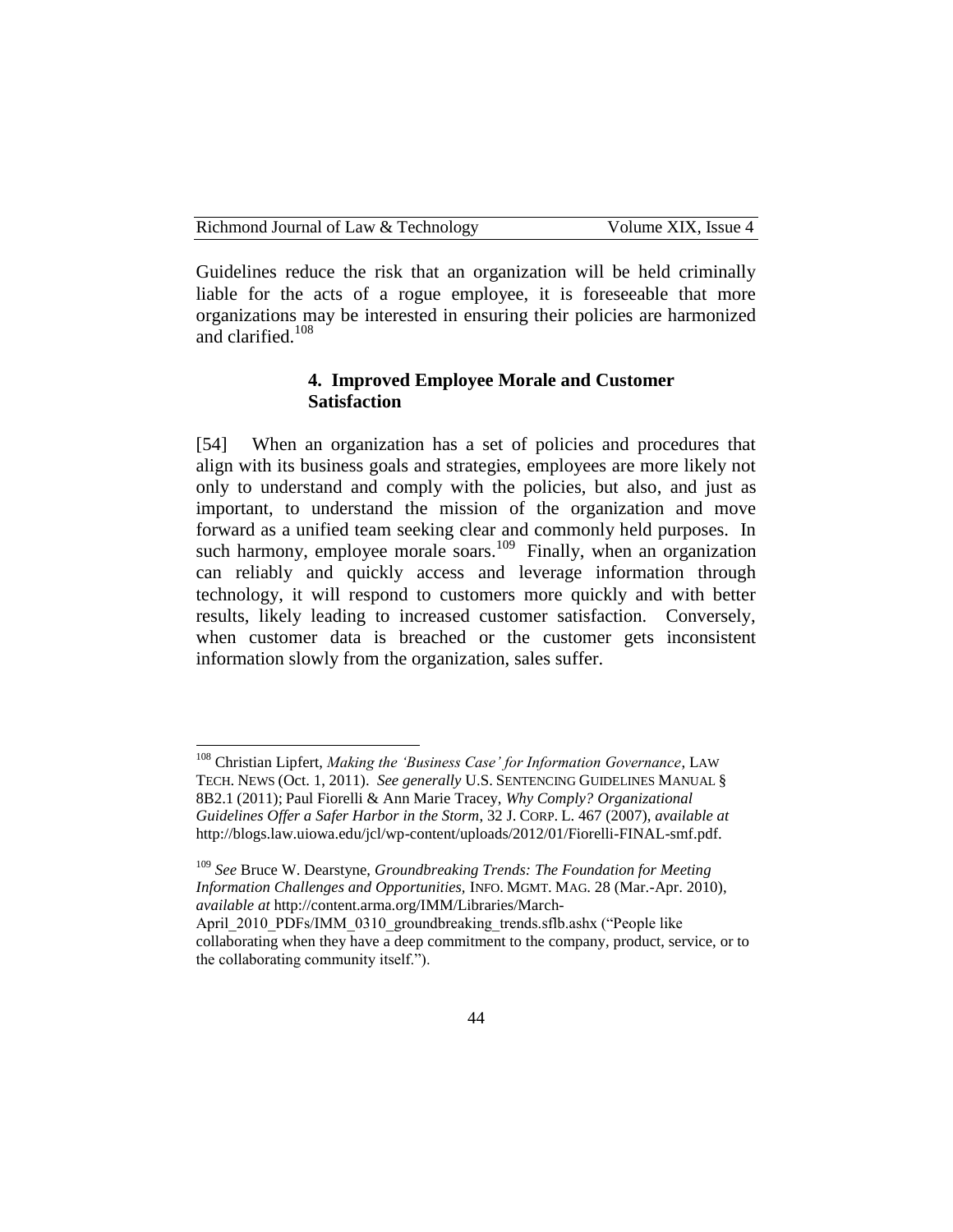Guidelines reduce the risk that an organization will be held criminally liable for the acts of a rogue employee, it is foreseeable that more organizations may be interested in ensuring their policies are harmonized and clarified.[108]

#### 4. Improved Employee Morale and Customer Satisfaction

[54] When an organization has a set of policies and procedures that align with its business goals and strategies, employees are more likely not only to understand and comply with the policies, but also, and just as important, to understand the mission of the organization and move forward as a unified team seeking clear and commonly held purposes. In such harmony, employee morale soars.[109] Finally, when an organization can reliably and quickly access and leverage information through technology, it will respond to customers more quickly and with better results, likely leading to increased customer satisfaction. Conversely, when customer data is breached or the customer gets inconsistent information slowly from the organization, sales suffer.

---

[108] Christian Lipfert, *Making the 'Business Case' for Information Governance*, LAW TECH. NEWS (Oct. 1, 2011). *See generally* U.S. SENTENCING GUIDELINES MANUAL § 8B2.1 (2011); Paul Fiorelli & Ann Marie Tracey, *Why Comply? Organizational Guidelines Offer a Safer Harbor in the Storm*, 32 J. CORP. L. 467 (2007), *available at* http://blogs.law.uiowa.edu/jcl/wp-content/uploads/2012/01/Fiorelli-FINAL-smf.pdf.

[109] *See* Bruce W. Dearstyne, *Groundbreaking Trends: The Foundation for Meeting Information Challenges and Opportunities*, INFO. MGMT. MAG. 28 (Mar.-Apr. 2010), *available at* http://content.arma.org/IMM/Libraries/March-April_2010_PDFs/IMM_0310_groundbreaking_trends.sflb.ashx ("People like collaborating when they have a deep commitment to the company, product, service, or to the collaborating community itself.").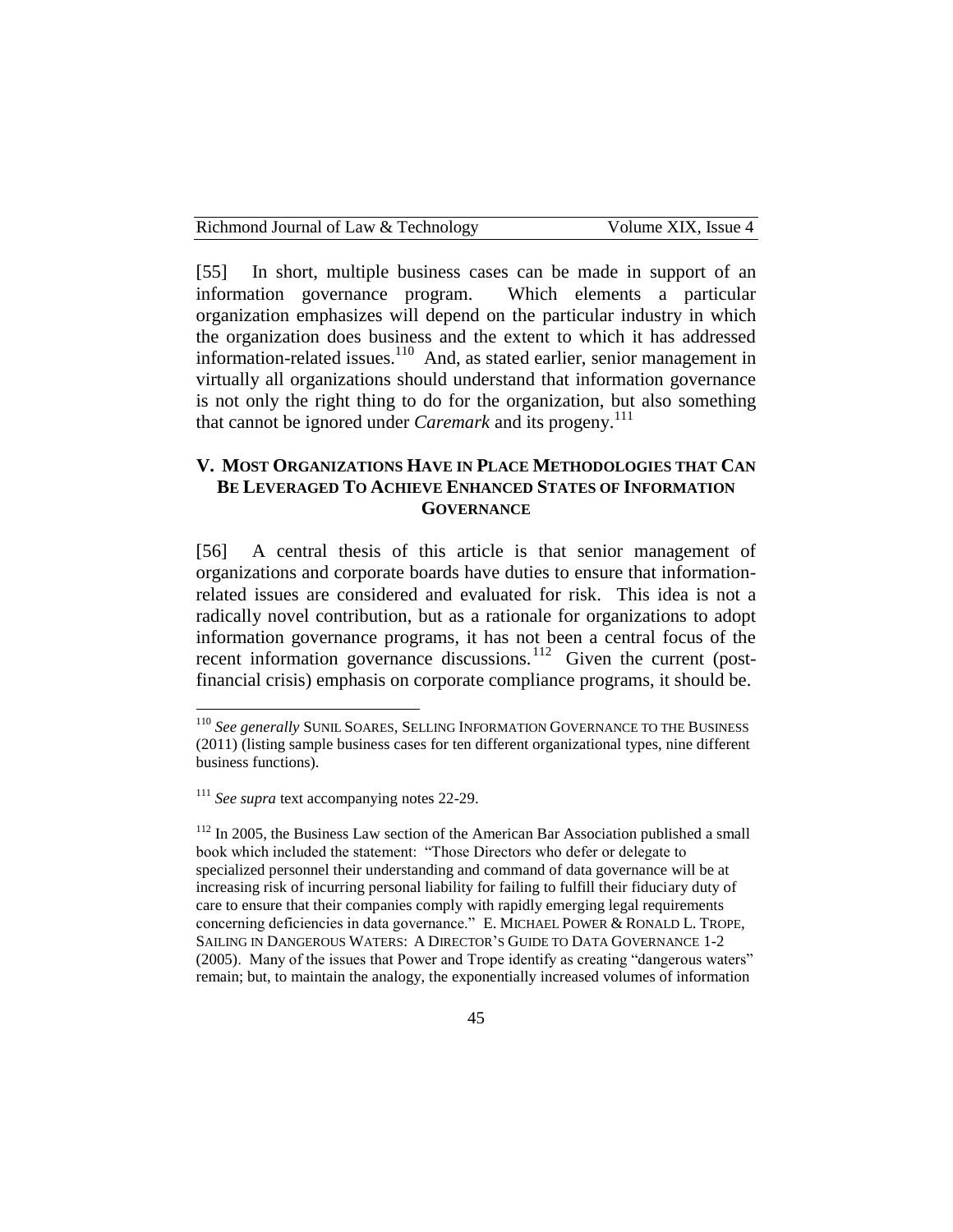[55] In short, multiple business cases can be made in support of an information governance program. Which elements a particular organization emphasizes will depend on the particular industry in which the organization does business and the extent to which it has addressed information-related issues.[110] And, as stated earlier, senior management in virtually all organizations should understand that information governance is not only the right thing to do for the organization, but also something that cannot be ignored under *Caremark* and its progeny.[111]

## V. Most Organizations Have in Place Methodologies that Can Be Leveraged To Achieve Enhanced States of Information Governance

[56] A central thesis of this article is that senior management of organizations and corporate boards have duties to ensure that information-related issues are considered and evaluated for risk. This idea is not a radically novel contribution, but as a rationale for organizations to adopt information governance programs, it has not been a central focus of the recent information governance discussions.[112] Given the current (post-financial crisis) emphasis on corporate compliance programs, it should be.

---

[110] *See generally* SUNIL SOARES, SELLING INFORMATION GOVERNANCE TO THE BUSINESS (2011) (listing sample business cases for ten different organizational types, nine different business functions).

[111] *See supra* text accompanying notes 22-29.

[112] In 2005, the Business Law section of the American Bar Association published a small book which included the statement: "Those Directors who defer or delegate to specialized personnel their understanding and command of data governance will be at increasing risk of incurring personal liability for failing to fulfill their fiduciary duty of care to ensure that their companies comply with rapidly emerging legal requirements concerning deficiencies in data governance." E. MICHAEL POWER & RONALD L. TROPE, SAILING IN DANGEROUS WATERS: A DIRECTOR'S GUIDE TO DATA GOVERNANCE 1-2 (2005). Many of the issues that Power and Trope identify as creating "dangerous waters" remain; but, to maintain the analogy, the exponentially increased volumes of information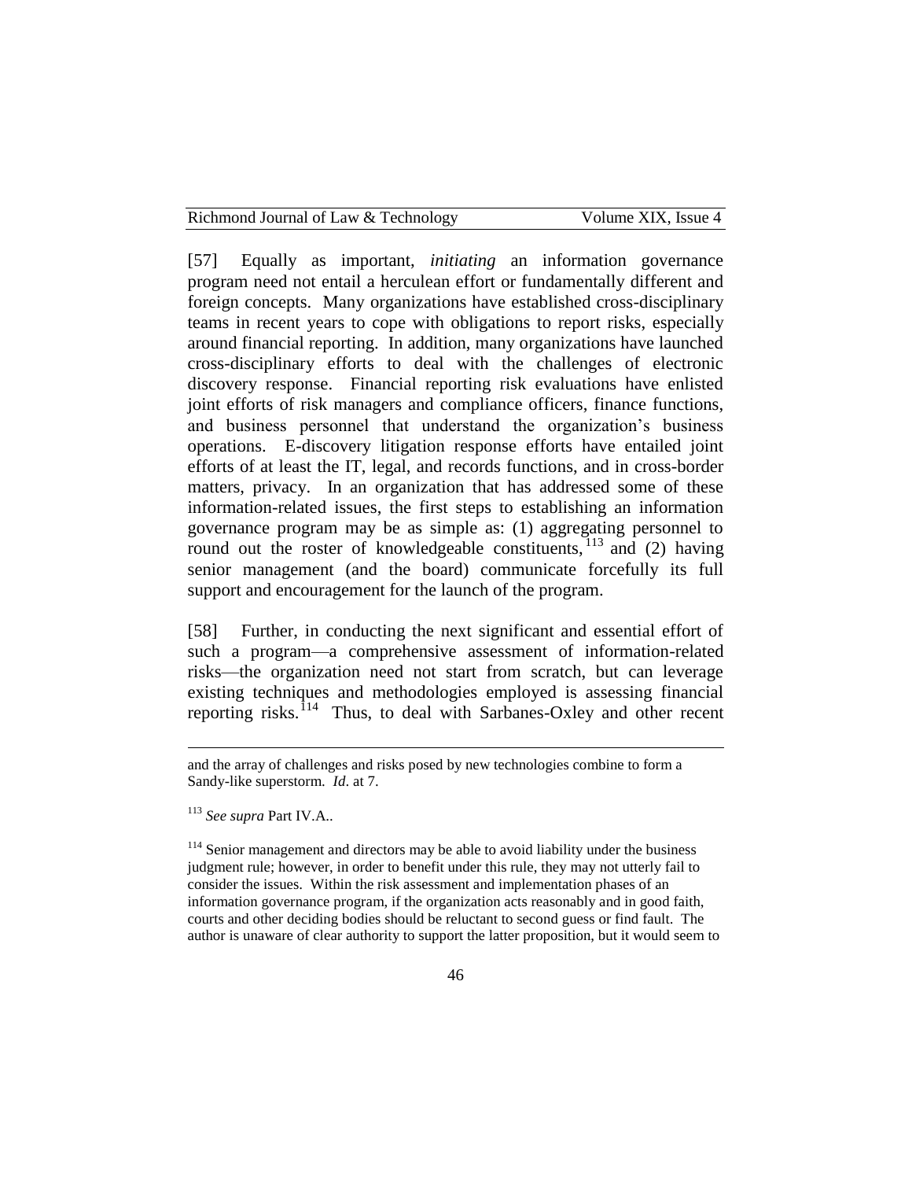[57] Equally as important, *initiating* an information governance program need not entail a herculean effort or fundamentally different and foreign concepts. Many organizations have established cross-disciplinary teams in recent years to cope with obligations to report risks, especially around financial reporting. In addition, many organizations have launched cross-disciplinary efforts to deal with the challenges of electronic discovery response. Financial reporting risk evaluations have enlisted joint efforts of risk managers and compliance officers, finance functions, and business personnel that understand the organization's business operations. E-discovery litigation response efforts have entailed joint efforts of at least the IT, legal, and records functions, and in cross-border matters, privacy. In an organization that has addressed some of these information-related issues, the first steps to establishing an information governance program may be as simple as: (1) aggregating personnel to round out the roster of knowledgeable constituents,[113] and (2) having senior management (and the board) communicate forcefully its full support and encouragement for the launch of the program.

[58] Further, in conducting the next significant and essential effort of such a program—a comprehensive assessment of information-related risks—the organization need not start from scratch, but can leverage existing techniques and methodologies employed is assessing financial reporting risks.[114] Thus, to deal with Sarbanes-Oxley and other recent

---

and the array of challenges and risks posed by new technologies combine to form a Sandy-like superstorm. *Id*. at 7.

[113] *See supra* Part IV.A..

[114] Senior management and directors may be able to avoid liability under the business judgment rule; however, in order to benefit under this rule, they may not utterly fail to consider the issues. Within the risk assessment and implementation phases of an information governance program, if the organization acts reasonably and in good faith, courts and other deciding bodies should be reluctant to second guess or find fault. The author is unaware of clear authority to support the latter proposition, but it would seem to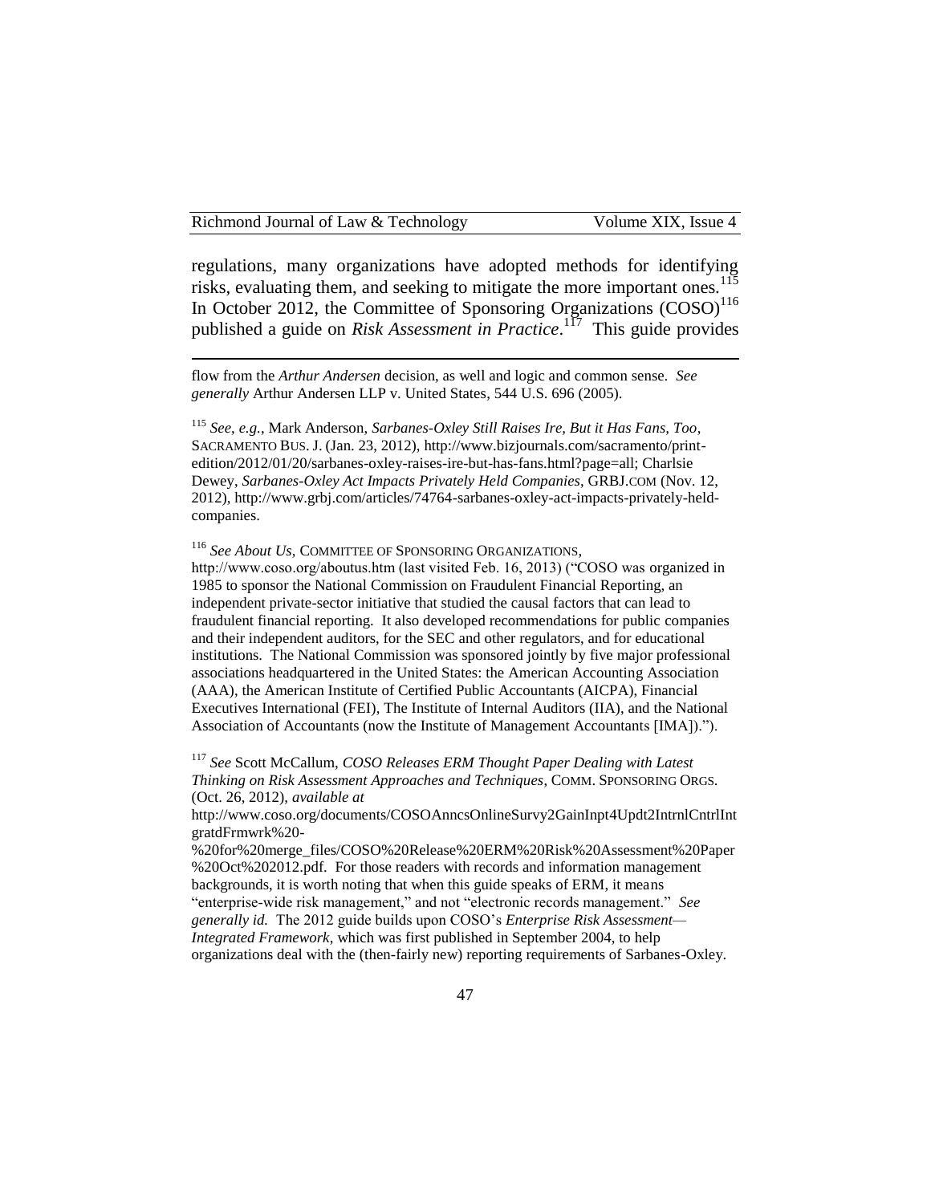regulations, many organizations have adopted methods for identifying risks, evaluating them, and seeking to mitigate the more important ones.[115] In October 2012, the Committee of Sponsoring Organizations (COSO)[116] published a guide on *Risk Assessment in Practice*.[117] This guide provides

---

flow from the *Arthur Andersen* decision, as well and logic and common sense. *See generally* Arthur Andersen LLP v. United States, 544 U.S. 696 (2005).

[115] *See, e.g.*, Mark Anderson, *Sarbanes-Oxley Still Raises Ire, But it Has Fans, Too*, SACRAMENTO BUS. J. (Jan. 23, 2012), http://www.bizjournals.com/sacramento/print-edition/2012/01/20/sarbanes-oxley-raises-ire-but-has-fans.html?page=all; Charlsie Dewey, *Sarbanes-Oxley Act Impacts Privately Held Companies*, GRBJ.COM (Nov. 12, 2012), http://www.grbj.com/articles/74764-sarbanes-oxley-act-impacts-privately-held-companies.

[116] *See About Us*, COMMITTEE OF SPONSORING ORGANIZATIONS, http://www.coso.org/aboutus.htm (last visited Feb. 16, 2013) ("COSO was organized in 1985 to sponsor the National Commission on Fraudulent Financial Reporting, an independent private-sector initiative that studied the causal factors that can lead to fraudulent financial reporting. It also developed recommendations for public companies and their independent auditors, for the SEC and other regulators, and for educational institutions. The National Commission was sponsored jointly by five major professional associations headquartered in the United States: the American Accounting Association (AAA), the American Institute of Certified Public Accountants (AICPA), Financial Executives International (FEI), The Institute of Internal Auditors (IIA), and the National Association of Accountants (now the Institute of Management Accountants [IMA]).").

[117] *See* Scott McCallum, *COSO Releases ERM Thought Paper Dealing with Latest Thinking on Risk Assessment Approaches and Techniques*, COMM. SPONSORING ORGS. (Oct. 26, 2012), *available at* http://www.coso.org/documents/COSOAnncsOnlineSurvy2GainInpt4Updt2IntrnlCntrlIntgratdFrmwrk%20-%20for%20merge_files/COSO%20Release%20ERM%20Risk%20Assessment%20Paper%20Oct%202012.pdf. For those readers with records and information management backgrounds, it is worth noting that when this guide speaks of ERM, it means "enterprise-wide risk management," and not "electronic records management." *See generally id.* The 2012 guide builds upon COSO's *Enterprise Risk Assessment—Integrated Framework*, which was first published in September 2004, to help organizations deal with the (then-fairly new) reporting requirements of Sarbanes-Oxley.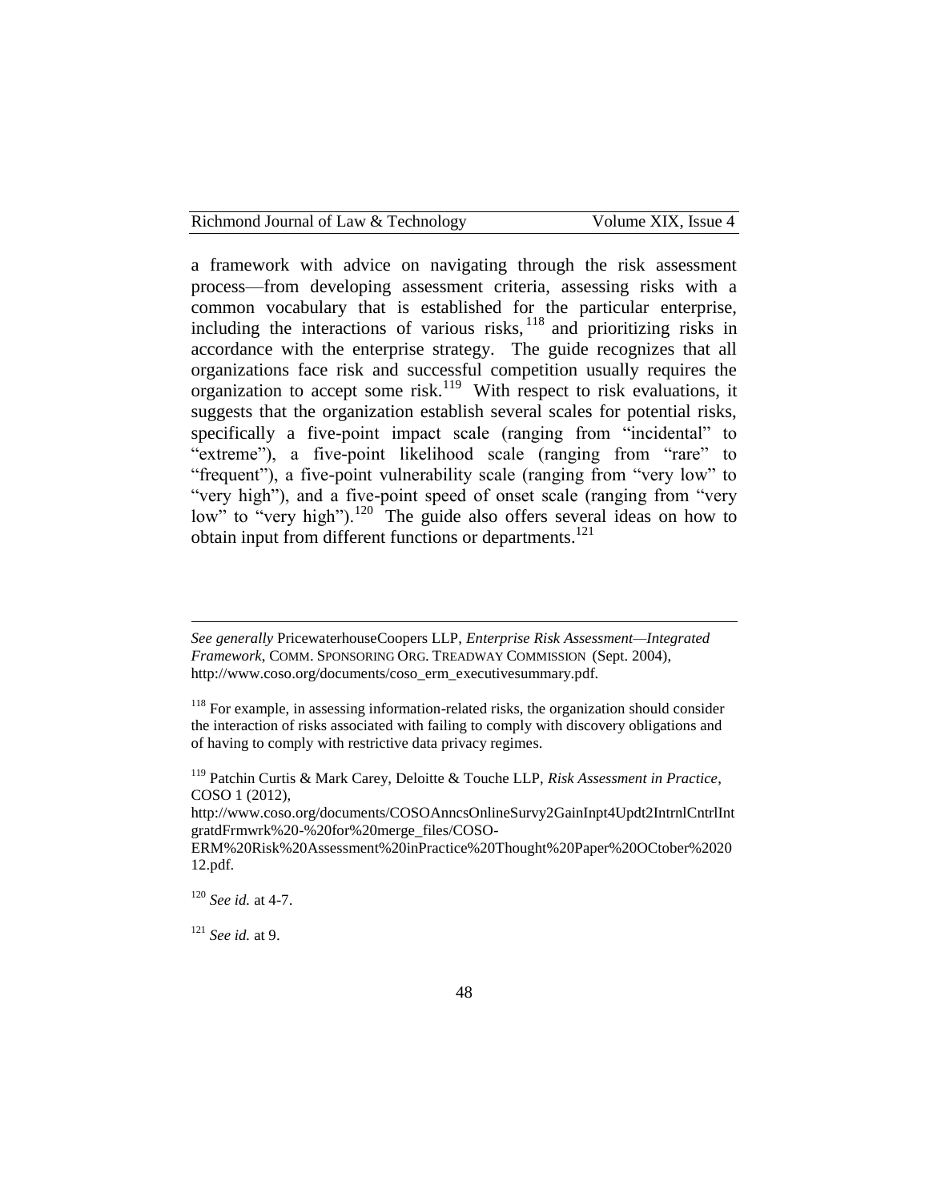a framework with advice on navigating through the risk assessment process—from developing assessment criteria, assessing risks with a common vocabulary that is established for the particular enterprise, including the interactions of various risks,[118] and prioritizing risks in accordance with the enterprise strategy. The guide recognizes that all organizations face risk and successful competition usually requires the organization to accept some risk.[119] With respect to risk evaluations, it suggests that the organization establish several scales for potential risks, specifically a five-point impact scale (ranging from "incidental" to "extreme"), a five-point likelihood scale (ranging from "rare" to "frequent"), a five-point vulnerability scale (ranging from "very low" to "very high"), and a five-point speed of onset scale (ranging from "very low" to "very high").[120] The guide also offers several ideas on how to obtain input from different functions or departments.[121]

---

*See generally* PricewaterhouseCoopers LLP, *Enterprise Risk Assessment—Integrated Framework*, COMM. SPONSORING ORG. TREADWAY COMMISSION (Sept. 2004), http://www.coso.org/documents/coso_erm_executivesummary.pdf.

[118] For example, in assessing information-related risks, the organization should consider the interaction of risks associated with failing to comply with discovery obligations and of having to comply with restrictive data privacy regimes.

[119] Patchin Curtis & Mark Carey, Deloitte & Touche LLP, *Risk Assessment in Practice*, COSO 1 (2012), http://www.coso.org/documents/COSOAnncsOnlineSurvy2GainInpt4Updt2IntrnlCntrlIntgratdFrmwrk%20-%20for%20merge_files/COSO-ERM%20Risk%20Assessment%20inPractice%20Thought%20Paper%20OCtober%202012.pdf.

[120] *See id.* at 4-7.

[121] *See id.* at 9.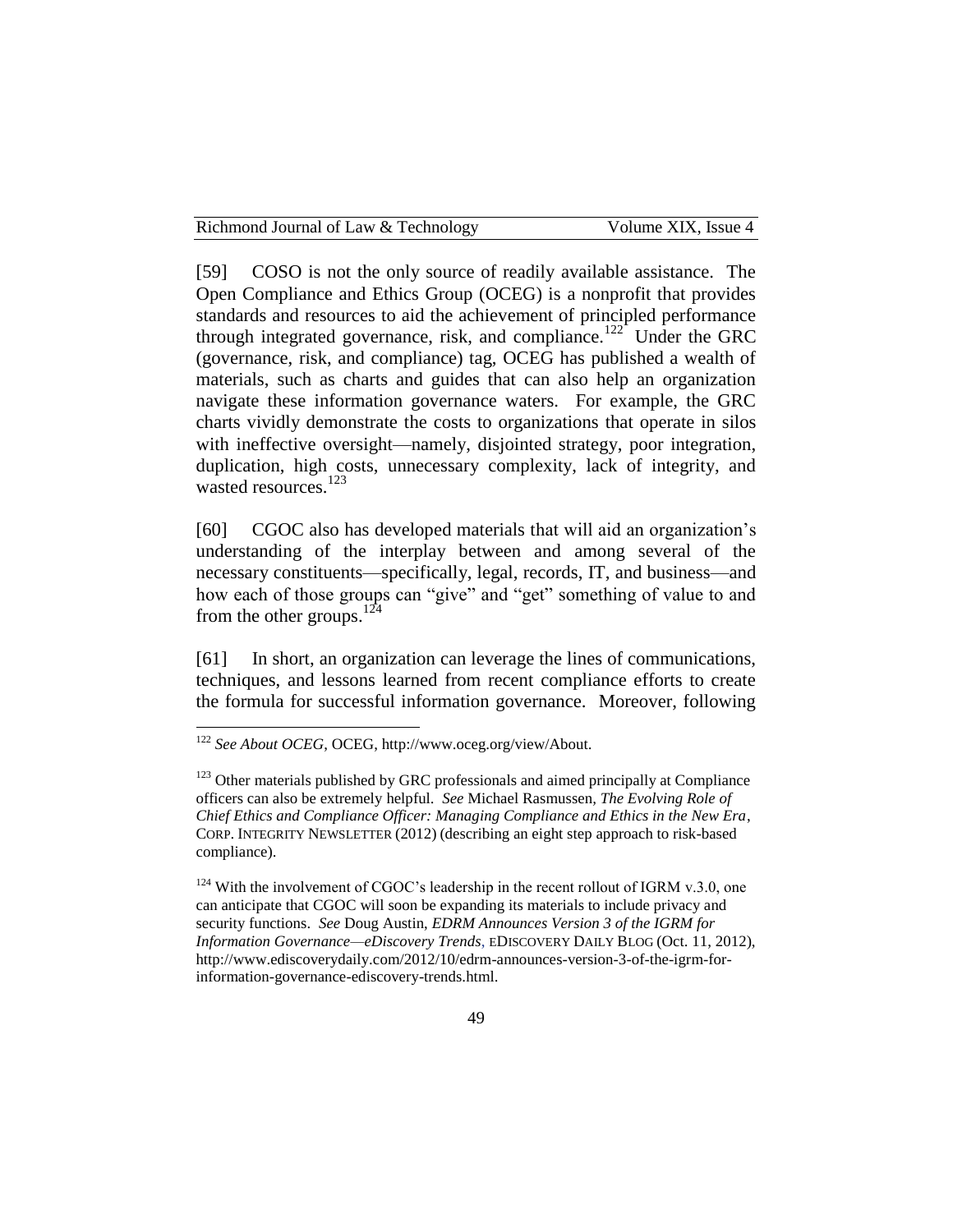[59] COSO is not the only source of readily available assistance. The Open Compliance and Ethics Group (OCEG) is a nonprofit that provides standards and resources to aid the achievement of principled performance through integrated governance, risk, and compliance.[122] Under the GRC (governance, risk, and compliance) tag, OCEG has published a wealth of materials, such as charts and guides that can also help an organization navigate these information governance waters. For example, the GRC charts vividly demonstrate the costs to organizations that operate in silos with ineffective oversight—namely, disjointed strategy, poor integration, duplication, high costs, unnecessary complexity, lack of integrity, and wasted resources.[123]

[60] CGOC also has developed materials that will aid an organization's understanding of the interplay between and among several of the necessary constituents—specifically, legal, records, IT, and business—and how each of those groups can "give" and "get" something of value to and from the other groups.[124]

[61] In short, an organization can leverage the lines of communications, techniques, and lessons learned from recent compliance efforts to create the formula for successful information governance. Moreover, following

---

[122] *See About OCEG*, OCEG, http://www.oceg.org/view/About.

[123] Other materials published by GRC professionals and aimed principally at Compliance officers can also be extremely helpful. *See* Michael Rasmussen, *The Evolving Role of Chief Ethics and Compliance Officer: Managing Compliance and Ethics in the New Era*, CORP. INTEGRITY NEWSLETTER (2012) (describing an eight step approach to risk-based compliance).

[124] With the involvement of CGOC's leadership in the recent rollout of IGRM v.3.0, one can anticipate that CGOC will soon be expanding its materials to include privacy and security functions. *See* Doug Austin, *EDRM Announces Version 3 of the IGRM for Information Governance—eDiscovery Trends*, EDISCOVERY DAILY BLOG (Oct. 11, 2012), http://www.ediscoverydaily.com/2012/10/edrm-announces-version-3-of-the-igrm-for-information-governance-ediscovery-trends.html.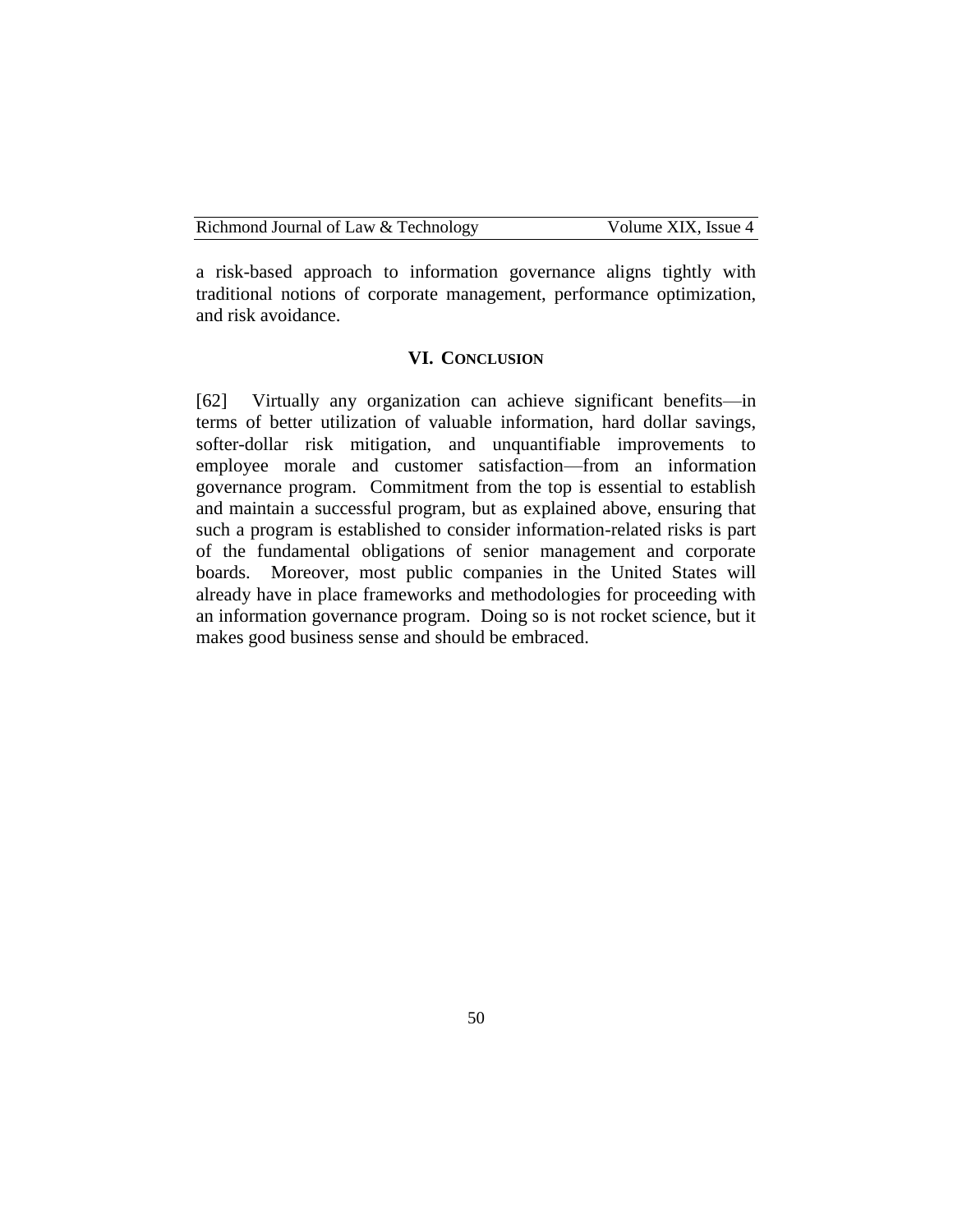a risk-based approach to information governance aligns tightly with traditional notions of corporate management, performance optimization, and risk avoidance.

## VI. CONCLUSION

[62] Virtually any organization can achieve significant benefits—in terms of better utilization of valuable information, hard dollar savings, softer-dollar risk mitigation, and unquantifiable improvements to employee morale and customer satisfaction—from an information governance program. Commitment from the top is essential to establish and maintain a successful program, but as explained above, ensuring that such a program is established to consider information-related risks is part of the fundamental obligations of senior management and corporate boards. Moreover, most public companies in the United States will already have in place frameworks and methodologies for proceeding with an information governance program. Doing so is not rocket science, but it makes good business sense and should be embraced.